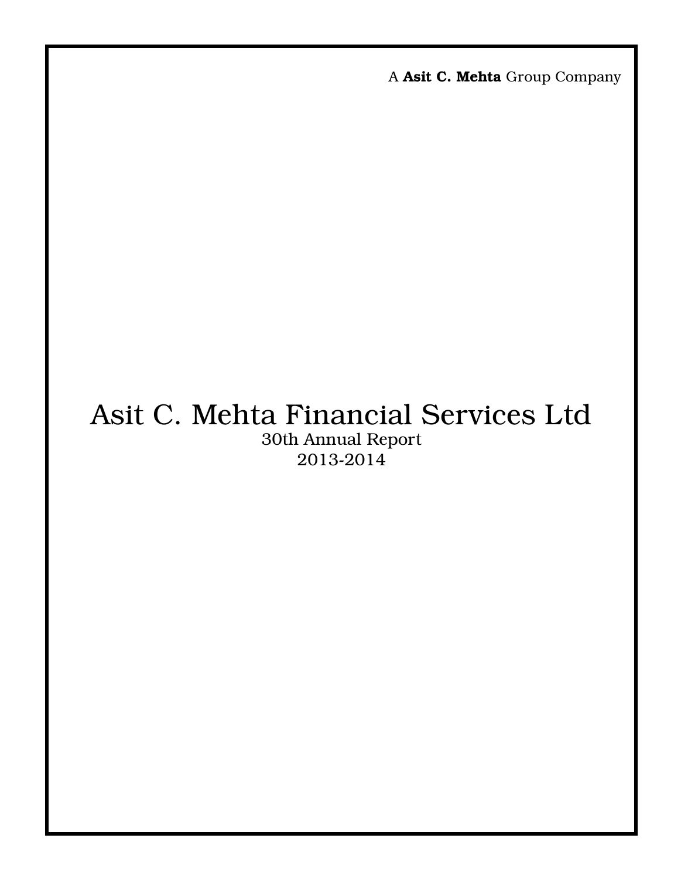A **Asit C. Mehta** Group Company

# Asit C. Mehta Financial Services Ltd

30th Annual Report

2013-2014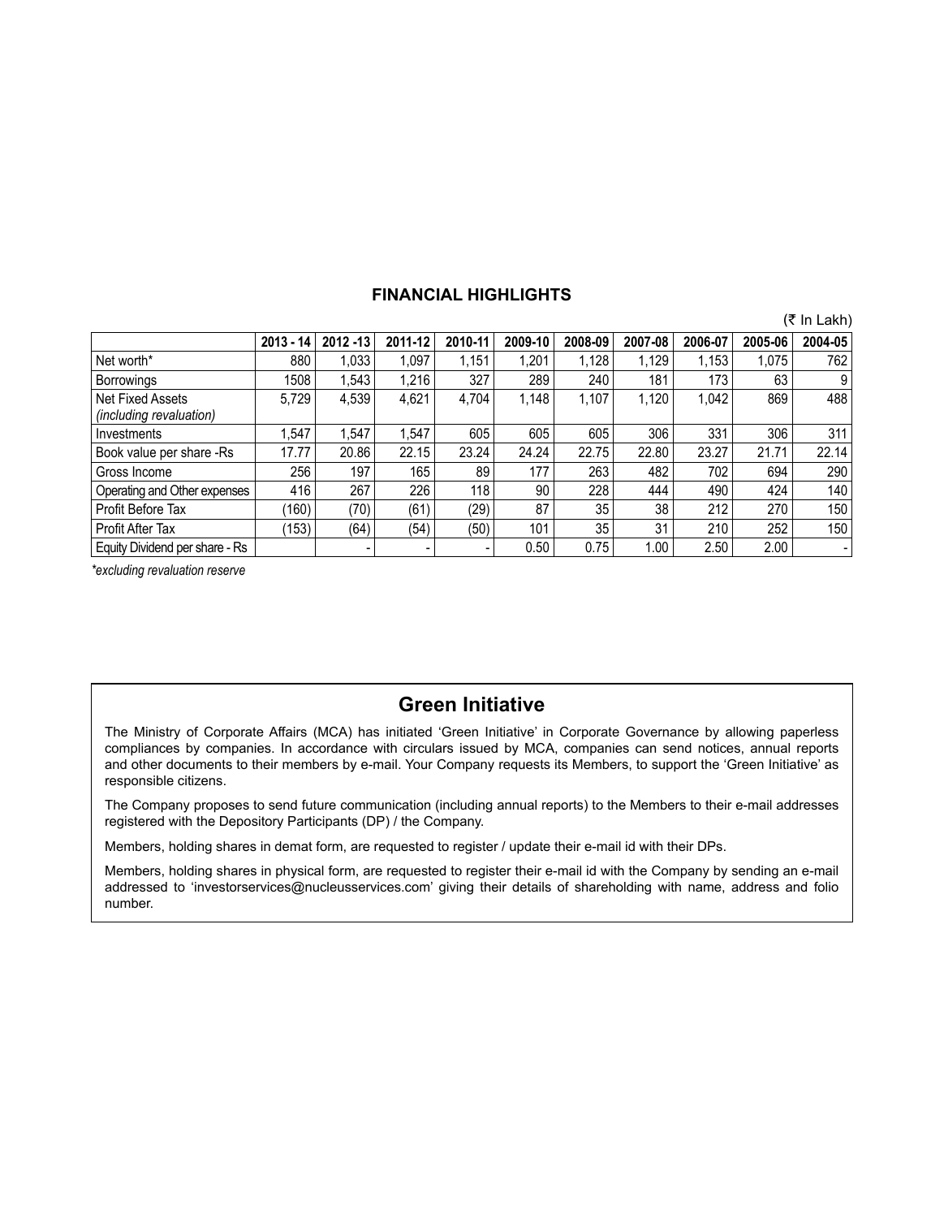## FINANCIAL HIGHLIGHTS

(₹ In Lakh)

| | 2013 - 14 | 2012 -13 | 2011-12 | 2010-11 | 2009-10 | 2008-09 | 2007-08 | 2006-07 | 2005-06 | 2004-05 |
|---|---|---|---|---|---|---|---|---|---|---|
| Net worth* | 880 | 1,033 | 1,097 | 1,151 | 1,201 | 1,128 | 1,129 | 1,153 | 1,075 | 762 |
| Borrowings | 1508 | 1,543 | 1,216 | 327 | 289 | 240 | 181 | 173 | 63 | 9 |
| Net Fixed Assets *(including revaluation)* | 5,729 | 4,539 | 4,621 | 4,704 | 1,148 | 1,107 | 1,120 | 1,042 | 869 | 488 |
| Investments | 1,547 | 1,547 | 1,547 | 605 | 605 | 605 | 306 | 331 | 306 | 311 |
| Book value per share -Rs | 17.77 | 20.86 | 22.15 | 23.24 | 24.24 | 22.75 | 22.80 | 23.27 | 21.71 | 22.14 |
| Gross Income | 256 | 197 | 165 | 89 | 177 | 263 | 482 | 702 | 694 | 290 |
| Operating and Other expenses | 416 | 267 | 226 | 118 | 90 | 228 | 444 | 490 | 424 | 140 |
| Profit Before Tax | (160) | (70) | (61) | (29) | 87 | 35 | 38 | 212 | 270 | 150 |
| Profit After Tax | (153) | (64) | (54) | (50) | 101 | 35 | 31 | 210 | 252 | 150 |
| Equity Dividend per share - Rs | | - | - | - | 0.50 | 0.75 | 1.00 | 2.50 | 2.00 | - |

*\*excluding revaluation reserve*

## Green Initiative

The Ministry of Corporate Affairs (MCA) has initiated 'Green Initiative' in Corporate Governance by allowing paperless compliances by companies. In accordance with circulars issued by MCA, companies can send notices, annual reports and other documents to their members by e-mail. Your Company requests its Members, to support the 'Green Initiative' as responsible citizens.

The Company proposes to send future communication (including annual reports) to the Members to their e-mail addresses registered with the Depository Participants (DP) / the Company.

Members, holding shares in demat form, are requested to register / update their e-mail id with their DPs.

Members, holding shares in physical form, are requested to register their e-mail id with the Company by sending an e-mail addressed to 'investorservices@nucleusservices.com' giving their details of shareholding with name, address and folio number.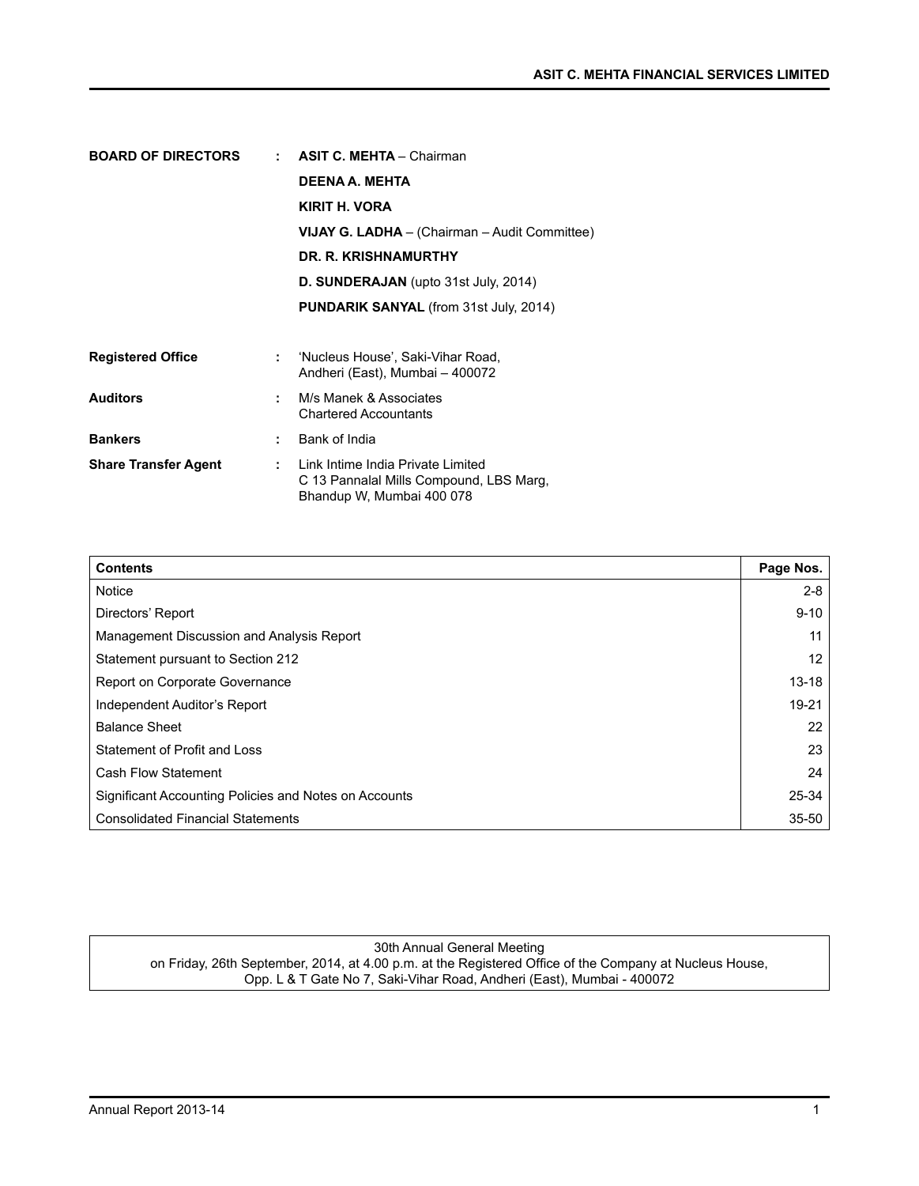| | | |
|---|---|---|
| **BOARD OF DIRECTORS** | : | **ASIT C. MEHTA** – Chairman |
| | | **DEENA A. MEHTA** |
| | | **KIRIT H. VORA** |
| | | **VIJAY G. LADHA** – (Chairman – Audit Committee) |
| | | **DR. R. KRISHNAMURTHY** |
| | | **D. SUNDERAJAN** (upto 31st July, 2014) |
| | | **PUNDARIK SANYAL** (from 31st July, 2014) |
| **Registered Office** | : | 'Nucleus House', Saki-Vihar Road, Andheri (East), Mumbai – 400072 |
| **Auditors** | : | M/s Manek & Associates Chartered Accountants |
| **Bankers** | : | Bank of India |
| **Share Transfer Agent** | : | Link Intime India Private Limited C 13 Pannalal Mills Compound, LBS Marg, Bhandup W, Mumbai 400 078 |

| **Contents** | **Page Nos.** |
|---|---|
| Notice | 2-8 |
| Directors' Report | 9-10 |
| Management Discussion and Analysis Report | 11 |
| Statement pursuant to Section 212 | 12 |
| Report on Corporate Governance | 13-18 |
| Independent Auditor's Report | 19-21 |
| Balance Sheet | 22 |
| Statement of Profit and Loss | 23 |
| Cash Flow Statement | 24 |
| Significant Accounting Policies and Notes on Accounts | 25-34 |
| Consolidated Financial Statements | 35-50 |

30th Annual General Meeting
on Friday, 26th September, 2014, at 4.00 p.m. at the Registered Office of the Company at Nucleus House, Opp. L & T Gate No 7, Saki-Vihar Road, Andheri (East), Mumbai - 400072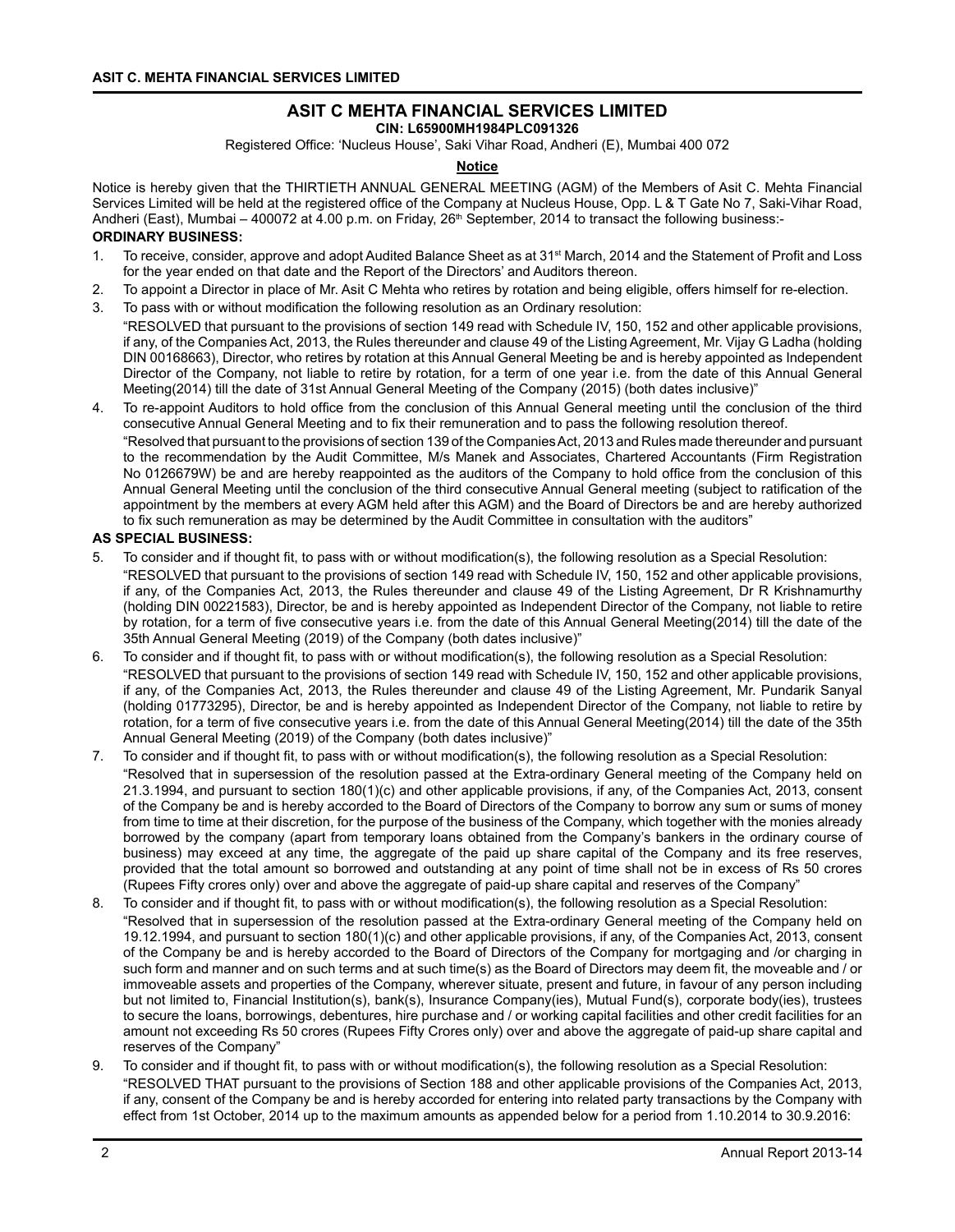# ASIT C MEHTA FINANCIAL SERVICES LIMITED

**CIN: L65900MH1984PLC091326**

Registered Office: 'Nucleus House', Saki Vihar Road, Andheri (E), Mumbai 400 072

## Notice

Notice is hereby given that the THIRTIETH ANNUAL GENERAL MEETING (AGM) of the Members of Asit C. Mehta Financial Services Limited will be held at the registered office of the Company at Nucleus House, Opp. L & T Gate No 7, Saki-Vihar Road, Andheri (East), Mumbai – 400072 at 4.00 p.m. on Friday, 26th September, 2014 to transact the following business:-

**ORDINARY BUSINESS:**

1. To receive, consider, approve and adopt Audited Balance Sheet as at 31st March, 2014 and the Statement of Profit and Loss for the year ended on that date and the Report of the Directors' and Auditors thereon.
2. To appoint a Director in place of Mr. Asit C Mehta who retires by rotation and being eligible, offers himself for re-election.
3. To pass with or without modification the following resolution as an Ordinary resolution:

   "RESOLVED that pursuant to the provisions of section 149 read with Schedule IV, 150, 152 and other applicable provisions, if any, of the Companies Act, 2013, the Rules thereunder and clause 49 of the Listing Agreement, Mr. Vijay G Ladha (holding DIN 00168663), Director, who retires by rotation at this Annual General Meeting be and is hereby appointed as Independent Director of the Company, not liable to retire by rotation, for a term of one year i.e. from the date of this Annual General Meeting(2014) till the date of 31st Annual General Meeting of the Company (2015) (both dates inclusive)"
4. To re-appoint Auditors to hold office from the conclusion of this Annual General meeting until the conclusion of the third consecutive Annual General Meeting and to fix their remuneration and to pass the following resolution thereof.

   "Resolved that pursuant to the provisions of section 139 of the Companies Act, 2013 and Rules made thereunder and pursuant to the recommendation by the Audit Committee, M/s Manek and Associates, Chartered Accountants (Firm Registration No 0126679W) be and are hereby reappointed as the auditors of the Company to hold office from the conclusion of this Annual General Meeting until the conclusion of the third consecutive Annual General meeting (subject to ratification of the appointment by the members at every AGM held after this AGM) and the Board of Directors be and are hereby authorized to fix such remuneration as may be determined by the Audit Committee in consultation with the auditors"

**AS SPECIAL BUSINESS:**

5. To consider and if thought fit, to pass with or without modification(s), the following resolution as a Special Resolution:

   "RESOLVED that pursuant to the provisions of section 149 read with Schedule IV, 150, 152 and other applicable provisions, if any, of the Companies Act, 2013, the Rules thereunder and clause 49 of the Listing Agreement, Dr R Krishnamurthy (holding DIN 00221583), Director, be and is hereby appointed as Independent Director of the Company, not liable to retire by rotation, for a term of five consecutive years i.e. from the date of this Annual General Meeting(2014) till the date of the 35th Annual General Meeting (2019) of the Company (both dates inclusive)"
6. To consider and if thought fit, to pass with or without modification(s), the following resolution as a Special Resolution:

   "RESOLVED that pursuant to the provisions of section 149 read with Schedule IV, 150, 152 and other applicable provisions, if any, of the Companies Act, 2013, the Rules thereunder and clause 49 of the Listing Agreement, Mr. Pundarik Sanyal (holding 01773295), Director, be and is hereby appointed as Independent Director of the Company, not liable to retire by rotation, for a term of five consecutive years i.e. from the date of this Annual General Meeting(2014) till the date of the 35th Annual General Meeting (2019) of the Company (both dates inclusive)"
7. To consider and if thought fit, to pass with or without modification(s), the following resolution as a Special Resolution:

   "Resolved that in supersession of the resolution passed at the Extra-ordinary General meeting of the Company held on 21.3.1994, and pursuant to section 180(1)(c) and other applicable provisions, if any, of the Companies Act, 2013, consent of the Company be and is hereby accorded to the Board of Directors of the Company to borrow any sum or sums of money from time to time at their discretion, for the purpose of the business of the Company, which together with the monies already borrowed by the company (apart from temporary loans obtained from the Company's bankers in the ordinary course of business) may exceed at any time, the aggregate of the paid up share capital of the Company and its free reserves, provided that the total amount so borrowed and outstanding at any point of time shall not be in excess of Rs 50 crores (Rupees Fifty crores only) over and above the aggregate of paid-up share capital and reserves of the Company"
8. To consider and if thought fit, to pass with or without modification(s), the following resolution as a Special Resolution:

   "Resolved that in supersession of the resolution passed at the Extra-ordinary General meeting of the Company held on 19.12.1994, and pursuant to section 180(1)(c) and other applicable provisions, if any, of the Companies Act, 2013, consent of the Company be and is hereby accorded to the Board of Directors of the Company for mortgaging and /or charging in such form and manner and on such terms and at such time(s) as the Board of Directors may deem fit, the moveable and / or immoveable assets and properties of the Company, wherever situate, present and future, in favour of any person including but not limited to, Financial Institution(s), bank(s), Insurance Company(ies), Mutual Fund(s), corporate body(ies), trustees to secure the loans, borrowings, debentures, hire purchase and / or working capital facilities and other credit facilities for an amount not exceeding Rs 50 crores (Rupees Fifty Crores only) over and above the aggregate of paid-up share capital and reserves of the Company"
9. To consider and if thought fit, to pass with or without modification(s), the following resolution as a Special Resolution:

   "RESOLVED THAT pursuant to the provisions of Section 188 and other applicable provisions of the Companies Act, 2013, if any, consent of the Company be and is hereby accorded for entering into related party transactions by the Company with effect from 1st October, 2014 up to the maximum amounts as appended below for a period from 1.10.2014 to 30.9.2016: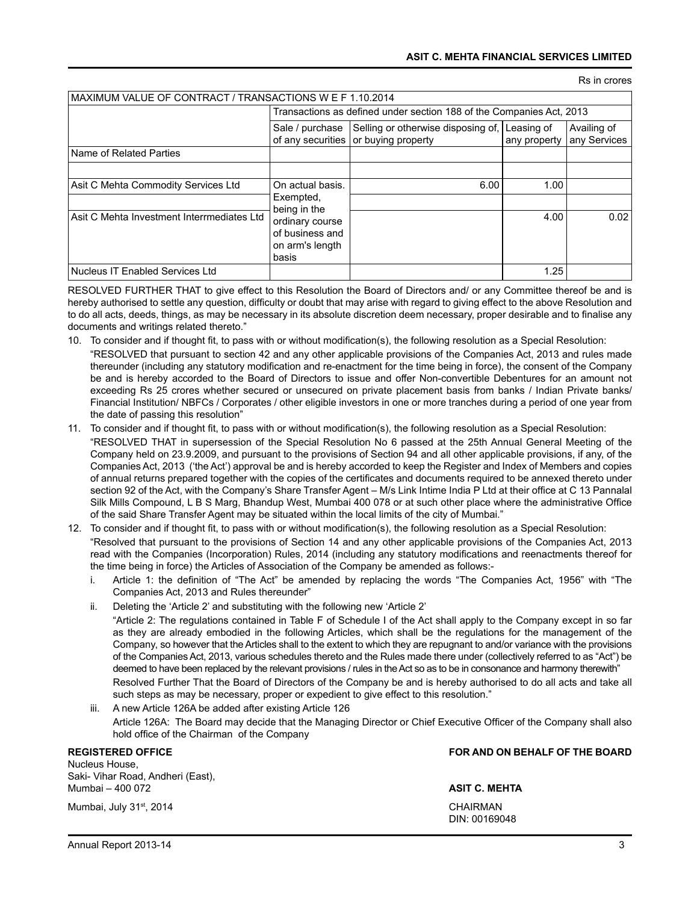Rs in crores

| MAXIMUM VALUE OF CONTRACT / TRANSACTIONS W E F 1.10.2014 | | | | |
|---|---|---|---|---|
| | Transactions as defined under section 188 of the Companies Act, 2013 | | | |
| | Sale / purchase of any securities | Selling or otherwise disposing of, or buying property | Leasing of any property | Availing of any Services |
| Name of Related Parties | | | | |
| | | | | |
| Asit C Mehta Commodity Services Ltd | On actual basis. Exempted, being in the ordinary course of business and on arm's length basis | 6.00 | 1.00 | |
| | | | | |
| Asit C Mehta Investment Interrmediates Ltd | | | 4.00 | 0.02 |
| Nucleus IT Enabled Services Ltd | | | 1.25 | |

RESOLVED FURTHER THAT to give effect to this Resolution the Board of Directors and/ or any Committee thereof be and is hereby authorised to settle any question, difficulty or doubt that may arise with regard to giving effect to the above Resolution and to do all acts, deeds, things, as may be necessary in its absolute discretion deem necessary, proper desirable and to finalise any documents and writings related thereto."

10. To consider and if thought fit, to pass with or without modification(s), the following resolution as a Special Resolution:

    "RESOLVED that pursuant to section 42 and any other applicable provisions of the Companies Act, 2013 and rules made thereunder (including any statutory modification and re-enactment for the time being in force), the consent of the Company be and is hereby accorded to the Board of Directors to issue and offer Non-convertible Debentures for an amount not exceeding Rs 25 crores whether secured or unsecured on private placement basis from banks / Indian Private banks/ Financial Institution/ NBFCs / Corporates / other eligible investors in one or more tranches during a period of one year from the date of passing this resolution"

11. To consider and if thought fit, to pass with or without modification(s), the following resolution as a Special Resolution:

    "RESOLVED THAT in supersession of the Special Resolution No 6 passed at the 25th Annual General Meeting of the Company held on 23.9.2009, and pursuant to the provisions of Section 94 and all other applicable provisions, if any, of the Companies Act, 2013 ('the Act') approval be and is hereby accorded to keep the Register and Index of Members and copies of annual returns prepared together with the copies of the certificates and documents required to be annexed thereto under section 92 of the Act, with the Company's Share Transfer Agent – M/s Link Intime India P Ltd at their office at C 13 Pannalal Silk Mills Compound, L B S Marg, Bhandup West, Mumbai 400 078 or at such other place where the administrative Office of the said Share Transfer Agent may be situated within the local limits of the city of Mumbai."

12. To consider and if thought fit, to pass with or without modification(s), the following resolution as a Special Resolution:

    "Resolved that pursuant to the provisions of Section 14 and any other applicable provisions of the Companies Act, 2013 read with the Companies (Incorporation) Rules, 2014 (including any statutory modifications and reenactments thereof for the time being in force) the Articles of Association of the Company be amended as follows:-

    i. Article 1: the definition of "The Act" be amended by replacing the words "The Companies Act, 1956" with "The Companies Act, 2013 and Rules thereunder"

    ii. Deleting the 'Article 2' and substituting with the following new 'Article 2'

       "Article 2: The regulations contained in Table F of Schedule I of the Act shall apply to the Company except in so far as they are already embodied in the following Articles, which shall be the regulations for the management of the Company, so however that the Articles shall to the extent to which they are repugnant to and/or variance with the provisions of the Companies Act, 2013, various schedules thereto and the Rules made there under (collectively referred to as "Act") be deemed to have been replaced by the relevant provisions / rules in the Act so as to be in consonance and harmony therewith"

       Resolved Further That the Board of Directors of the Company be and is hereby authorised to do all acts and take all such steps as may be necessary, proper or expedient to give effect to this resolution."

    iii. A new Article 126A be added after existing Article 126

       Article 126A: The Board may decide that the Managing Director or Chief Executive Officer of the Company shall also hold office of the Chairman of the Company

**REGISTERED OFFICE**
Nucleus House,
Saki- Vihar Road, Andheri (East),
Mumbai – 400 072

Mumbai, July 31st, 2014

**FOR AND ON BEHALF OF THE BOARD**

**ASIT C. MEHTA**

CHAIRMAN
DIN: 00169048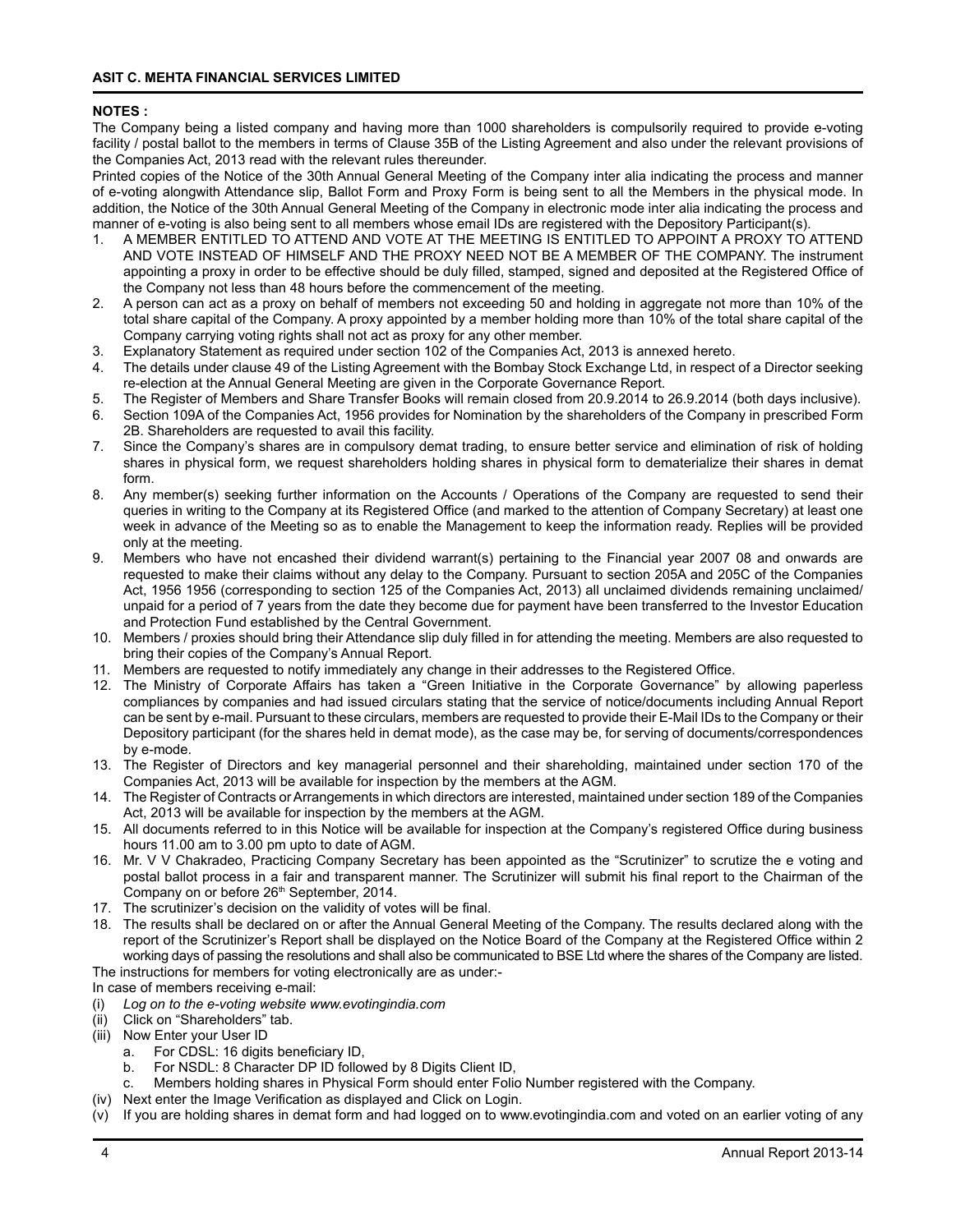**NOTES :**

The Company being a listed company and having more than 1000 shareholders is compulsorily required to provide e-voting facility / postal ballot to the members in terms of Clause 35B of the Listing Agreement and also under the relevant provisions of the Companies Act, 2013 read with the relevant rules thereunder.

Printed copies of the Notice of the 30th Annual General Meeting of the Company inter alia indicating the process and manner of e-voting alongwith Attendance slip, Ballot Form and Proxy Form is being sent to all the Members in the physical mode. In addition, the Notice of the 30th Annual General Meeting of the Company in electronic mode inter alia indicating the process and manner of e-voting is also being sent to all members whose email IDs are registered with the Depository Participant(s).

1. A MEMBER ENTITLED TO ATTEND AND VOTE AT THE MEETING IS ENTITLED TO APPOINT A PROXY TO ATTEND AND VOTE INSTEAD OF HIMSELF AND THE PROXY NEED NOT BE A MEMBER OF THE COMPANY. The instrument appointing a proxy in order to be effective should be duly filled, stamped, signed and deposited at the Registered Office of the Company not less than 48 hours before the commencement of the meeting.
2. A person can act as a proxy on behalf of members not exceeding 50 and holding in aggregate not more than 10% of the total share capital of the Company. A proxy appointed by a member holding more than 10% of the total share capital of the Company carrying voting rights shall not act as proxy for any other member.
3. Explanatory Statement as required under section 102 of the Companies Act, 2013 is annexed hereto.
4. The details under clause 49 of the Listing Agreement with the Bombay Stock Exchange Ltd, in respect of a Director seeking re-election at the Annual General Meeting are given in the Corporate Governance Report.
5. The Register of Members and Share Transfer Books will remain closed from 20.9.2014 to 26.9.2014 (both days inclusive).
6. Section 109A of the Companies Act, 1956 provides for Nomination by the shareholders of the Company in prescribed Form 2B. Shareholders are requested to avail this facility.
7. Since the Company's shares are in compulsory demat trading, to ensure better service and elimination of risk of holding shares in physical form, we request shareholders holding shares in physical form to dematerialize their shares in demat form.
8. Any member(s) seeking further information on the Accounts / Operations of the Company are requested to send their queries in writing to the Company at its Registered Office (and marked to the attention of Company Secretary) at least one week in advance of the Meeting so as to enable the Management to keep the information ready. Replies will be provided only at the meeting.
9. Members who have not encashed their dividend warrant(s) pertaining to the Financial year 2007 08 and onwards are requested to make their claims without any delay to the Company. Pursuant to section 205A and 205C of the Companies Act, 1956 1956 (corresponding to section 125 of the Companies Act, 2013) all unclaimed dividends remaining unclaimed/ unpaid for a period of 7 years from the date they become due for payment have been transferred to the Investor Education and Protection Fund established by the Central Government.
10. Members / proxies should bring their Attendance slip duly filled in for attending the meeting. Members are also requested to bring their copies of the Company's Annual Report.
11. Members are requested to notify immediately any change in their addresses to the Registered Office.
12. The Ministry of Corporate Affairs has taken a "Green Initiative in the Corporate Governance" by allowing paperless compliances by companies and had issued circulars stating that the service of notice/documents including Annual Report can be sent by e-mail. Pursuant to these circulars, members are requested to provide their E-Mail IDs to the Company or their Depository participant (for the shares held in demat mode), as the case may be, for serving of documents/correspondences by e-mode.
13. The Register of Directors and key managerial personnel and their shareholding, maintained under section 170 of the Companies Act, 2013 will be available for inspection by the members at the AGM.
14. The Register of Contracts or Arrangements in which directors are interested, maintained under section 189 of the Companies Act, 2013 will be available for inspection by the members at the AGM.
15. All documents referred to in this Notice will be available for inspection at the Company's registered Office during business hours 11.00 am to 3.00 pm upto to date of AGM.
16. Mr. V V Chakradeo, Practicing Company Secretary has been appointed as the "Scrutinizer" to scrutize the e voting and postal ballot process in a fair and transparent manner. The Scrutinizer will submit his final report to the Chairman of the Company on or before 26th September, 2014.
17. The scrutinizer's decision on the validity of votes will be final.
18. The results shall be declared on or after the Annual General Meeting of the Company. The results declared along with the report of the Scrutinizer's Report shall be displayed on the Notice Board of the Company at the Registered Office within 2 working days of passing the resolutions and shall also be communicated to BSE Ltd where the shares of the Company are listed.

The instructions for members for voting electronically are as under:-

In case of members receiving e-mail:

(i) *Log on to the e-voting website www.evotingindia.com*
(ii) Click on "Shareholders" tab.
(iii) Now Enter your User ID
    a. For CDSL: 16 digits beneficiary ID,
    b. For NSDL: 8 Character DP ID followed by 8 Digits Client ID,
    c. Members holding shares in Physical Form should enter Folio Number registered with the Company.
(iv) Next enter the Image Verification as displayed and Click on Login.
(v) If you are holding shares in demat form and had logged on to www.evotingindia.com and voted on an earlier voting of any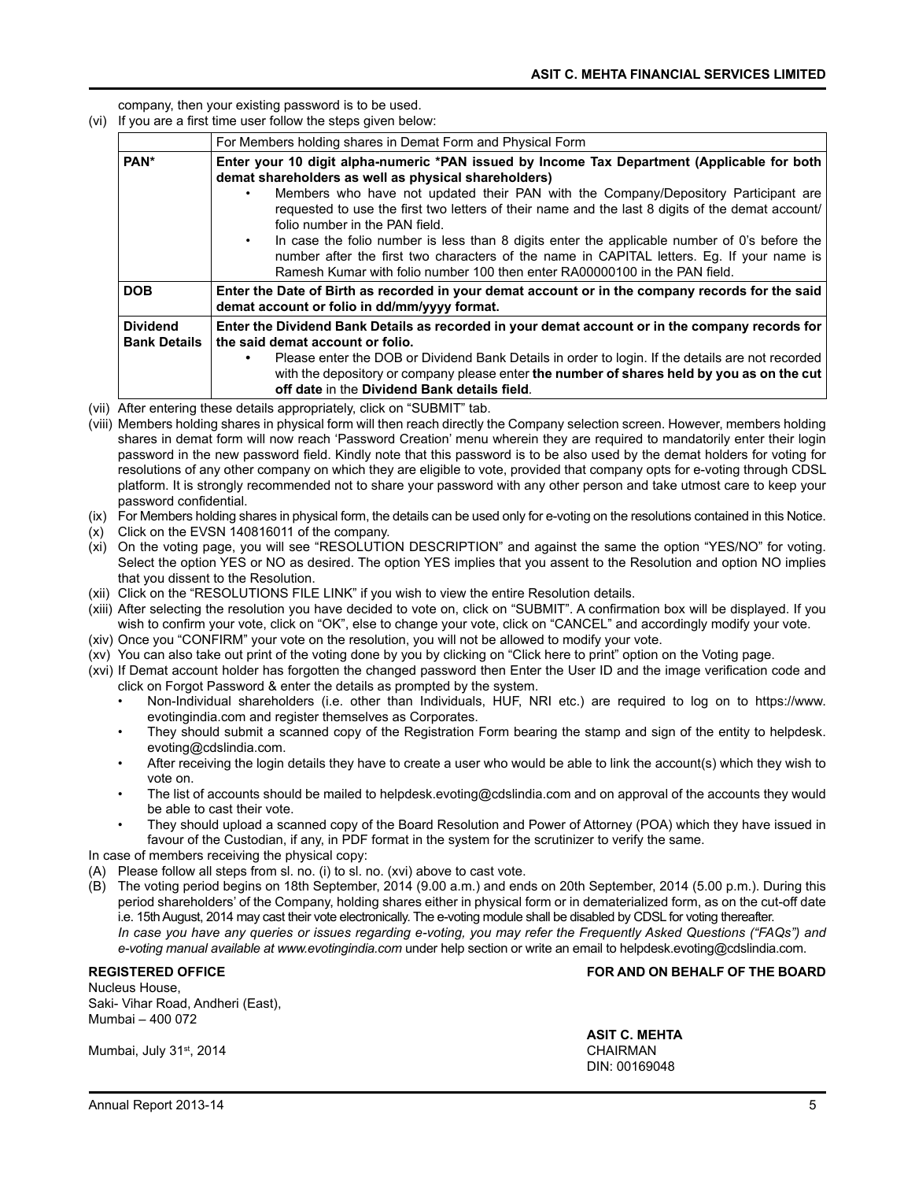company, then your existing password is to be used.

(vi) If you are a first time user follow the steps given below:

| | For Members holding shares in Demat Form and Physical Form |
|---|---|
| **PAN*** | **Enter your 10 digit alpha-numeric *PAN issued by Income Tax Department (Applicable for both demat shareholders as well as physical shareholders)**<br>• Members who have not updated their PAN with the Company/Depository Participant are requested to use the first two letters of their name and the last 8 digits of the demat account/ folio number in the PAN field.<br>• In case the folio number is less than 8 digits enter the applicable number of 0's before the number after the first two characters of the name in CAPITAL letters. Eg. If your name is Ramesh Kumar with folio number 100 then enter RA00000100 in the PAN field. |
| **DOB** | **Enter the Date of Birth as recorded in your demat account or in the company records for the said demat account or folio in dd/mm/yyyy format.** |
| **Dividend Bank Details** | **Enter the Dividend Bank Details as recorded in your demat account or in the company records for the said demat account or folio.**<br>• Please enter the DOB or Dividend Bank Details in order to login. If the details are not recorded with the depository or company please enter **the number of shares held by you as on the cut off date** in the **Dividend Bank details field**. |

(vii) After entering these details appropriately, click on "SUBMIT" tab.

(viii) Members holding shares in physical form will then reach directly the Company selection screen. However, members holding shares in demat form will now reach 'Password Creation' menu wherein they are required to mandatorily enter their login password in the new password field. Kindly note that this password is to be also used by the demat holders for voting for resolutions of any other company on which they are eligible to vote, provided that company opts for e-voting through CDSL platform. It is strongly recommended not to share your password with any other person and take utmost care to keep your password confidential.

(ix) For Members holding shares in physical form, the details can be used only for e-voting on the resolutions contained in this Notice.

(x) Click on the EVSN 140816011 of the company.

(xi) On the voting page, you will see "RESOLUTION DESCRIPTION" and against the same the option "YES/NO" for voting. Select the option YES or NO as desired. The option YES implies that you assent to the Resolution and option NO implies that you dissent to the Resolution.

(xii) Click on the "RESOLUTIONS FILE LINK" if you wish to view the entire Resolution details.

(xiii) After selecting the resolution you have decided to vote on, click on "SUBMIT". A confirmation box will be displayed. If you wish to confirm your vote, click on "OK", else to change your vote, click on "CANCEL" and accordingly modify your vote.

(xiv) Once you "CONFIRM" your vote on the resolution, you will not be allowed to modify your vote.

(xv) You can also take out print of the voting done by you by clicking on "Click here to print" option on the Voting page.

(xvi) If Demat account holder has forgotten the changed password then Enter the User ID and the image verification code and click on Forgot Password & enter the details as prompted by the system.

- Non-Individual shareholders (i.e. other than Individuals, HUF, NRI etc.) are required to log on to https://www.evotingindia.com and register themselves as Corporates.
- They should submit a scanned copy of the Registration Form bearing the stamp and sign of the entity to helpdesk.evoting@cdslindia.com.
- After receiving the login details they have to create a user who would be able to link the account(s) which they wish to vote on.
- The list of accounts should be mailed to helpdesk.evoting@cdslindia.com and on approval of the accounts they would be able to cast their vote.
- They should upload a scanned copy of the Board Resolution and Power of Attorney (POA) which they have issued in favour of the Custodian, if any, in PDF format in the system for the scrutinizer to verify the same.

In case of members receiving the physical copy:

(A) Please follow all steps from sl. no. (i) to sl. no. (xvi) above to cast vote.

(B) The voting period begins on 18th September, 2014 (9.00 a.m.) and ends on 20th September, 2014 (5.00 p.m.). During this period shareholders' of the Company, holding shares either in physical form or in dematerialized form, as on the cut-off date i.e. 15th August, 2014 may cast their vote electronically. The e-voting module shall be disabled by CDSL for voting thereafter.
*In case you have any queries or issues regarding e-voting, you may refer the Frequently Asked Questions ("FAQs") and e-voting manual available at www.evotingindia.com* under help section or write an email to helpdesk.evoting@cdslindia.com.

**REGISTERED OFFICE**
Nucleus House,
Saki- Vihar Road, Andheri (East),
Mumbai – 400 072

Mumbai, July 31st, 2014

**FOR AND ON BEHALF OF THE BOARD**

**ASIT C. MEHTA**
CHAIRMAN
DIN: 00169048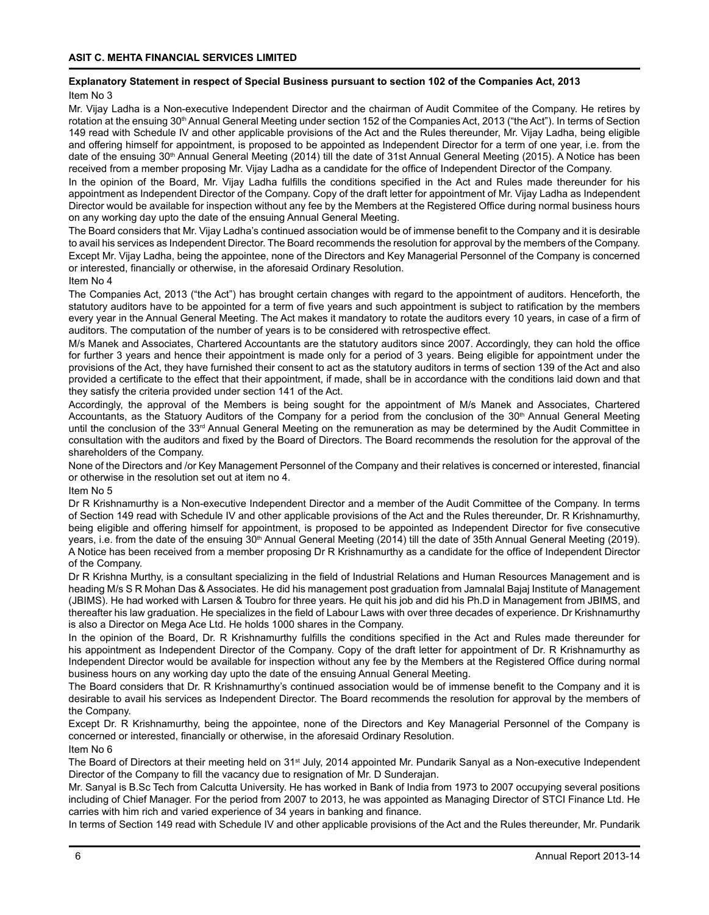## Explanatory Statement in respect of Special Business pursuant to section 102 of the Companies Act, 2013

Item No 3

Mr. Vijay Ladha is a Non-executive Independent Director and the chairman of Audit Commitee of the Company. He retires by rotation at the ensuing 30th Annual General Meeting under section 152 of the Companies Act, 2013 ("the Act"). In terms of Section 149 read with Schedule IV and other applicable provisions of the Act and the Rules thereunder, Mr. Vijay Ladha, being eligible and offering himself for appointment, is proposed to be appointed as Independent Director for a term of one year, i.e. from the date of the ensuing 30th Annual General Meeting (2014) till the date of 31st Annual General Meeting (2015). A Notice has been received from a member proposing Mr. Vijay Ladha as a candidate for the office of Independent Director of the Company.

In the opinion of the Board, Mr. Vijay Ladha fulfills the conditions specified in the Act and Rules made thereunder for his appointment as Independent Director of the Company. Copy of the draft letter for appointment of Mr. Vijay Ladha as Independent Director would be available for inspection without any fee by the Members at the Registered Office during normal business hours on any working day upto the date of the ensuing Annual General Meeting.

The Board considers that Mr. Vijay Ladha's continued association would be of immense benefit to the Company and it is desirable to avail his services as Independent Director. The Board recommends the resolution for approval by the members of the Company.

Except Mr. Vijay Ladha, being the appointee, none of the Directors and Key Managerial Personnel of the Company is concerned or interested, financially or otherwise, in the aforesaid Ordinary Resolution.

Item No 4

The Companies Act, 2013 ("the Act") has brought certain changes with regard to the appointment of auditors. Henceforth, the statutory auditors have to be appointed for a term of five years and such appointment is subject to ratification by the members every year in the Annual General Meeting. The Act makes it mandatory to rotate the auditors every 10 years, in case of a firm of auditors. The computation of the number of years is to be considered with retrospective effect.

M/s Manek and Associates, Chartered Accountants are the statutory auditors since 2007. Accordingly, they can hold the office for further 3 years and hence their appointment is made only for a period of 3 years. Being eligible for appointment under the provisions of the Act, they have furnished their consent to act as the statutory auditors in terms of section 139 of the Act and also provided a certificate to the effect that their appointment, if made, shall be in accordance with the conditions laid down and that they satisfy the criteria provided under section 141 of the Act.

Accordingly, the approval of the Members is being sought for the appointment of M/s Manek and Associates, Chartered Accountants, as the Statuory Auditors of the Company for a period from the conclusion of the 30th Annual General Meeting until the conclusion of the 33rd Annual General Meeting on the remuneration as may be determined by the Audit Committee in consultation with the auditors and fixed by the Board of Directors. The Board recommends the resolution for the approval of the shareholders of the Company.

None of the Directors and /or Key Management Personnel of the Company and their relatives is concerned or interested, financial or otherwise in the resolution set out at item no 4.

Item No 5

Dr R Krishnamurthy is a Non-executive Independent Director and a member of the Audit Committee of the Company. In terms of Section 149 read with Schedule IV and other applicable provisions of the Act and the Rules thereunder, Dr. R Krishnamurthy, being eligible and offering himself for appointment, is proposed to be appointed as Independent Director for five consecutive years, i.e. from the date of the ensuing 30th Annual General Meeting (2014) till the date of 35th Annual General Meeting (2019). A Notice has been received from a member proposing Dr R Krishnamurthy as a candidate for the office of Independent Director of the Company.

Dr R Krishna Murthy, is a consultant specializing in the field of Industrial Relations and Human Resources Management and is heading M/s S R Mohan Das & Associates. He did his management post graduation from Jamnalal Bajaj Institute of Management (JBIMS). He had worked with Larsen & Toubro for three years. He quit his job and did his Ph.D in Management from JBIMS, and thereafter his law graduation. He specializes in the field of Labour Laws with over three decades of experience. Dr Krishnamurthy is also a Director on Mega Ace Ltd. He holds 1000 shares in the Company.

In the opinion of the Board, Dr. R Krishnamurthy fulfills the conditions specified in the Act and Rules made thereunder for his appointment as Independent Director of the Company. Copy of the draft letter for appointment of Dr. R Krishnamurthy as Independent Director would be available for inspection without any fee by the Members at the Registered Office during normal business hours on any working day upto the date of the ensuing Annual General Meeting.

The Board considers that Dr. R Krishnamurthy's continued association would be of immense benefit to the Company and it is desirable to avail his services as Independent Director. The Board recommends the resolution for approval by the members of the Company.

Except Dr. R Krishnamurthy, being the appointee, none of the Directors and Key Managerial Personnel of the Company is concerned or interested, financially or otherwise, in the aforesaid Ordinary Resolution.

Item No 6

The Board of Directors at their meeting held on 31st July, 2014 appointed Mr. Pundarik Sanyal as a Non-executive Independent Director of the Company to fill the vacancy due to resignation of Mr. D Sunderajan.

Mr. Sanyal is B.Sc Tech from Calcutta University. He has worked in Bank of India from 1973 to 2007 occupying several positions including of Chief Manager. For the period from 2007 to 2013, he was appointed as Managing Director of STCI Finance Ltd. He carries with him rich and varied experience of 34 years in banking and finance.

In terms of Section 149 read with Schedule IV and other applicable provisions of the Act and the Rules thereunder, Mr. Pundarik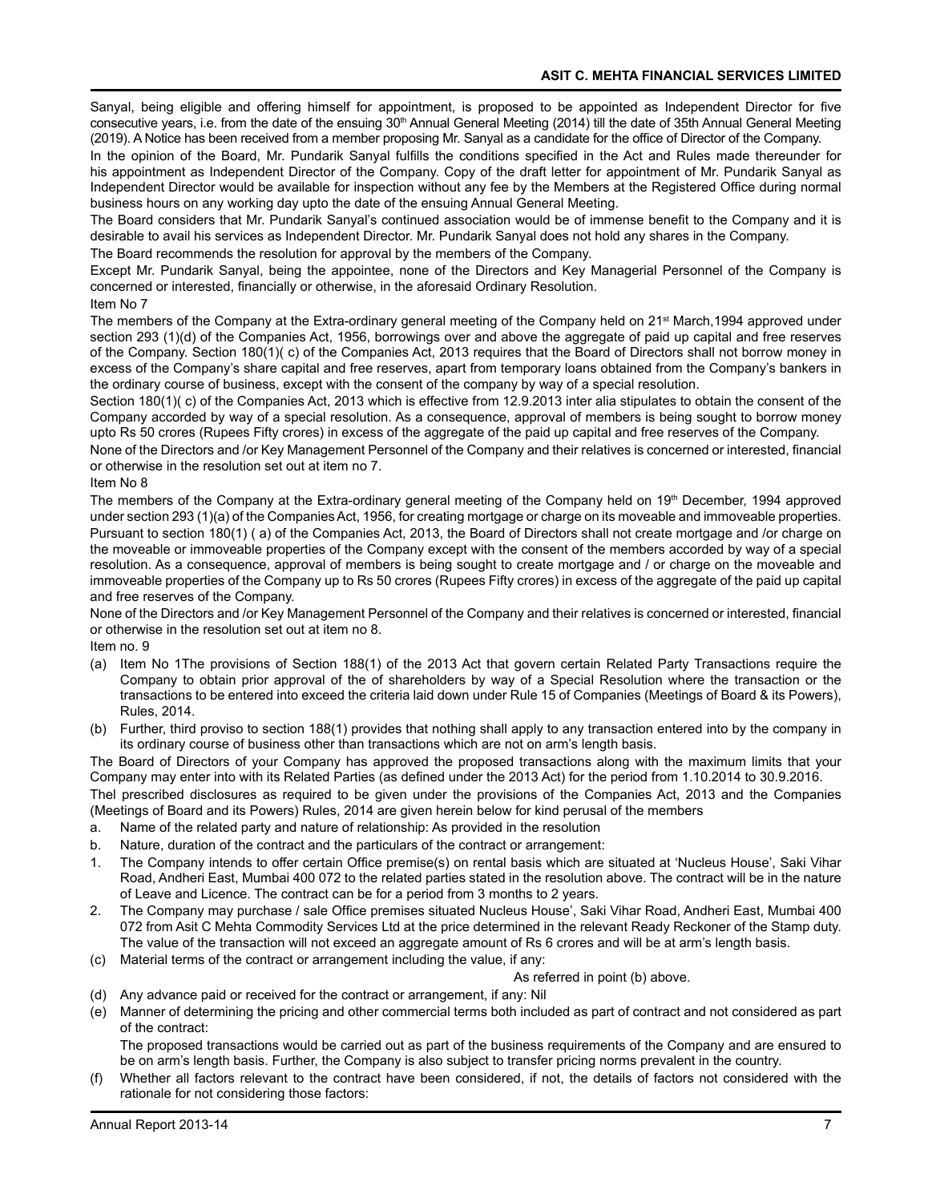Sanyal, being eligible and offering himself for appointment, is proposed to be appointed as Independent Director for five consecutive years, i.e. from the date of the ensuing 30th Annual General Meeting (2014) till the date of 35th Annual General Meeting (2019). A Notice has been received from a member proposing Mr. Sanyal as a candidate for the office of Director of the Company.

In the opinion of the Board, Mr. Pundarik Sanyal fulfills the conditions specified in the Act and Rules made thereunder for his appointment as Independent Director of the Company. Copy of the draft letter for appointment of Mr. Pundarik Sanyal as Independent Director would be available for inspection without any fee by the Members at the Registered Office during normal business hours on any working day upto the date of the ensuing Annual General Meeting.

The Board considers that Mr. Pundarik Sanyal's continued association would be of immense benefit to the Company and it is desirable to avail his services as Independent Director. Mr. Pundarik Sanyal does not hold any shares in the Company.

The Board recommends the resolution for approval by the members of the Company.

Except Mr. Pundarik Sanyal, being the appointee, none of the Directors and Key Managerial Personnel of the Company is concerned or interested, financially or otherwise, in the aforesaid Ordinary Resolution.

Item No 7

The members of the Company at the Extra-ordinary general meeting of the Company held on 21st March,1994 approved under section 293 (1)(d) of the Companies Act, 1956, borrowings over and above the aggregate of paid up capital and free reserves of the Company. Section 180(1)( c) of the Companies Act, 2013 requires that the Board of Directors shall not borrow money in excess of the Company's share capital and free reserves, apart from temporary loans obtained from the Company's bankers in the ordinary course of business, except with the consent of the company by way of a special resolution.

Section 180(1)( c) of the Companies Act, 2013 which is effective from 12.9.2013 inter alia stipulates to obtain the consent of the Company accorded by way of a special resolution. As a consequence, approval of members is being sought to borrow money upto Rs 50 crores (Rupees Fifty crores) in excess of the aggregate of the paid up capital and free reserves of the Company.

None of the Directors and /or Key Management Personnel of the Company and their relatives is concerned or interested, financial or otherwise in the resolution set out at item no 7.

Item No 8

The members of the Company at the Extra-ordinary general meeting of the Company held on 19th December, 1994 approved under section 293 (1)(a) of the Companies Act, 1956, for creating mortgage or charge on its moveable and immoveable properties. Pursuant to section 180(1) ( a) of the Companies Act, 2013, the Board of Directors shall not create mortgage and /or charge on the moveable or immoveable properties of the Company except with the consent of the members accorded by way of a special resolution. As a consequence, approval of members is being sought to create mortgage and / or charge on the moveable and immoveable properties of the Company up to Rs 50 crores (Rupees Fifty crores) in excess of the aggregate of the paid up capital and free reserves of the Company.

None of the Directors and /or Key Management Personnel of the Company and their relatives is concerned or interested, financial or otherwise in the resolution set out at item no 8.

Item no. 9

(a) Item No 1The provisions of Section 188(1) of the 2013 Act that govern certain Related Party Transactions require the Company to obtain prior approval of the of shareholders by way of a Special Resolution where the transaction or the transactions to be entered into exceed the criteria laid down under Rule 15 of Companies (Meetings of Board & its Powers), Rules, 2014.

(b) Further, third proviso to section 188(1) provides that nothing shall apply to any transaction entered into by the company in its ordinary course of business other than transactions which are not on arm's length basis.

The Board of Directors of your Company has approved the proposed transactions along with the maximum limits that your Company may enter into with its Related Parties (as defined under the 2013 Act) for the period from 1.10.2014 to 30.9.2016.

Thel prescribed disclosures as required to be given under the provisions of the Companies Act, 2013 and the Companies (Meetings of Board and its Powers) Rules, 2014 are given herein below for kind perusal of the members

a. Name of the related party and nature of relationship: As provided in the resolution

b. Nature, duration of the contract and the particulars of the contract or arrangement:

1. The Company intends to offer certain Office premise(s) on rental basis which are situated at 'Nucleus House', Saki Vihar Road, Andheri East, Mumbai 400 072 to the related parties stated in the resolution above. The contract will be in the nature of Leave and Licence. The contract can be for a period from 3 months to 2 years.

2. The Company may purchase / sale Office premises situated Nucleus House', Saki Vihar Road, Andheri East, Mumbai 400 072 from Asit C Mehta Commodity Services Ltd at the price determined in the relevant Ready Reckoner of the Stamp duty. The value of the transaction will not exceed an aggregate amount of Rs 6 crores and will be at arm's length basis.

(c) Material terms of the contract or arrangement including the value, if any:

As referred in point (b) above.

(d) Any advance paid or received for the contract or arrangement, if any: Nil

(e) Manner of determining the pricing and other commercial terms both included as part of contract and not considered as part of the contract:

The proposed transactions would be carried out as part of the business requirements of the Company and are ensured to be on arm's length basis. Further, the Company is also subject to transfer pricing norms prevalent in the country.

(f) Whether all factors relevant to the contract have been considered, if not, the details of factors not considered with the rationale for not considering those factors: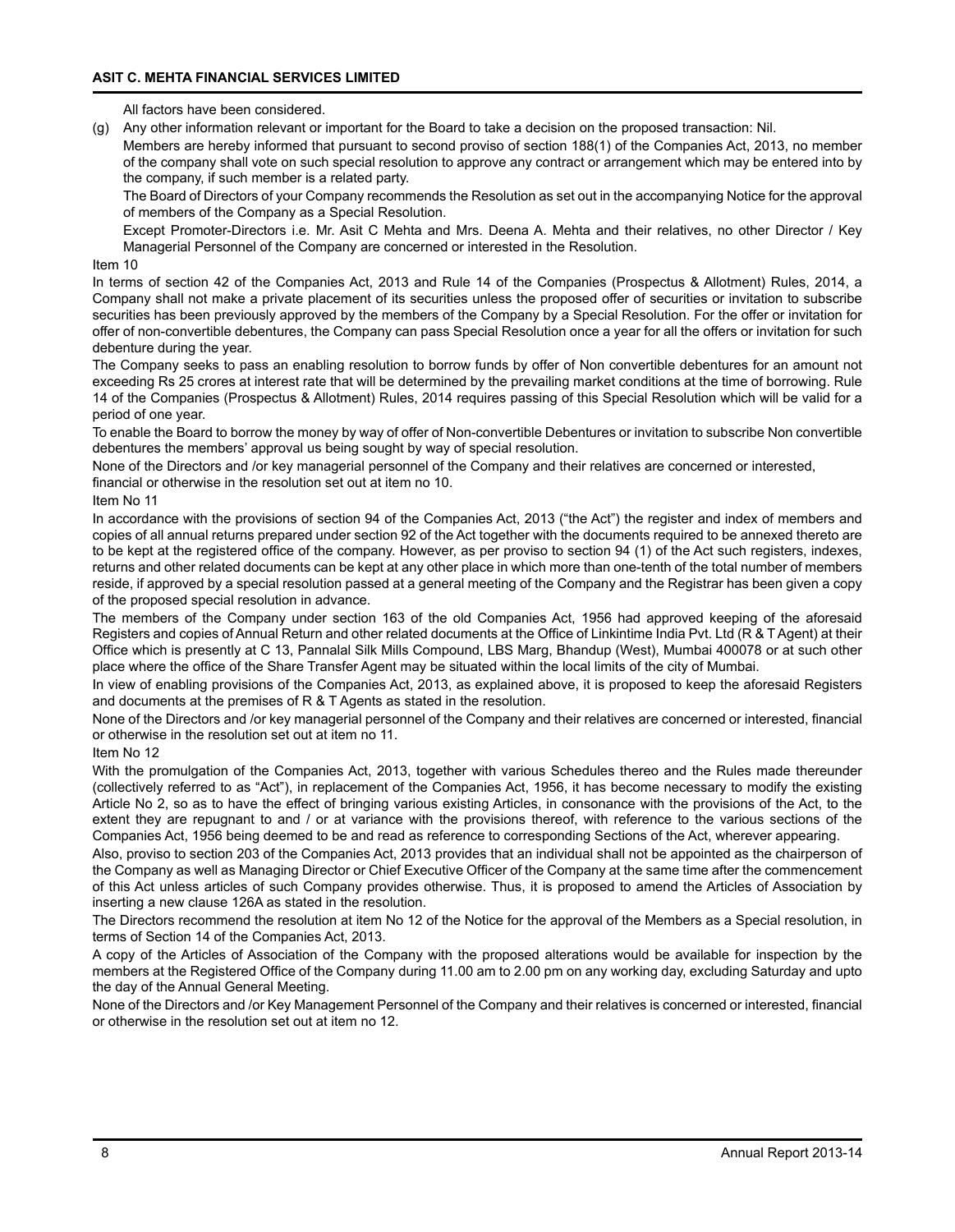All factors have been considered.

(g) Any other information relevant or important for the Board to take a decision on the proposed transaction: Nil.

Members are hereby informed that pursuant to second proviso of section 188(1) of the Companies Act, 2013, no member of the company shall vote on such special resolution to approve any contract or arrangement which may be entered into by the company, if such member is a related party.

The Board of Directors of your Company recommends the Resolution as set out in the accompanying Notice for the approval of members of the Company as a Special Resolution.

Except Promoter-Directors i.e. Mr. Asit C Mehta and Mrs. Deena A. Mehta and their relatives, no other Director / Key Managerial Personnel of the Company are concerned or interested in the Resolution.

Item 10

In terms of section 42 of the Companies Act, 2013 and Rule 14 of the Companies (Prospectus & Allotment) Rules, 2014, a Company shall not make a private placement of its securities unless the proposed offer of securities or invitation to subscribe securities has been previously approved by the members of the Company by a Special Resolution. For the offer or invitation for offer of non-convertible debentures, the Company can pass Special Resolution once a year for all the offers or invitation for such debenture during the year.

The Company seeks to pass an enabling resolution to borrow funds by offer of Non convertible debentures for an amount not exceeding Rs 25 crores at interest rate that will be determined by the prevailing market conditions at the time of borrowing. Rule 14 of the Companies (Prospectus & Allotment) Rules, 2014 requires passing of this Special Resolution which will be valid for a period of one year.

To enable the Board to borrow the money by way of offer of Non-convertible Debentures or invitation to subscribe Non convertible debentures the members' approval us being sought by way of special resolution.

None of the Directors and /or key managerial personnel of the Company and their relatives are concerned or interested, financial or otherwise in the resolution set out at item no 10.

Item No 11

In accordance with the provisions of section 94 of the Companies Act, 2013 ("the Act") the register and index of members and copies of all annual returns prepared under section 92 of the Act together with the documents required to be annexed thereto are to be kept at the registered office of the company. However, as per proviso to section 94 (1) of the Act such registers, indexes, returns and other related documents can be kept at any other place in which more than one-tenth of the total number of members reside, if approved by a special resolution passed at a general meeting of the Company and the Registrar has been given a copy of the proposed special resolution in advance.

The members of the Company under section 163 of the old Companies Act, 1956 had approved keeping of the aforesaid Registers and copies of Annual Return and other related documents at the Office of Linkintime India Pvt. Ltd (R & T Agent) at their Office which is presently at C 13, Pannalal Silk Mills Compound, LBS Marg, Bhandup (West), Mumbai 400078 or at such other place where the office of the Share Transfer Agent may be situated within the local limits of the city of Mumbai.

In view of enabling provisions of the Companies Act, 2013, as explained above, it is proposed to keep the aforesaid Registers and documents at the premises of R & T Agents as stated in the resolution.

None of the Directors and /or key managerial personnel of the Company and their relatives are concerned or interested, financial or otherwise in the resolution set out at item no 11.

Item No 12

With the promulgation of the Companies Act, 2013, together with various Schedules thereo and the Rules made thereunder (collectively referred to as "Act"), in replacement of the Companies Act, 1956, it has become necessary to modify the existing Article No 2, so as to have the effect of bringing various existing Articles, in consonance with the provisions of the Act, to the extent they are repugnant to and / or at variance with the provisions thereof, with reference to the various sections of the Companies Act, 1956 being deemed to be and read as reference to corresponding Sections of the Act, wherever appearing.

Also, proviso to section 203 of the Companies Act, 2013 provides that an individual shall not be appointed as the chairperson of the Company as well as Managing Director or Chief Executive Officer of the Company at the same time after the commencement of this Act unless articles of such Company provides otherwise. Thus, it is proposed to amend the Articles of Association by inserting a new clause 126A as stated in the resolution.

The Directors recommend the resolution at item No 12 of the Notice for the approval of the Members as a Special resolution, in terms of Section 14 of the Companies Act, 2013.

A copy of the Articles of Association of the Company with the proposed alterations would be available for inspection by the members at the Registered Office of the Company during 11.00 am to 2.00 pm on any working day, excluding Saturday and upto the day of the Annual General Meeting.

None of the Directors and /or Key Management Personnel of the Company and their relatives is concerned or interested, financial or otherwise in the resolution set out at item no 12.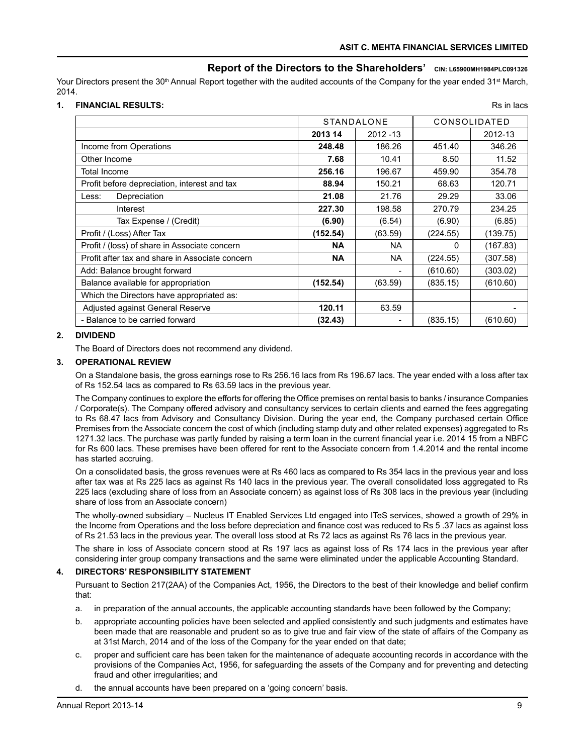## Report of the Directors to the Shareholders' CIN: L65900MH1984PLC091326

Your Directors present the 30th Annual Report together with the audited accounts of the Company for the year ended 31st March, 2014.

### 1. FINANCIAL RESULTS:

Rs in lacs

| | STANDALONE | | CONSOLIDATED | |
|---|---|---|---|---|
| | **2013 14** | 2012 -13 | | 2012-13 |
| Income from Operations | **248.48** | 186.26 | 451.40 | 346.26 |
| Other Income | **7.68** | 10.41 | 8.50 | 11.52 |
| Total Income | **256.16** | 196.67 | 459.90 | 354.78 |
| Profit before depreciation, interest and tax | **88.94** | 150.21 | 68.63 | 120.71 |
| Less: Depreciation | **21.08** | 21.76 | 29.29 | 33.06 |
| Interest | **227.30** | 198.58 | 270.79 | 234.25 |
| Tax Expense / (Credit) | **(6.90)** | (6.54) | (6.90) | (6.85) |
| Profit / (Loss) After Tax | **(152.54)** | (63.59) | (224.55) | (139.75) |
| Profit / (loss) of share in Associate concern | **NA** | NA | 0 | (167.83) |
| Profit after tax and share in Associate concern | **NA** | NA | (224.55) | (307.58) |
| Add: Balance brought forward | | - | (610.60) | (303.02) |
| Balance available for appropriation | **(152.54)** | (63.59) | (835.15) | (610.60) |
| Which the Directors have appropriated as: | | | | |
| Adjusted against General Reserve | **120.11** | 63.59 | | - |
| - Balance to be carried forward | **(32.43)** | - | (835.15) | (610.60) |

### 2. DIVIDEND

The Board of Directors does not recommend any dividend.

### 3. OPERATIONAL REVIEW

On a Standalone basis, the gross earnings rose to Rs 256.16 lacs from Rs 196.67 lacs. The year ended with a loss after tax of Rs 152.54 lacs as compared to Rs 63.59 lacs in the previous year.

The Company continues to explore the efforts for offering the Office premises on rental basis to banks / insurance Companies / Corporate(s). The Company offered advisory and consultancy services to certain clients and earned the fees aggregating to Rs 68.47 lacs from Advisory and Consultancy Division. During the year end, the Company purchased certain Office Premises from the Associate concern the cost of which (including stamp duty and other related expenses) aggregated to Rs 1271.32 lacs. The purchase was partly funded by raising a term loan in the current financial year i.e. 2014 15 from a NBFC for Rs 600 lacs. These premises have been offered for rent to the Associate concern from 1.4.2014 and the rental income has started accruing.

On a consolidated basis, the gross revenues were at Rs 460 lacs as compared to Rs 354 lacs in the previous year and loss after tax was at Rs 225 lacs as against Rs 140 lacs in the previous year. The overall consolidated loss aggregated to Rs 225 lacs (excluding share of loss from an Associate concern) as against loss of Rs 308 lacs in the previous year (including share of loss from an Associate concern)

The wholly-owned subsidiary – Nucleus IT Enabled Services Ltd engaged into ITeS services, showed a growth of 29% in the Income from Operations and the loss before depreciation and finance cost was reduced to Rs 5 .37 lacs as against loss of Rs 21.53 lacs in the previous year. The overall loss stood at Rs 72 lacs as against Rs 76 lacs in the previous year.

The share in loss of Associate concern stood at Rs 197 lacs as against loss of Rs 174 lacs in the previous year after considering inter group company transactions and the same were eliminated under the applicable Accounting Standard.

### 4. DIRECTORS' RESPONSIBILITY STATEMENT

Pursuant to Section 217(2AA) of the Companies Act, 1956, the Directors to the best of their knowledge and belief confirm that:

a. in preparation of the annual accounts, the applicable accounting standards have been followed by the Company;

b. appropriate accounting policies have been selected and applied consistently and such judgments and estimates have been made that are reasonable and prudent so as to give true and fair view of the state of affairs of the Company as at 31st March, 2014 and of the loss of the Company for the year ended on that date;

c. proper and sufficient care has been taken for the maintenance of adequate accounting records in accordance with the provisions of the Companies Act, 1956, for safeguarding the assets of the Company and for preventing and detecting fraud and other irregularities; and

d. the annual accounts have been prepared on a 'going concern' basis.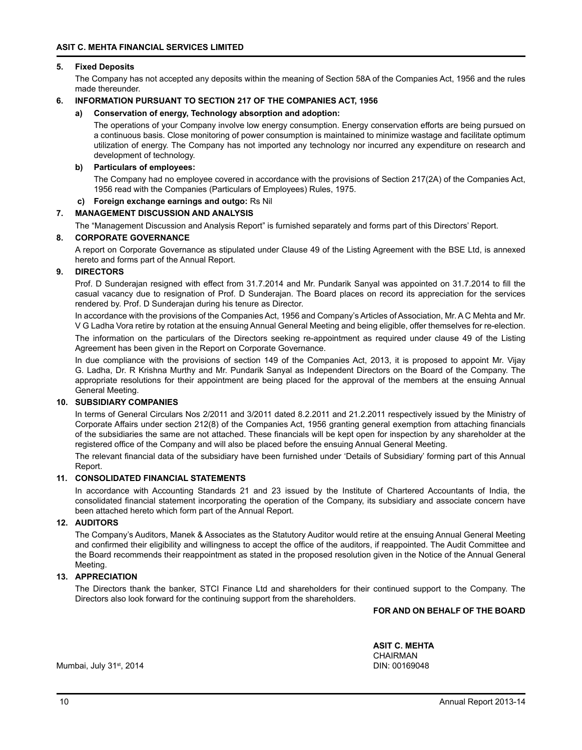### 5. Fixed Deposits

The Company has not accepted any deposits within the meaning of Section 58A of the Companies Act, 1956 and the rules made thereunder.

### 6. INFORMATION PURSUANT TO SECTION 217 OF THE COMPANIES ACT, 1956

**a) Conservation of energy, Technology absorption and adoption:**

The operations of your Company involve low energy consumption. Energy conservation efforts are being pursued on a continuous basis. Close monitoring of power consumption is maintained to minimize wastage and facilitate optimum utilization of energy. The Company has not imported any technology nor incurred any expenditure on research and development of technology.

**b) Particulars of employees:**

The Company had no employee covered in accordance with the provisions of Section 217(2A) of the Companies Act, 1956 read with the Companies (Particulars of Employees) Rules, 1975.

**c) Foreign exchange earnings and outgo:** Rs Nil

### 7. MANAGEMENT DISCUSSION AND ANALYSIS

The "Management Discussion and Analysis Report" is furnished separately and forms part of this Directors' Report.

### 8. CORPORATE GOVERNANCE

A report on Corporate Governance as stipulated under Clause 49 of the Listing Agreement with the BSE Ltd, is annexed hereto and forms part of the Annual Report.

### 9. DIRECTORS

Prof. D Sunderajan resigned with effect from 31.7.2014 and Mr. Pundarik Sanyal was appointed on 31.7.2014 to fill the casual vacancy due to resignation of Prof. D Sunderajan. The Board places on record its appreciation for the services rendered by. Prof. D Sunderajan during his tenure as Director.

In accordance with the provisions of the Companies Act, 1956 and Company's Articles of Association, Mr. A C Mehta and Mr. V G Ladha Vora retire by rotation at the ensuing Annual General Meeting and being eligible, offer themselves for re-election.

The information on the particulars of the Directors seeking re-appointment as required under clause 49 of the Listing Agreement has been given in the Report on Corporate Governance.

In due compliance with the provisions of section 149 of the Companies Act, 2013, it is proposed to appoint Mr. Vijay G. Ladha, Dr. R Krishna Murthy and Mr. Pundarik Sanyal as Independent Directors on the Board of the Company. The appropriate resolutions for their appointment are being placed for the approval of the members at the ensuing Annual General Meeting.

### 10. SUBSIDIARY COMPANIES

In terms of General Circulars Nos 2/2011 and 3/2011 dated 8.2.2011 and 21.2.2011 respectively issued by the Ministry of Corporate Affairs under section 212(8) of the Companies Act, 1956 granting general exemption from attaching financials of the subsidiaries the same are not attached. These financials will be kept open for inspection by any shareholder at the registered office of the Company and will also be placed before the ensuing Annual General Meeting.

The relevant financial data of the subsidiary have been furnished under 'Details of Subsidiary' forming part of this Annual Report.

### 11. CONSOLIDATED FINANCIAL STATEMENTS

In accordance with Accounting Standards 21 and 23 issued by the Institute of Chartered Accountants of India, the consolidated financial statement incorporating the operation of the Company, its subsidiary and associate concern have been attached hereto which form part of the Annual Report.

### 12. AUDITORS

The Company's Auditors, Manek & Associates as the Statutory Auditor would retire at the ensuing Annual General Meeting and confirmed their eligibility and willingness to accept the office of the auditors, if reappointed. The Audit Committee and the Board recommends their reappointment as stated in the proposed resolution given in the Notice of the Annual General Meeting.

### 13. APPRECIATION

The Directors thank the banker, STCI Finance Ltd and shareholders for their continued support to the Company. The Directors also look forward for the continuing support from the shareholders.

**FOR AND ON BEHALF OF THE BOARD**

**ASIT C. MEHTA**
CHAIRMAN
DIN: 00169048

Mumbai, July 31st, 2014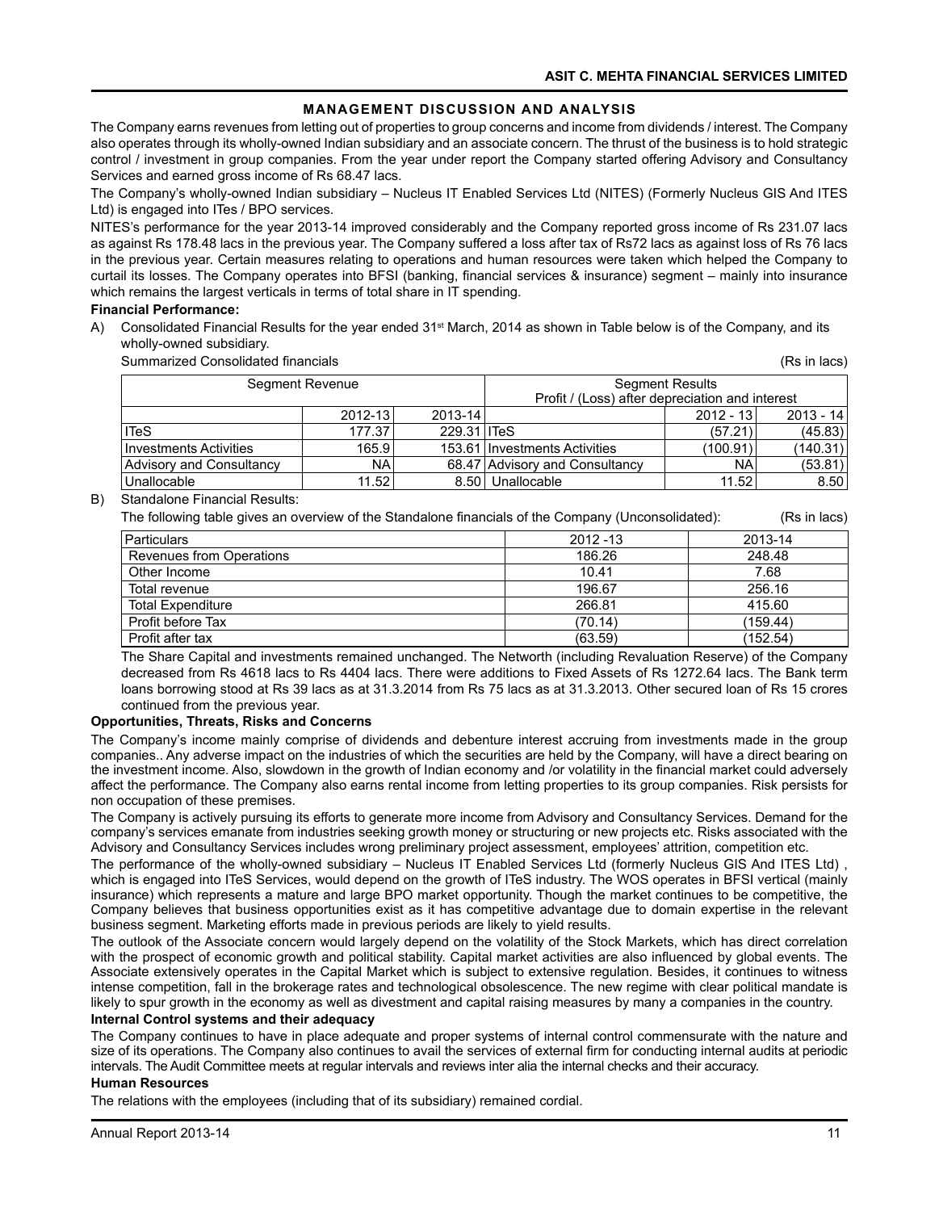## MANAGEMENT DISCUSSION AND ANALYSIS

The Company earns revenues from letting out of properties to group concerns and income from dividends / interest. The Company also operates through its wholly-owned Indian subsidiary and an associate concern. The thrust of the business is to hold strategic control / investment in group companies. From the year under report the Company started offering Advisory and Consultancy Services and earned gross income of Rs 68.47 lacs.

The Company's wholly-owned Indian subsidiary – Nucleus IT Enabled Services Ltd (NITES) (Formerly Nucleus GIS And ITES Ltd) is engaged into ITes / BPO services.

NITES's performance for the year 2013-14 improved considerably and the Company reported gross income of Rs 231.07 lacs as against Rs 178.48 lacs in the previous year. The Company suffered a loss after tax of Rs72 lacs as against loss of Rs 76 lacs in the previous year. Certain measures relating to operations and human resources were taken which helped the Company to curtail its losses. The Company operates into BFSI (banking, financial services & insurance) segment – mainly into insurance which remains the largest verticals in terms of total share in IT spending.

**Financial Performance:**

A) Consolidated Financial Results for the year ended 31st March, 2014 as shown in Table below is of the Company, and its wholly-owned subsidiary.

Summarized Consolidated financials (Rs in lacs)

| Segment Revenue | | | Segment Results<br>Profit / (Loss) after depreciation and interest | | |
|---|---|---|---|---|---|
| | 2012-13 | 2013-14 | | 2012 - 13 | 2013 - 14 |
| ITeS | 177.37 | 229.31 | ITeS | (57.21) | (45.83) |
| Investments Activities | 165.9 | 153.61 | Investments Activities | (100.91) | (140.31) |
| Advisory and Consultancy | NA | 68.47 | Advisory and Consultancy | NA | (53.81) |
| Unallocable | 11.52 | 8.50 | Unallocable | 11.52 | 8.50 |

B) Standalone Financial Results:

The following table gives an overview of the Standalone financials of the Company (Unconsolidated): (Rs in lacs)

| Particulars | 2012 -13 | 2013-14 |
|---|---|---|
| Revenues from Operations | 186.26 | 248.48 |
| Other Income | 10.41 | 7.68 |
| Total revenue | 196.67 | 256.16 |
| Total Expenditure | 266.81 | 415.60 |
| Profit before Tax | (70.14) | (159.44) |
| Profit after tax | (63.59) | (152.54) |

The Share Capital and investments remained unchanged. The Networth (including Revaluation Reserve) of the Company decreased from Rs 4618 lacs to Rs 4404 lacs. There were additions to Fixed Assets of Rs 1272.64 lacs. The Bank term loans borrowing stood at Rs 39 lacs as at 31.3.2014 from Rs 75 lacs as at 31.3.2013. Other secured loan of Rs 15 crores continued from the previous year.

**Opportunities, Threats, Risks and Concerns**

The Company's income mainly comprise of dividends and debenture interest accruing from investments made in the group companies.. Any adverse impact on the industries of which the securities are held by the Company, will have a direct bearing on the investment income. Also, slowdown in the growth of Indian economy and /or volatility in the financial market could adversely affect the performance. The Company also earns rental income from letting properties to its group companies. Risk persists for non occupation of these premises.

The Company is actively pursuing its efforts to generate more income from Advisory and Consultancy Services. Demand for the company's services emanate from industries seeking growth money or structuring or new projects etc. Risks associated with the Advisory and Consultancy Services includes wrong preliminary project assessment, employees' attrition, competition etc.

The performance of the wholly-owned subsidiary – Nucleus IT Enabled Services Ltd (formerly Nucleus GIS And ITES Ltd) , which is engaged into ITeS Services, would depend on the growth of ITeS industry. The WOS operates in BFSI vertical (mainly insurance) which represents a mature and large BPO market opportunity. Though the market continues to be competitive, the Company believes that business opportunities exist as it has competitive advantage due to domain expertise in the relevant business segment. Marketing efforts made in previous periods are likely to yield results.

The outlook of the Associate concern would largely depend on the volatility of the Stock Markets, which has direct correlation with the prospect of economic growth and political stability. Capital market activities are also influenced by global events. The Associate extensively operates in the Capital Market which is subject to extensive regulation. Besides, it continues to witness intense competition, fall in the brokerage rates and technological obsolescence. The new regime with clear political mandate is likely to spur growth in the economy as well as divestment and capital raising measures by many a companies in the country.

**Internal Control systems and their adequacy**

The Company continues to have in place adequate and proper systems of internal control commensurate with the nature and size of its operations. The Company also continues to avail the services of external firm for conducting internal audits at periodic intervals. The Audit Committee meets at regular intervals and reviews inter alia the internal checks and their accuracy.

**Human Resources**

The relations with the employees (including that of its subsidiary) remained cordial.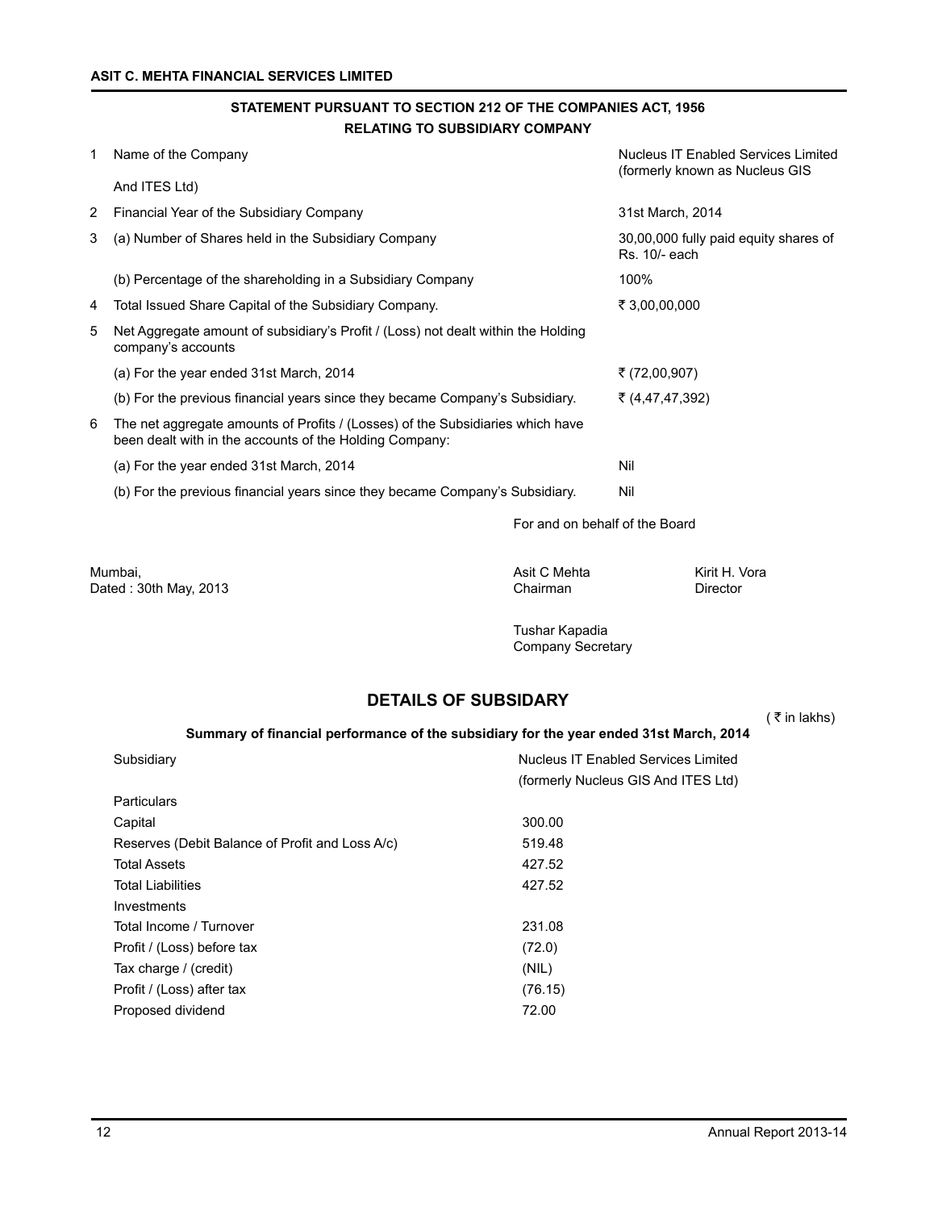## STATEMENT PURSUANT TO SECTION 212 OF THE COMPANIES ACT, 1956
## RELATING TO SUBSIDIARY COMPANY

| | | |
|---|---|---|
| 1 | Name of the Company | Nucleus IT Enabled Services Limited (formerly known as Nucleus GIS And ITES Ltd) |
| 2 | Financial Year of the Subsidiary Company | 31st March, 2014 |
| 3 | (a) Number of Shares held in the Subsidiary Company | 30,00,000 fully paid equity shares of Rs. 10/- each |
| | (b) Percentage of the shareholding in a Subsidiary Company | 100% |
| 4 | Total Issued Share Capital of the Subsidiary Company. | ₹ 3,00,00,000 |
| 5 | Net Aggregate amount of subsidiary's Profit / (Loss) not dealt within the Holding company's accounts | |
| | (a) For the year ended 31st March, 2014 | ₹ (72,00,907) |
| | (b) For the previous financial years since they became Company's Subsidiary. | ₹ (4,47,47,392) |
| 6 | The net aggregate amounts of Profits / (Losses) of the Subsidiaries which have been dealt with in the accounts of the Holding Company: | |
| | (a) For the year ended 31st March, 2014 | Nil |
| | (b) For the previous financial years since they became Company's Subsidiary. | Nil |

For and on behalf of the Board

Mumbai,
Dated : 30th May, 2013

Asit C Mehta
Chairman

Kirit H. Vora
Director

Tushar Kapadia
Company Secretary

## DETAILS OF SUBSIDARY

( ₹ in lakhs)

**Summary of financial performance of the subsidiary for the year ended 31st March, 2014**

| Subsidiary | Nucleus IT Enabled Services Limited (formerly Nucleus GIS And ITES Ltd) |
|---|---|
| Particulars | |
| Capital | 300.00 |
| Reserves (Debit Balance of Profit and Loss A/c) | 519.48 |
| Total Assets | 427.52 |
| Total Liabilities | 427.52 |
| Investments | |
| Total Income / Turnover | 231.08 |
| Profit / (Loss) before tax | (72.0) |
| Tax charge / (credit) | (NIL) |
| Profit / (Loss) after tax | (76.15) |
| Proposed dividend | 72.00 |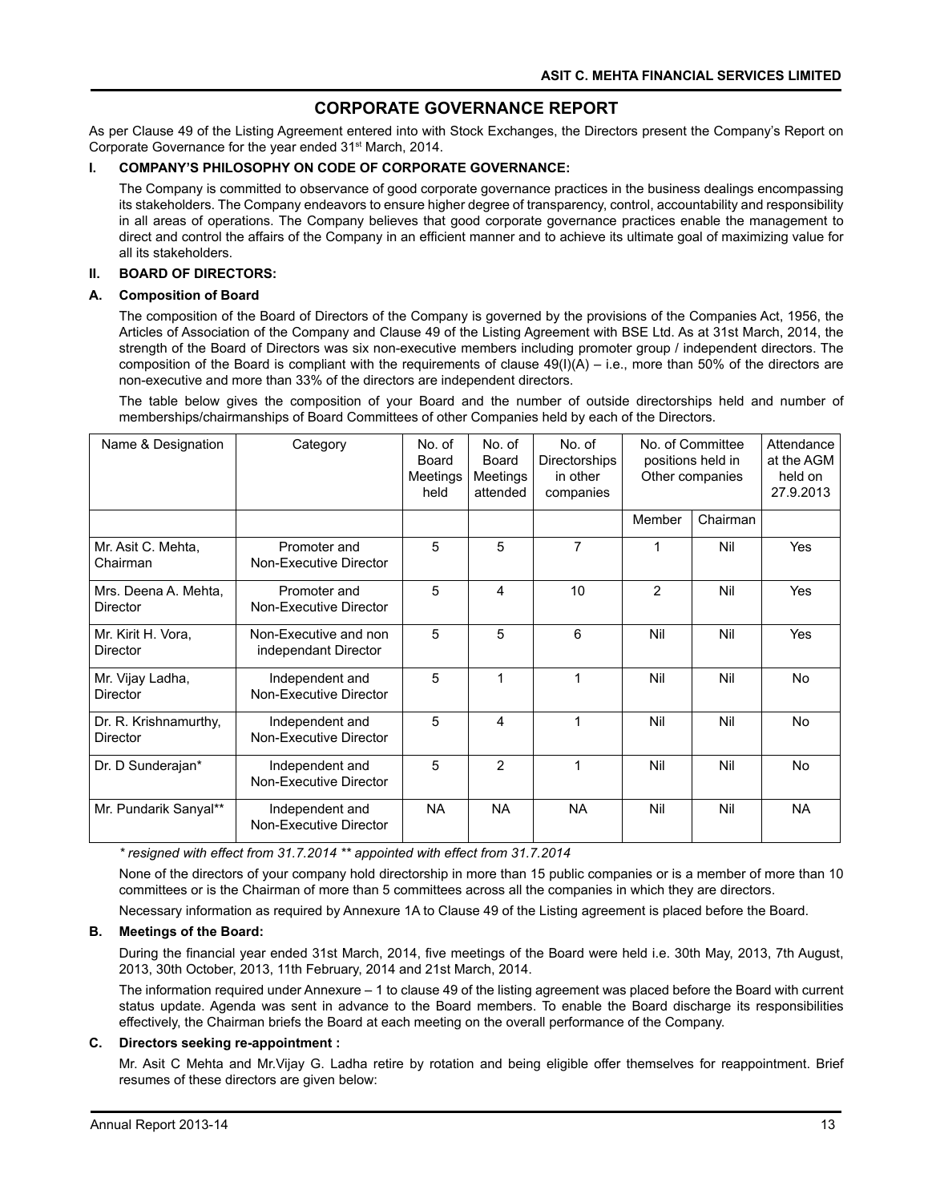# CORPORATE GOVERNANCE REPORT

As per Clause 49 of the Listing Agreement entered into with Stock Exchanges, the Directors present the Company's Report on Corporate Governance for the year ended 31st March, 2014.

## I. COMPANY'S PHILOSOPHY ON CODE OF CORPORATE GOVERNANCE:

The Company is committed to observance of good corporate governance practices in the business dealings encompassing its stakeholders. The Company endeavors to ensure higher degree of transparency, control, accountability and responsibility in all areas of operations. The Company believes that good corporate governance practices enable the management to direct and control the affairs of the Company in an efficient manner and to achieve its ultimate goal of maximizing value for all its stakeholders.

## II. BOARD OF DIRECTORS:

### A. Composition of Board

The composition of the Board of Directors of the Company is governed by the provisions of the Companies Act, 1956, the Articles of Association of the Company and Clause 49 of the Listing Agreement with BSE Ltd. As at 31st March, 2014, the strength of the Board of Directors was six non-executive members including promoter group / independent directors. The composition of the Board is compliant with the requirements of clause 49(I)(A) – i.e., more than 50% of the directors are non-executive and more than 33% of the directors are independent directors.

The table below gives the composition of your Board and the number of outside directorships held and number of memberships/chairmanships of Board Committees of other Companies held by each of the Directors.

| Name & Designation | Category | No. of Board Meetings held | No. of Board Meetings attended | No. of Directorships in other companies | No. of Committee positions held in Other companies | | Attendance at the AGM held on 27.9.2013 |
|---|---|---|---|---|---|---|---|
| | | | | | Member | Chairman | |
| Mr. Asit C. Mehta, Chairman | Promoter and Non-Executive Director | 5 | 5 | 7 | 1 | Nil | Yes |
| Mrs. Deena A. Mehta, Director | Promoter and Non-Executive Director | 5 | 4 | 10 | 2 | Nil | Yes |
| Mr. Kirit H. Vora, Director | Non-Executive and non independant Director | 5 | 5 | 6 | Nil | Nil | Yes |
| Mr. Vijay Ladha, Director | Independent and Non-Executive Director | 5 | 1 | 1 | Nil | Nil | No |
| Dr. R. Krishnamurthy, Director | Independent and Non-Executive Director | 5 | 4 | 1 | Nil | Nil | No |
| Dr. D Sunderajan* | Independent and Non-Executive Director | 5 | 2 | 1 | Nil | Nil | No |
| Mr. Pundarik Sanyal** | Independent and Non-Executive Director | NA | NA | NA | Nil | Nil | NA |

*\* resigned with effect from 31.7.2014 \*\* appointed with effect from 31.7.2014*

None of the directors of your company hold directorship in more than 15 public companies or is a member of more than 10 committees or is the Chairman of more than 5 committees across all the companies in which they are directors.

Necessary information as required by Annexure 1A to Clause 49 of the Listing agreement is placed before the Board.

### B. Meetings of the Board:

During the financial year ended 31st March, 2014, five meetings of the Board were held i.e. 30th May, 2013, 7th August, 2013, 30th October, 2013, 11th February, 2014 and 21st March, 2014.

The information required under Annexure – 1 to clause 49 of the listing agreement was placed before the Board with current status update. Agenda was sent in advance to the Board members. To enable the Board discharge its responsibilities effectively, the Chairman briefs the Board at each meeting on the overall performance of the Company.

### C. Directors seeking re-appointment :

Mr. Asit C Mehta and Mr.Vijay G. Ladha retire by rotation and being eligible offer themselves for reappointment. Brief resumes of these directors are given below: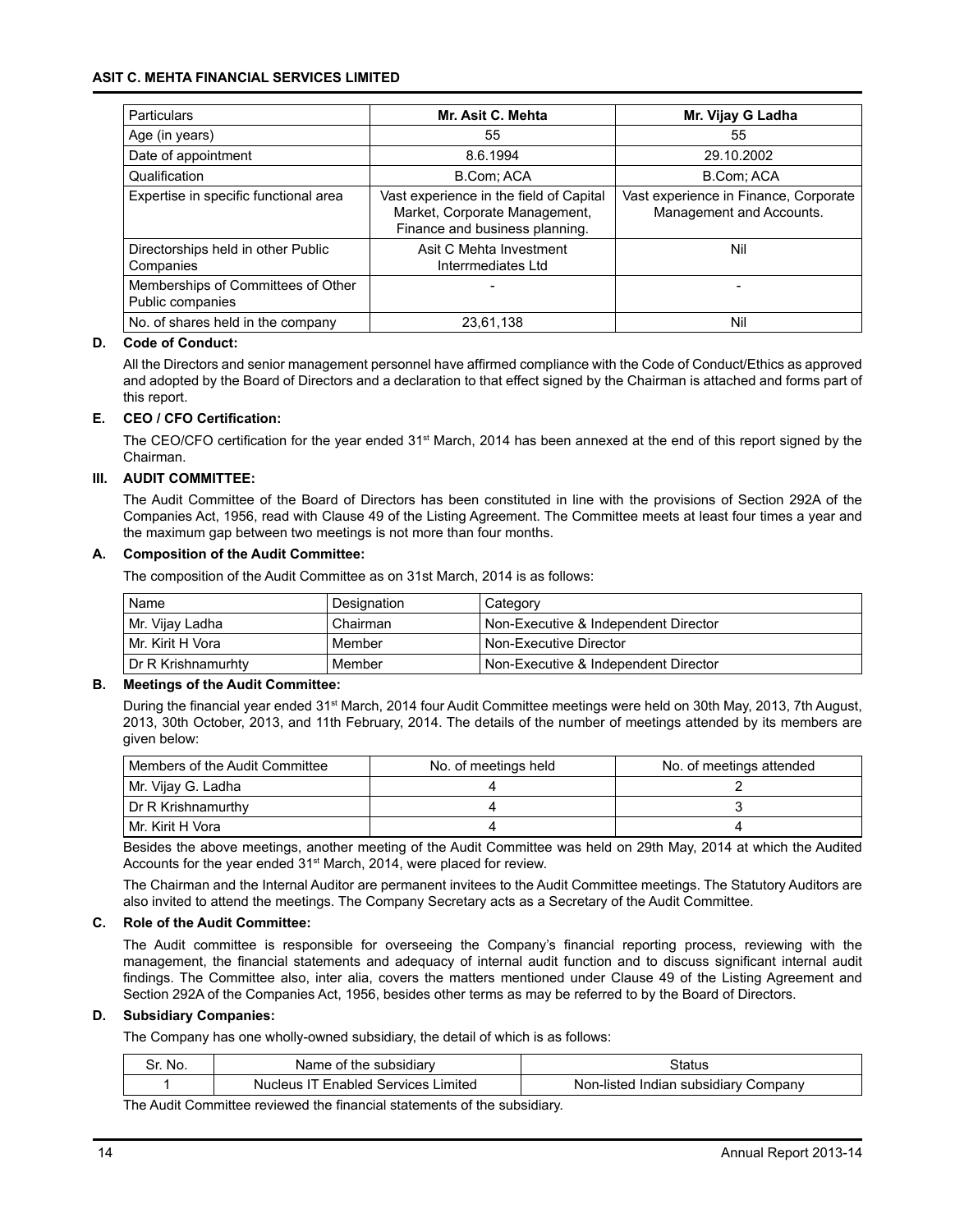| Particulars | Mr. Asit C. Mehta | Mr. Vijay G Ladha |
|---|---|---|
| Age (in years) | 55 | 55 |
| Date of appointment | 8.6.1994 | 29.10.2002 |
| Qualification | B.Com; ACA | B.Com; ACA |
| Expertise in specific functional area | Vast experience in the field of Capital Market, Corporate Management, Finance and business planning. | Vast experience in Finance, Corporate Management and Accounts. |
| Directorships held in other Public Companies | Asit C Mehta Investment Interrmediates Ltd | Nil |
| Memberships of Committees of Other Public companies | - | - |
| No. of shares held in the company | 23,61,138 | Nil |

**D. Code of Conduct:**

All the Directors and senior management personnel have affirmed compliance with the Code of Conduct/Ethics as approved and adopted by the Board of Directors and a declaration to that effect signed by the Chairman is attached and forms part of this report.

**E. CEO / CFO Certification:**

The CEO/CFO certification for the year ended 31st March, 2014 has been annexed at the end of this report signed by the Chairman.

## III. AUDIT COMMITTEE:

The Audit Committee of the Board of Directors has been constituted in line with the provisions of Section 292A of the Companies Act, 1956, read with Clause 49 of the Listing Agreement. The Committee meets at least four times a year and the maximum gap between two meetings is not more than four months.

**A. Composition of the Audit Committee:**

The composition of the Audit Committee as on 31st March, 2014 is as follows:

| Name | Designation | Category |
|---|---|---|
| Mr. Vijay Ladha | Chairman | Non-Executive & Independent Director |
| Mr. Kirit H Vora | Member | Non-Executive Director |
| Dr R Krishnamurhty | Member | Non-Executive & Independent Director |

**B. Meetings of the Audit Committee:**

During the financial year ended 31st March, 2014 four Audit Committee meetings were held on 30th May, 2013, 7th August, 2013, 30th October, 2013, and 11th February, 2014. The details of the number of meetings attended by its members are given below:

| Members of the Audit Committee | No. of meetings held | No. of meetings attended |
|---|---|---|
| Mr. Vijay G. Ladha | 4 | 2 |
| Dr R Krishnamurthy | 4 | 3 |
| Mr. Kirit H Vora | 4 | 4 |

Besides the above meetings, another meeting of the Audit Committee was held on 29th May, 2014 at which the Audited Accounts for the year ended 31st March, 2014, were placed for review.

The Chairman and the Internal Auditor are permanent invitees to the Audit Committee meetings. The Statutory Auditors are also invited to attend the meetings. The Company Secretary acts as a Secretary of the Audit Committee.

**C. Role of the Audit Committee:**

The Audit committee is responsible for overseeing the Company's financial reporting process, reviewing with the management, the financial statements and adequacy of internal audit function and to discuss significant internal audit findings. The Committee also, inter alia, covers the matters mentioned under Clause 49 of the Listing Agreement and Section 292A of the Companies Act, 1956, besides other terms as may be referred to by the Board of Directors.

**D. Subsidiary Companies:**

The Company has one wholly-owned subsidiary, the detail of which is as follows:

| Sr. No. | Name of the subsidiary | Status |
|---|---|---|
| 1 | Nucleus IT Enabled Services Limited | Non-listed Indian subsidiary Company |

The Audit Committee reviewed the financial statements of the subsidiary.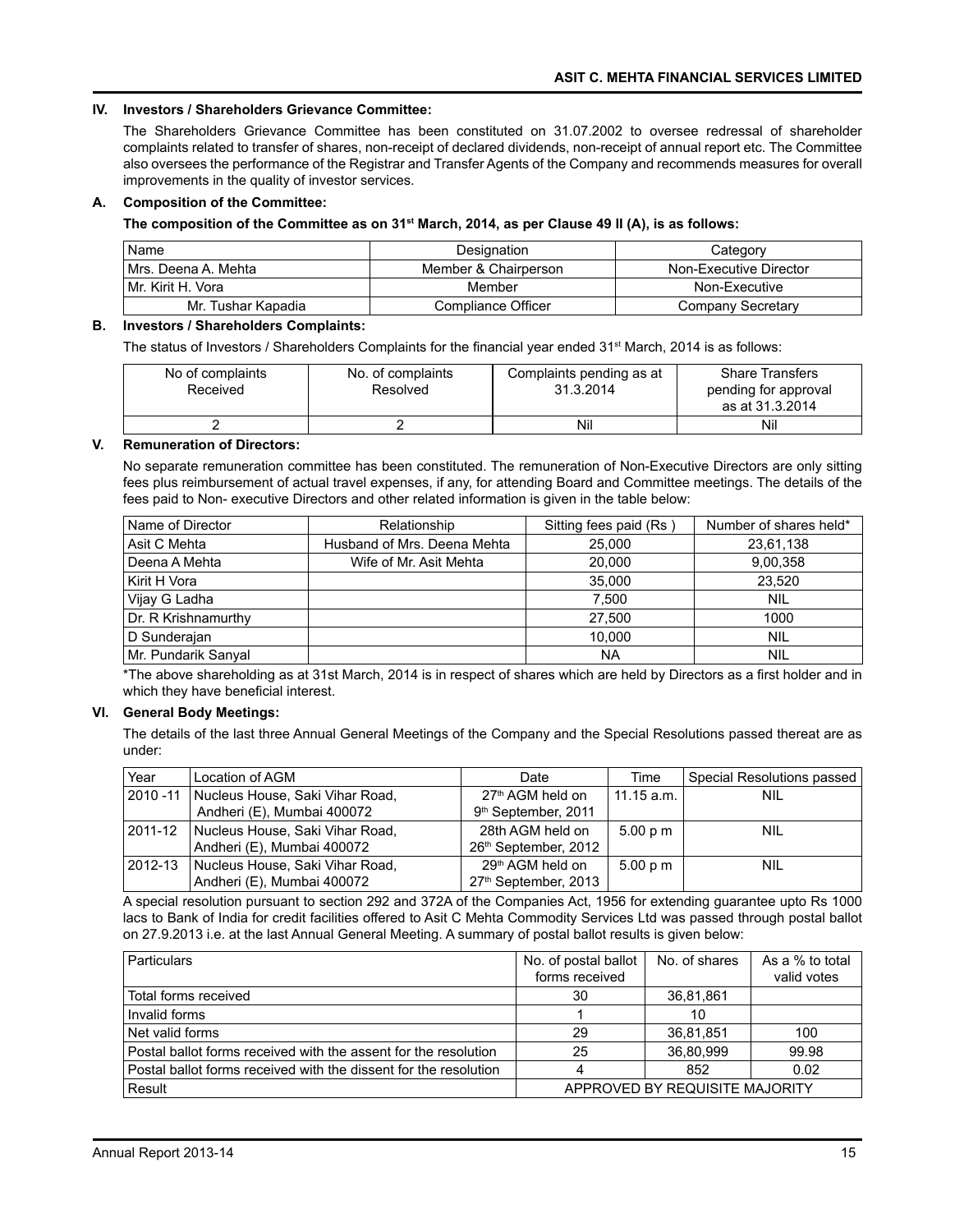## IV. Investors / Shareholders Grievance Committee:

The Shareholders Grievance Committee has been constituted on 31.07.2002 to oversee redressal of shareholder complaints related to transfer of shares, non-receipt of declared dividends, non-receipt of annual report etc. The Committee also oversees the performance of the Registrar and Transfer Agents of the Company and recommends measures for overall improvements in the quality of investor services.

### A. Composition of the Committee:

**The composition of the Committee as on 31st March, 2014, as per Clause 49 II (A), is as follows:**

| Name | Designation | Category |
|---|---|---|
| Mrs. Deena A. Mehta | Member & Chairperson | Non-Executive Director |
| Mr. Kirit H. Vora | Member | Non-Executive |
| Mr. Tushar Kapadia | Compliance Officer | Company Secretary |

### B. Investors / Shareholders Complaints:

The status of Investors / Shareholders Complaints for the financial year ended 31st March, 2014 is as follows:

| No of complaints Received | No. of complaints Resolved | Complaints pending as at 31.3.2014 | Share Transfers pending for approval as at 31.3.2014 |
|---|---|---|---|
| 2 | 2 | Nil | Nil |

## V. Remuneration of Directors:

No separate remuneration committee has been constituted. The remuneration of Non-Executive Directors are only sitting fees plus reimbursement of actual travel expenses, if any, for attending Board and Committee meetings. The details of the fees paid to Non- executive Directors and other related information is given in the table below:

| Name of Director | Relationship | Sitting fees paid (Rs ) | Number of shares held* |
|---|---|---|---|
| Asit C Mehta | Husband of Mrs. Deena Mehta | 25,000 | 23,61,138 |
| Deena A Mehta | Wife of Mr. Asit Mehta | 20,000 | 9,00,358 |
| Kirit H Vora | | 35,000 | 23,520 |
| Vijay G Ladha | | 7,500 | NIL |
| Dr. R Krishnamurthy | | 27,500 | 1000 |
| D Sunderajan | | 10,000 | NIL |
| Mr. Pundarik Sanyal | | NA | NIL |

*The above shareholding as at 31st March, 2014 is in respect of shares which are held by Directors as a first holder and in which they have beneficial interest.

## VI. General Body Meetings:

The details of the last three Annual General Meetings of the Company and the Special Resolutions passed thereat are as under:

| Year | Location of AGM | Date | Time | Special Resolutions passed |
|---|---|---|---|---|
| 2010 -11 | Nucleus House, Saki Vihar Road, Andheri (E), Mumbai 400072 | 27th AGM held on 9th September, 2011 | 11.15 a.m. | NIL |
| 2011-12 | Nucleus House, Saki Vihar Road, Andheri (E), Mumbai 400072 | 28th AGM held on 26th September, 2012 | 5.00 p m | NIL |
| 2012-13 | Nucleus House, Saki Vihar Road, Andheri (E), Mumbai 400072 | 29th AGM held on 27th September, 2013 | 5.00 p m | NIL |

A special resolution pursuant to section 292 and 372A of the Companies Act, 1956 for extending guarantee upto Rs 1000 lacs to Bank of India for credit facilities offered to Asit C Mehta Commodity Services Ltd was passed through postal ballot on 27.9.2013 i.e. at the last Annual General Meeting. A summary of postal ballot results is given below:

| Particulars | No. of postal ballot forms received | No. of shares | As a % to total valid votes |
|---|---|---|---|
| Total forms received | 30 | 36,81,861 | |
| Invalid forms | 1 | 10 | |
| Net valid forms | 29 | 36,81,851 | 100 |
| Postal ballot forms received with the assent for the resolution | 25 | 36,80,999 | 99.98 |
| Postal ballot forms received with the dissent for the resolution | 4 | 852 | 0.02 |
| Result | APPROVED BY REQUISITE MAJORITY | | |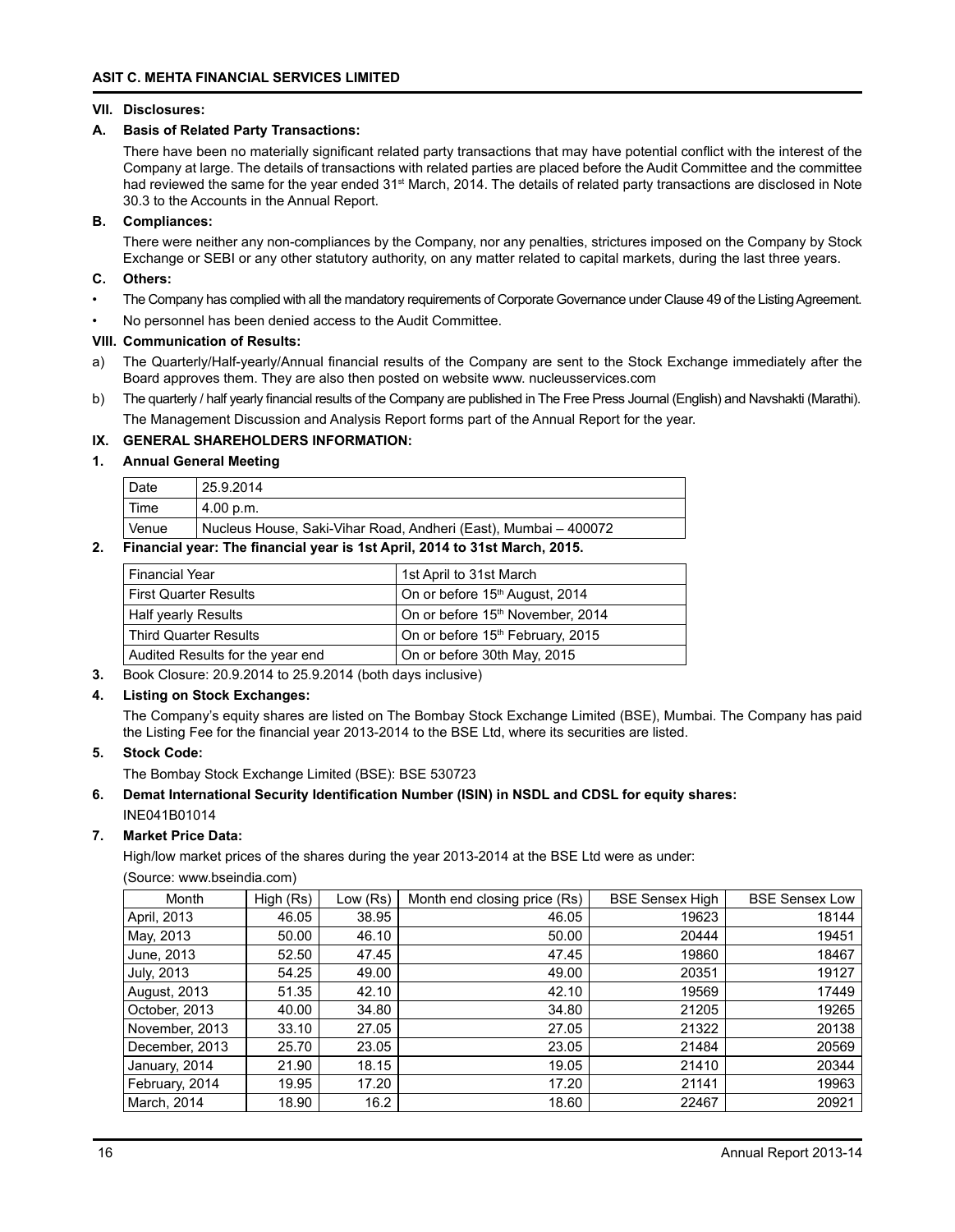### VII. Disclosures:

**A. Basis of Related Party Transactions:**

There have been no materially significant related party transactions that may have potential conflict with the interest of the Company at large. The details of transactions with related parties are placed before the Audit Committee and the committee had reviewed the same for the year ended 31st March, 2014. The details of related party transactions are disclosed in Note 30.3 to the Accounts in the Annual Report.

**B. Compliances:**

There were neither any non-compliances by the Company, nor any penalties, strictures imposed on the Company by Stock Exchange or SEBI or any other statutory authority, on any matter related to capital markets, during the last three years.

**C. Others:**

- The Company has complied with all the mandatory requirements of Corporate Governance under Clause 49 of the Listing Agreement.
- No personnel has been denied access to the Audit Committee.

### VIII. Communication of Results:

a) The Quarterly/Half-yearly/Annual financial results of the Company are sent to the Stock Exchange immediately after the Board approves them. They are also then posted on website www. nucleusservices.com

b) The quarterly / half yearly financial results of the Company are published in The Free Press Journal (English) and Navshakti (Marathi).

The Management Discussion and Analysis Report forms part of the Annual Report for the year.

### IX. GENERAL SHAREHOLDERS INFORMATION:

**1. Annual General Meeting**

| Date | 25.9.2014 |
|---|---|
| Time | 4.00 p.m. |
| Venue | Nucleus House, Saki-Vihar Road, Andheri (East), Mumbai – 400072 |

**2. Financial year: The financial year is 1st April, 2014 to 31st March, 2015.**

| Financial Year | 1st April to 31st March |
|---|---|
| First Quarter Results | On or before 15th August, 2014 |
| Half yearly Results | On or before 15th November, 2014 |
| Third Quarter Results | On or before 15th February, 2015 |
| Audited Results for the year end | On or before 30th May, 2015 |

**3.** Book Closure: 20.9.2014 to 25.9.2014 (both days inclusive)

**4. Listing on Stock Exchanges:**

The Company's equity shares are listed on The Bombay Stock Exchange Limited (BSE), Mumbai. The Company has paid the Listing Fee for the financial year 2013-2014 to the BSE Ltd, where its securities are listed.

**5. Stock Code:**

The Bombay Stock Exchange Limited (BSE): BSE 530723

**6. Demat International Security Identification Number (ISIN) in NSDL and CDSL for equity shares:**

INE041B01014

**7. Market Price Data:**

High/low market prices of the shares during the year 2013-2014 at the BSE Ltd were as under:

(Source: www.bseindia.com)

| Month | High (Rs) | Low (Rs) | Month end closing price (Rs) | BSE Sensex High | BSE Sensex Low |
|---|---|---|---|---|---|
| April, 2013 | 46.05 | 38.95 | 46.05 | 19623 | 18144 |
| May, 2013 | 50.00 | 46.10 | 50.00 | 20444 | 19451 |
| June, 2013 | 52.50 | 47.45 | 47.45 | 19860 | 18467 |
| July, 2013 | 54.25 | 49.00 | 49.00 | 20351 | 19127 |
| August, 2013 | 51.35 | 42.10 | 42.10 | 19569 | 17449 |
| October, 2013 | 40.00 | 34.80 | 34.80 | 21205 | 19265 |
| November, 2013 | 33.10 | 27.05 | 27.05 | 21322 | 20138 |
| December, 2013 | 25.70 | 23.05 | 23.05 | 21484 | 20569 |
| January, 2014 | 21.90 | 18.15 | 19.05 | 21410 | 20344 |
| February, 2014 | 19.95 | 17.20 | 17.20 | 21141 | 19963 |
| March, 2014 | 18.90 | 16.2 | 18.60 | 22467 | 20921 |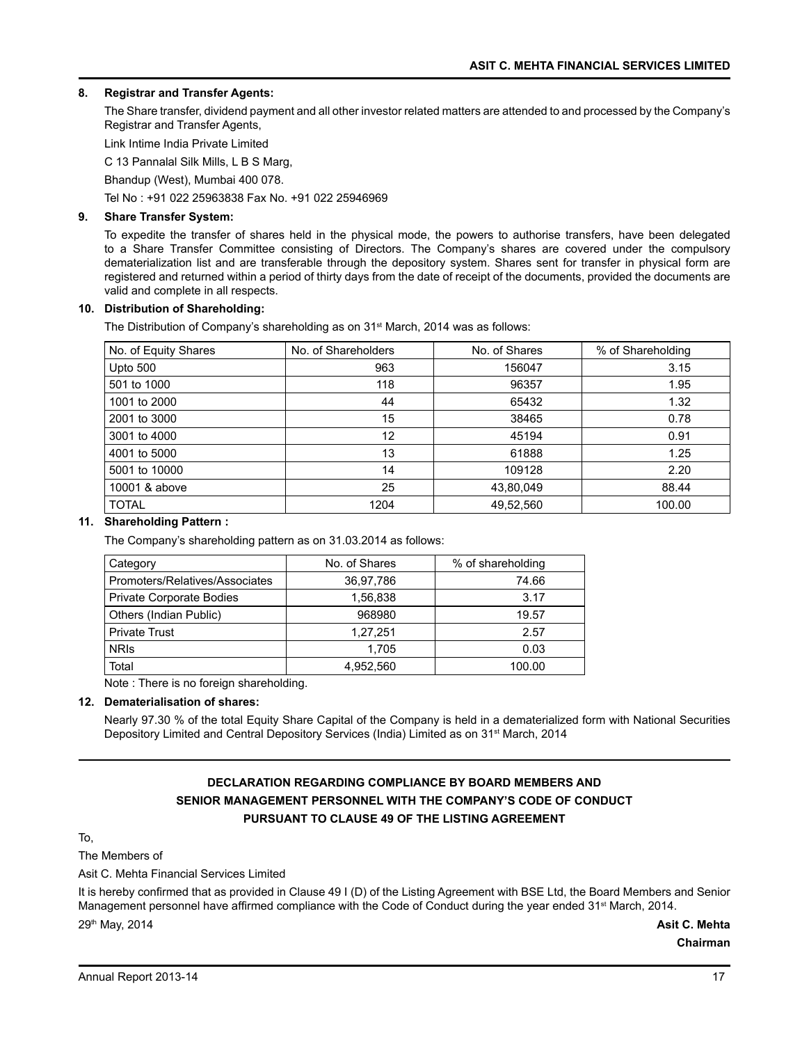### 8. Registrar and Transfer Agents:

The Share transfer, dividend payment and all other investor related matters are attended to and processed by the Company's Registrar and Transfer Agents,

Link Intime India Private Limited

C 13 Pannalal Silk Mills, L B S Marg,

Bhandup (West), Mumbai 400 078.

Tel No : +91 022 25963838 Fax No. +91 022 25946969

### 9. Share Transfer System:

To expedite the transfer of shares held in the physical mode, the powers to authorise transfers, have been delegated to a Share Transfer Committee consisting of Directors. The Company's shares are covered under the compulsory dematerialization list and are transferable through the depository system. Shares sent for transfer in physical form are registered and returned within a period of thirty days from the date of receipt of the documents, provided the documents are valid and complete in all respects.

### 10. Distribution of Shareholding:

The Distribution of Company's shareholding as on 31st March, 2014 was as follows:

| No. of Equity Shares | No. of Shareholders | No. of Shares | % of Shareholding |
|---|---|---|---|
| Upto 500 | 963 | 156047 | 3.15 |
| 501 to 1000 | 118 | 96357 | 1.95 |
| 1001 to 2000 | 44 | 65432 | 1.32 |
| 2001 to 3000 | 15 | 38465 | 0.78 |
| 3001 to 4000 | 12 | 45194 | 0.91 |
| 4001 to 5000 | 13 | 61888 | 1.25 |
| 5001 to 10000 | 14 | 109128 | 2.20 |
| 10001 & above | 25 | 43,80,049 | 88.44 |
| TOTAL | 1204 | 49,52,560 | 100.00 |

### 11. Shareholding Pattern :

The Company's shareholding pattern as on 31.03.2014 as follows:

| Category | No. of Shares | % of shareholding |
|---|---|---|
| Promoters/Relatives/Associates | 36,97,786 | 74.66 |
| Private Corporate Bodies | 1,56,838 | 3.17 |
| Others (Indian Public) | 968980 | 19.57 |
| Private Trust | 1,27,251 | 2.57 |
| NRIs | 1,705 | 0.03 |
| Total | 4,952,560 | 100.00 |

Note : There is no foreign shareholding.

### 12. Dematerialisation of shares:

Nearly 97.30 % of the total Equity Share Capital of the Company is held in a dematerialized form with National Securities Depository Limited and Central Depository Services (India) Limited as on 31st March, 2014

## DECLARATION REGARDING COMPLIANCE BY BOARD MEMBERS AND SENIOR MANAGEMENT PERSONNEL WITH THE COMPANY'S CODE OF CONDUCT PURSUANT TO CLAUSE 49 OF THE LISTING AGREEMENT

To,

The Members of

Asit C. Mehta Financial Services Limited

It is hereby confirmed that as provided in Clause 49 I (D) of the Listing Agreement with BSE Ltd, the Board Members and Senior Management personnel have affirmed compliance with the Code of Conduct during the year ended 31st March, 2014.

29th May, 2014

**Asit C. Mehta**

**Chairman**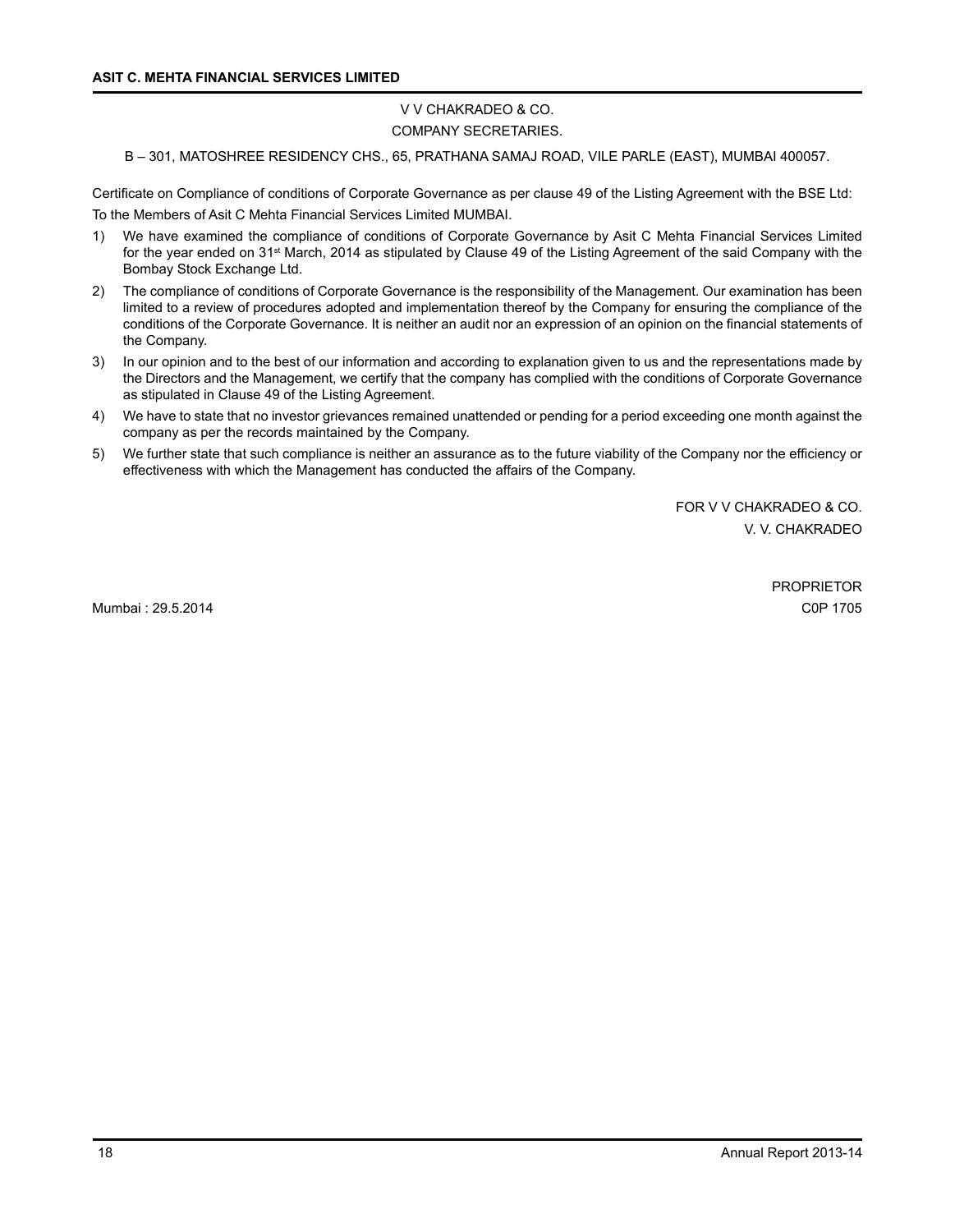V V CHAKRADEO & CO.

COMPANY SECRETARIES.

B – 301, MATOSHREE RESIDENCY CHS., 65, PRATHANA SAMAJ ROAD, VILE PARLE (EAST), MUMBAI 400057.

Certificate on Compliance of conditions of Corporate Governance as per clause 49 of the Listing Agreement with the BSE Ltd:

To the Members of Asit C Mehta Financial Services Limited MUMBAI.

1) We have examined the compliance of conditions of Corporate Governance by Asit C Mehta Financial Services Limited for the year ended on 31st March, 2014 as stipulated by Clause 49 of the Listing Agreement of the said Company with the Bombay Stock Exchange Ltd.

2) The compliance of conditions of Corporate Governance is the responsibility of the Management. Our examination has been limited to a review of procedures adopted and implementation thereof by the Company for ensuring the compliance of the conditions of the Corporate Governance. It is neither an audit nor an expression of an opinion on the financial statements of the Company.

3) In our opinion and to the best of our information and according to explanation given to us and the representations made by the Directors and the Management, we certify that the company has complied with the conditions of Corporate Governance as stipulated in Clause 49 of the Listing Agreement.

4) We have to state that no investor grievances remained unattended or pending for a period exceeding one month against the company as per the records maintained by the Company.

5) We further state that such compliance is neither an assurance as to the future viability of the Company nor the efficiency or effectiveness with which the Management has conducted the affairs of the Company.

FOR V V CHAKRADEO & CO.

V. V. CHAKRADEO

PROPRIETOR

Mumbai : 29.5.2014

C0P 1705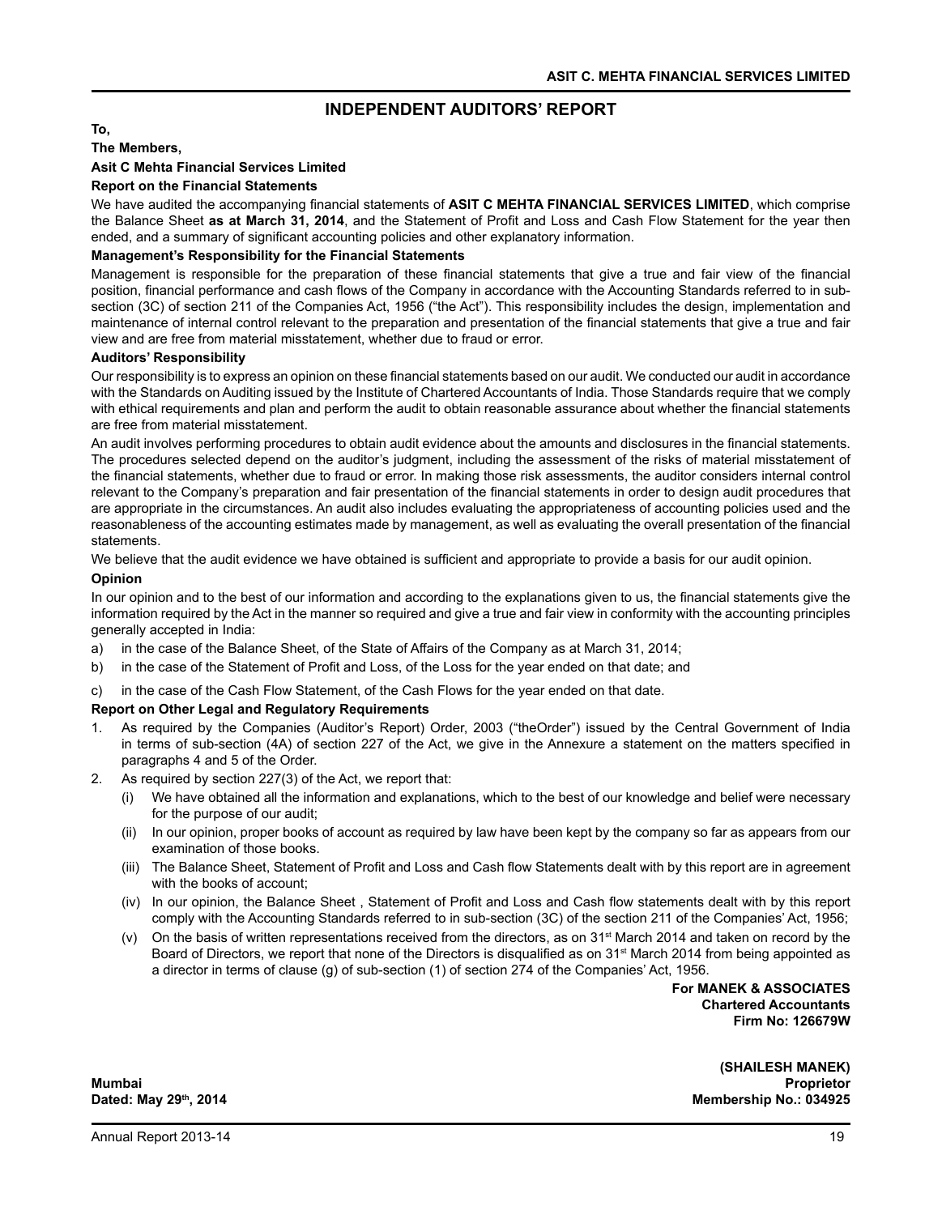# INDEPENDENT AUDITORS' REPORT

**To,**

**The Members,**

**Asit C Mehta Financial Services Limited**

**Report on the Financial Statements**

We have audited the accompanying financial statements of **ASIT C MEHTA FINANCIAL SERVICES LIMITED**, which comprise the Balance Sheet **as at March 31, 2014**, and the Statement of Profit and Loss and Cash Flow Statement for the year then ended, and a summary of significant accounting policies and other explanatory information.

**Management's Responsibility for the Financial Statements**

Management is responsible for the preparation of these financial statements that give a true and fair view of the financial position, financial performance and cash flows of the Company in accordance with the Accounting Standards referred to in sub-section (3C) of section 211 of the Companies Act, 1956 ("the Act"). This responsibility includes the design, implementation and maintenance of internal control relevant to the preparation and presentation of the financial statements that give a true and fair view and are free from material misstatement, whether due to fraud or error.

**Auditors' Responsibility**

Our responsibility is to express an opinion on these financial statements based on our audit. We conducted our audit in accordance with the Standards on Auditing issued by the Institute of Chartered Accountants of India. Those Standards require that we comply with ethical requirements and plan and perform the audit to obtain reasonable assurance about whether the financial statements are free from material misstatement.

An audit involves performing procedures to obtain audit evidence about the amounts and disclosures in the financial statements. The procedures selected depend on the auditor's judgment, including the assessment of the risks of material misstatement of the financial statements, whether due to fraud or error. In making those risk assessments, the auditor considers internal control relevant to the Company's preparation and fair presentation of the financial statements in order to design audit procedures that are appropriate in the circumstances. An audit also includes evaluating the appropriateness of accounting policies used and the reasonableness of the accounting estimates made by management, as well as evaluating the overall presentation of the financial statements.

We believe that the audit evidence we have obtained is sufficient and appropriate to provide a basis for our audit opinion.

**Opinion**

In our opinion and to the best of our information and according to the explanations given to us, the financial statements give the information required by the Act in the manner so required and give a true and fair view in conformity with the accounting principles generally accepted in India:

a) in the case of the Balance Sheet, of the State of Affairs of the Company as at March 31, 2014;

b) in the case of the Statement of Profit and Loss, of the Loss for the year ended on that date; and

c) in the case of the Cash Flow Statement, of the Cash Flows for the year ended on that date.

**Report on Other Legal and Regulatory Requirements**

1. As required by the Companies (Auditor's Report) Order, 2003 ("theOrder") issued by the Central Government of India in terms of sub-section (4A) of section 227 of the Act, we give in the Annexure a statement on the matters specified in paragraphs 4 and 5 of the Order.

2. As required by section 227(3) of the Act, we report that:

   (i) We have obtained all the information and explanations, which to the best of our knowledge and belief were necessary for the purpose of our audit;

   (ii) In our opinion, proper books of account as required by law have been kept by the company so far as appears from our examination of those books.

   (iii) The Balance Sheet, Statement of Profit and Loss and Cash flow Statements dealt with by this report are in agreement with the books of account;

   (iv) In our opinion, the Balance Sheet , Statement of Profit and Loss and Cash flow statements dealt with by this report comply with the Accounting Standards referred to in sub-section (3C) of the section 211 of the Companies' Act, 1956;

   (v) On the basis of written representations received from the directors, as on 31st March 2014 and taken on record by the Board of Directors, we report that none of the Directors is disqualified as on 31st March 2014 from being appointed as a director in terms of clause (g) of sub-section (1) of section 274 of the Companies' Act, 1956.

**For MANEK & ASSOCIATES**
**Chartered Accountants**
**Firm No: 126679W**

**(SHAILESH MANEK)**
**Proprietor**
**Membership No.: 034925**

**Mumbai**
**Dated: May 29th, 2014**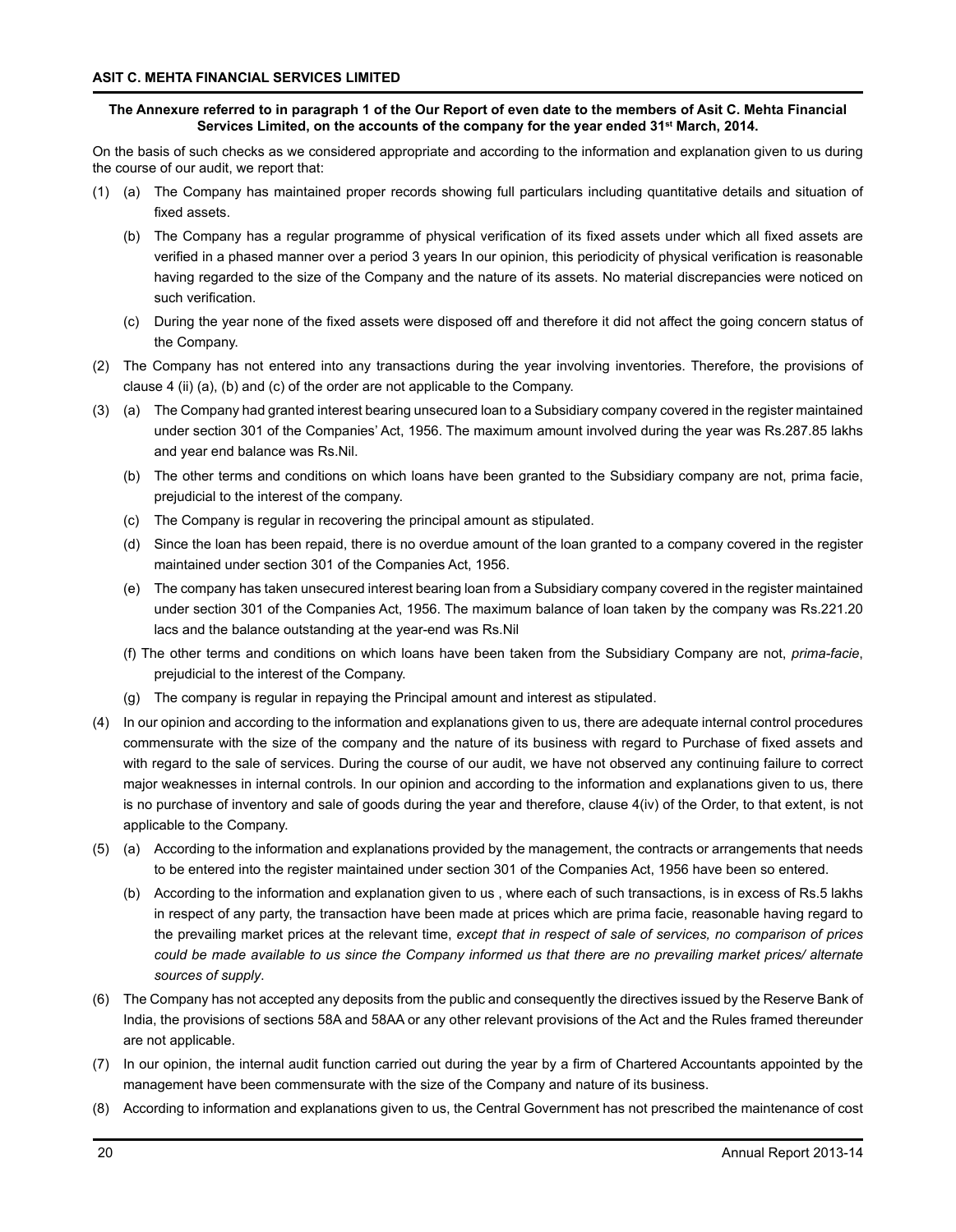**The Annexure referred to in paragraph 1 of the Our Report of even date to the members of Asit C. Mehta Financial Services Limited, on the accounts of the company for the year ended 31st March, 2014.**

On the basis of such checks as we considered appropriate and according to the information and explanation given to us during the course of our audit, we report that:

(1) (a) The Company has maintained proper records showing full particulars including quantitative details and situation of fixed assets.

(b) The Company has a regular programme of physical verification of its fixed assets under which all fixed assets are verified in a phased manner over a period 3 years In our opinion, this periodicity of physical verification is reasonable having regarded to the size of the Company and the nature of its assets. No material discrepancies were noticed on such verification.

(c) During the year none of the fixed assets were disposed off and therefore it did not affect the going concern status of the Company.

(2) The Company has not entered into any transactions during the year involving inventories. Therefore, the provisions of clause 4 (ii) (a), (b) and (c) of the order are not applicable to the Company.

(3) (a) The Company had granted interest bearing unsecured loan to a Subsidiary company covered in the register maintained under section 301 of the Companies' Act, 1956. The maximum amount involved during the year was Rs.287.85 lakhs and year end balance was Rs.Nil.

(b) The other terms and conditions on which loans have been granted to the Subsidiary company are not, prima facie, prejudicial to the interest of the company.

(c) The Company is regular in recovering the principal amount as stipulated.

(d) Since the loan has been repaid, there is no overdue amount of the loan granted to a company covered in the register maintained under section 301 of the Companies Act, 1956.

(e) The company has taken unsecured interest bearing loan from a Subsidiary company covered in the register maintained under section 301 of the Companies Act, 1956. The maximum balance of loan taken by the company was Rs.221.20 lacs and the balance outstanding at the year-end was Rs.Nil

(f) The other terms and conditions on which loans have been taken from the Subsidiary Company are not, *prima-facie*, prejudicial to the interest of the Company.

(g) The company is regular in repaying the Principal amount and interest as stipulated.

(4) In our opinion and according to the information and explanations given to us, there are adequate internal control procedures commensurate with the size of the company and the nature of its business with regard to Purchase of fixed assets and with regard to the sale of services. During the course of our audit, we have not observed any continuing failure to correct major weaknesses in internal controls. In our opinion and according to the information and explanations given to us, there is no purchase of inventory and sale of goods during the year and therefore, clause 4(iv) of the Order, to that extent, is not applicable to the Company.

(5) (a) According to the information and explanations provided by the management, the contracts or arrangements that needs to be entered into the register maintained under section 301 of the Companies Act, 1956 have been so entered.

(b) According to the information and explanation given to us , where each of such transactions, is in excess of Rs.5 lakhs in respect of any party, the transaction have been made at prices which are prima facie, reasonable having regard to the prevailing market prices at the relevant time, *except that in respect of sale of services, no comparison of prices could be made available to us since the Company informed us that there are no prevailing market prices/ alternate sources of supply*.

(6) The Company has not accepted any deposits from the public and consequently the directives issued by the Reserve Bank of India, the provisions of sections 58A and 58AA or any other relevant provisions of the Act and the Rules framed thereunder are not applicable.

(7) In our opinion, the internal audit function carried out during the year by a firm of Chartered Accountants appointed by the management have been commensurate with the size of the Company and nature of its business.

(8) According to information and explanations given to us, the Central Government has not prescribed the maintenance of cost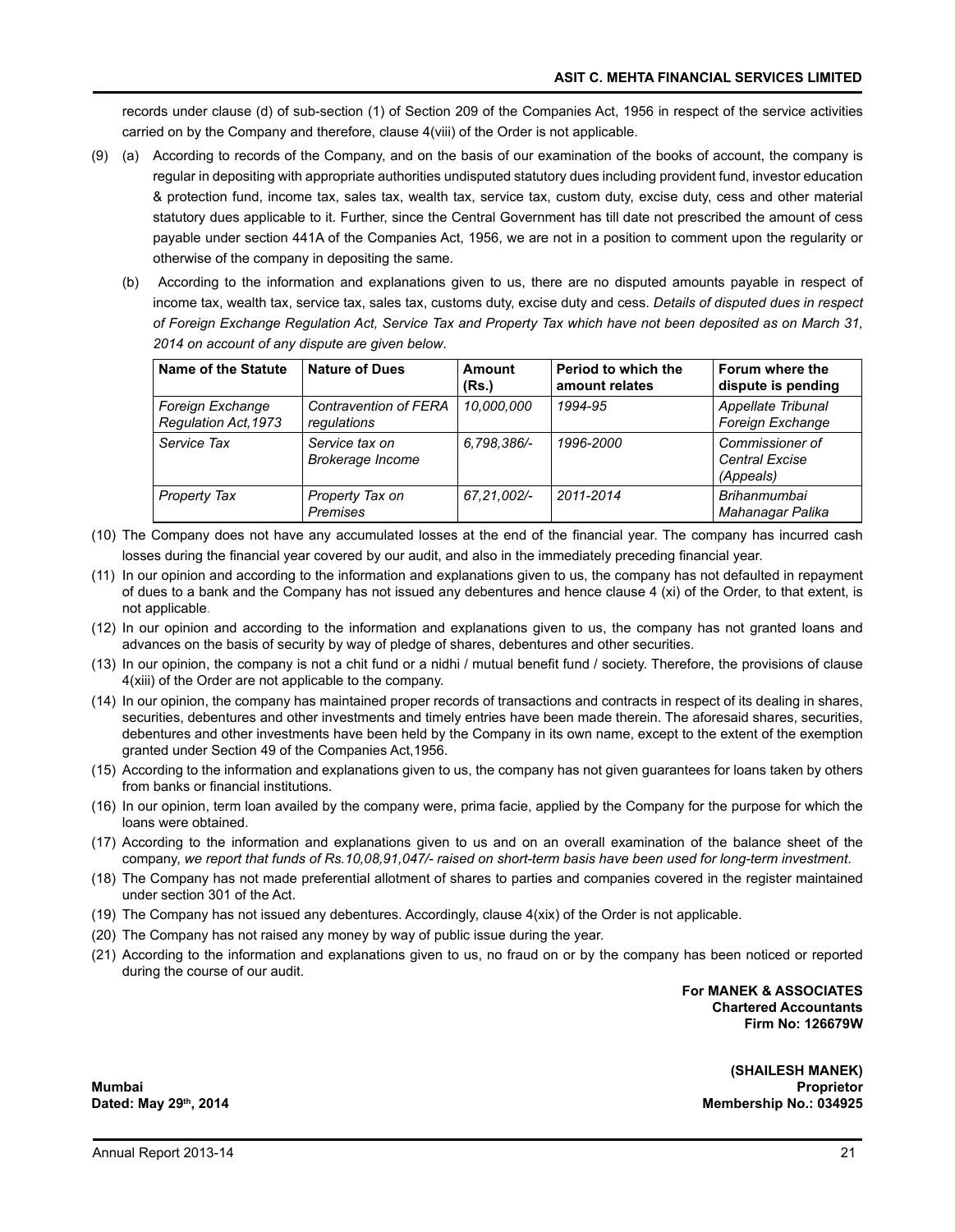records under clause (d) of sub-section (1) of Section 209 of the Companies Act, 1956 in respect of the service activities carried on by the Company and therefore, clause 4(viii) of the Order is not applicable.

(9) (a) According to records of the Company, and on the basis of our examination of the books of account, the company is regular in depositing with appropriate authorities undisputed statutory dues including provident fund, investor education & protection fund, income tax, sales tax, wealth tax, service tax, custom duty, excise duty, cess and other material statutory dues applicable to it. Further, since the Central Government has till date not prescribed the amount of cess payable under section 441A of the Companies Act, 1956, we are not in a position to comment upon the regularity or otherwise of the company in depositing the same.

(b) According to the information and explanations given to us, there are no disputed amounts payable in respect of income tax, wealth tax, service tax, sales tax, customs duty, excise duty and cess. *Details of disputed dues in respect of Foreign Exchange Regulation Act, Service Tax and Property Tax which have not been deposited as on March 31, 2014 on account of any dispute are given below.*

| Name of the Statute | Nature of Dues | Amount (Rs.) | Period to which the amount relates | Forum where the dispute is pending |
|---|---|---|---|---|
| *Foreign Exchange Regulation Act,1973* | *Contravention of FERA regulations* | *10,000,000* | *1994-95* | *Appellate Tribunal Foreign Exchange* |
| *Service Tax* | *Service tax on Brokerage Income* | *6,798,386/-* | *1996-2000* | *Commissioner of Central Excise (Appeals)* |
| *Property Tax* | *Property Tax on Premises* | *67,21,002/-* | *2011-2014* | *Brihanmumbai Mahanagar Palika* |

(10) The Company does not have any accumulated losses at the end of the financial year. The company has incurred cash losses during the financial year covered by our audit, and also in the immediately preceding financial year.

(11) In our opinion and according to the information and explanations given to us, the company has not defaulted in repayment of dues to a bank and the Company has not issued any debentures and hence clause 4 (xi) of the Order, to that extent, is not applicable.

(12) In our opinion and according to the information and explanations given to us, the company has not granted loans and advances on the basis of security by way of pledge of shares, debentures and other securities.

(13) In our opinion, the company is not a chit fund or a nidhi / mutual benefit fund / society. Therefore, the provisions of clause 4(xiii) of the Order are not applicable to the company.

(14) In our opinion, the company has maintained proper records of transactions and contracts in respect of its dealing in shares, securities, debentures and other investments and timely entries have been made therein. The aforesaid shares, securities, debentures and other investments have been held by the Company in its own name, except to the extent of the exemption granted under Section 49 of the Companies Act,1956.

(15) According to the information and explanations given to us, the company has not given guarantees for loans taken by others from banks or financial institutions.

(16) In our opinion, term loan availed by the company were, prima facie, applied by the Company for the purpose for which the loans were obtained.

(17) According to the information and explanations given to us and on an overall examination of the balance sheet of the company, *we report that funds of Rs.10,08,91,047/- raised on short-term basis have been used for long-term investment.*

(18) The Company has not made preferential allotment of shares to parties and companies covered in the register maintained under section 301 of the Act.

(19) The Company has not issued any debentures. Accordingly, clause 4(xix) of the Order is not applicable.

(20) The Company has not raised any money by way of public issue during the year.

(21) According to the information and explanations given to us, no fraud on or by the company has been noticed or reported during the course of our audit.

**For MANEK & ASSOCIATES**
**Chartered Accountants**
**Firm No: 126679W**

**(SHAILESH MANEK)**
**Proprietor**
**Membership No.: 034925**

**Mumbai**
**Dated: May 29th, 2014**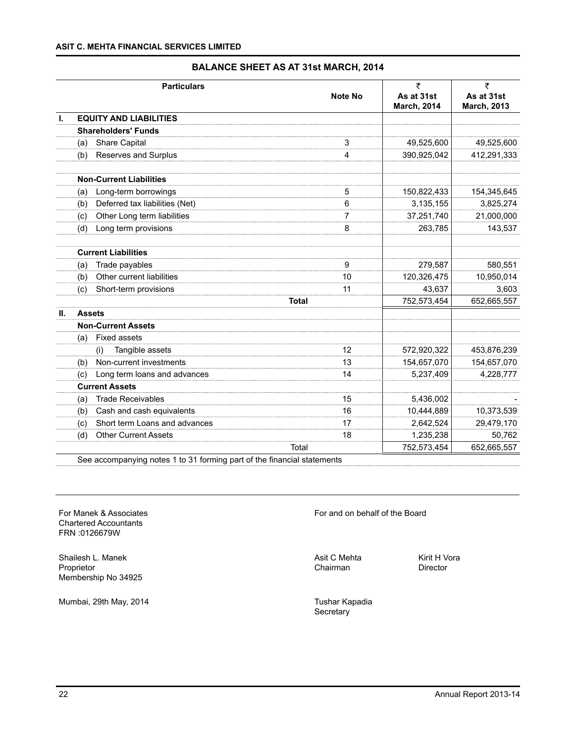**ASIT C. MEHTA FINANCIAL SERVICES LIMITED**

## BALANCE SHEET AS AT 31st MARCH, 2014

| | Particulars | Note No | ₹ As at 31st March, 2014 | ₹ As at 31st March, 2013 |
|---|---|---|---|---|
| **I.** | **EQUITY AND LIABILITIES** | | | |
| | **Shareholders' Funds** | | | |
| | (a) Share Capital | 3 | 49,525,600 | 49,525,600 |
| | (b) Reserves and Surplus | 4 | 390,925,042 | 412,291,333 |
| | | | | |
| | **Non-Current Liabilities** | | | |
| | (a) Long-term borrowings | 5 | 150,822,433 | 154,345,645 |
| | (b) Deferred tax liabilities (Net) | 6 | 3,135,155 | 3,825,274 |
| | (c) Other Long term liabilities | 7 | 37,251,740 | 21,000,000 |
| | (d) Long term provisions | 8 | 263,785 | 143,537 |
| | | | | |
| | **Current Liabilities** | | | |
| | (a) Trade payables | 9 | 279,587 | 580,551 |
| | (b) Other current liabilities | 10 | 120,326,475 | 10,950,014 |
| | (c) Short-term provisions | 11 | 43,637 | 3,603 |
| | **Total** | | 752,573,454 | 652,665,557 |
| **II.** | **Assets** | | | |
| | **Non-Current Assets** | | | |
| | (a) Fixed assets | | | |
| | (i) Tangible assets | 12 | 572,920,322 | 453,876,239 |
| | (b) Non-current investments | 13 | 154,657,070 | 154,657,070 |
| | (c) Long term loans and advances | 14 | 5,237,409 | 4,228,777 |
| | **Current Assets** | | | |
| | (a) Trade Receivables | 15 | 5,436,002 | - |
| | (b) Cash and cash equivalents | 16 | 10,444,889 | 10,373,539 |
| | (c) Short term Loans and advances | 17 | 2,642,524 | 29,479,170 |
| | (d) Other Current Assets | 18 | 1,235,238 | 50,762 |
| | Total | | 752,573,454 | 652,665,557 |

See accompanying notes 1 to 31 forming part of the financial statements

For Manek & Associates
Chartered Accountants
FRN :0126679W

Shailesh L. Manek
Proprietor
Membership No 34925

Mumbai, 29th May, 2014

For and on behalf of the Board

Asit C Mehta
Chairman

Kirit H Vora
Director

Tushar Kapadia
Secretary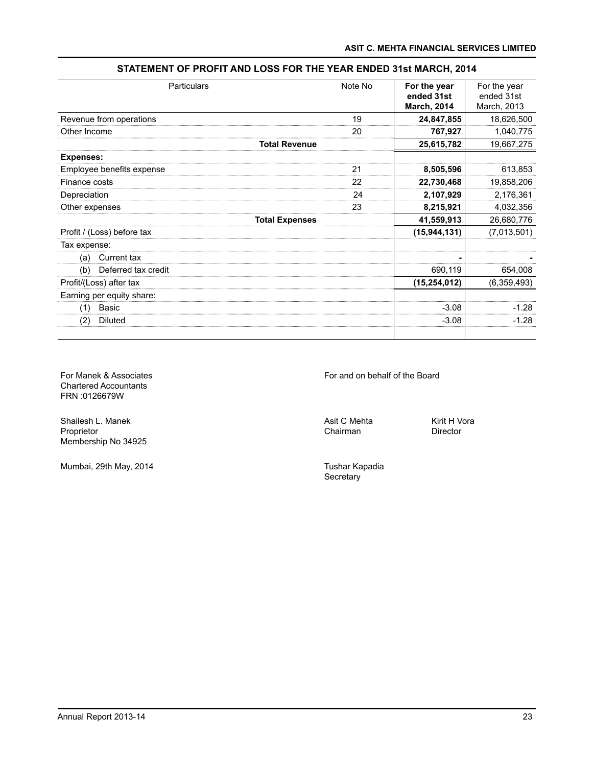## STATEMENT OF PROFIT AND LOSS FOR THE YEAR ENDED 31st MARCH, 2014

| Particulars | Note No | For the year ended 31st March, 2014 | For the year ended 31st March, 2013 |
|---|---|---|---|
| Revenue from operations | 19 | **24,847,855** | 18,626,500 |
| Other Income | 20 | **767,927** | 1,040,775 |
| **Total Revenue** | | **25,615,782** | 19,667,275 |
| **Expenses:** | | | |
| Employee benefits expense | 21 | **8,505,596** | 613,853 |
| Finance costs | 22 | **22,730,468** | 19,858,206 |
| Depreciation | 24 | **2,107,929** | 2,176,361 |
| Other expenses | 23 | **8,215,921** | 4,032,356 |
| **Total Expenses** | | **41,559,913** | 26,680,776 |
| Profit / (Loss) before tax | | **(15,944,131)** | (7,013,501) |
| Tax expense: | | | |
| (a) Current tax | | **-** | **-** |
| (b) Deferred tax credit | | 690,119 | 654,008 |
| Profit/(Loss) after tax | | **(15,254,012)** | (6,359,493) |
| Earning per equity share: | | | |
| (1) Basic | | -3.08 | -1.28 |
| (2) Diluted | | -3.08 | -1.28 |

For Manek & Associates
Chartered Accountants
FRN :0126679W

Shailesh L. Manek
Proprietor
Membership No 34925

Mumbai, 29th May, 2014

For and on behalf of the Board

Asit C Mehta
Chairman

Kirit H Vora
Director

Tushar Kapadia
Secretary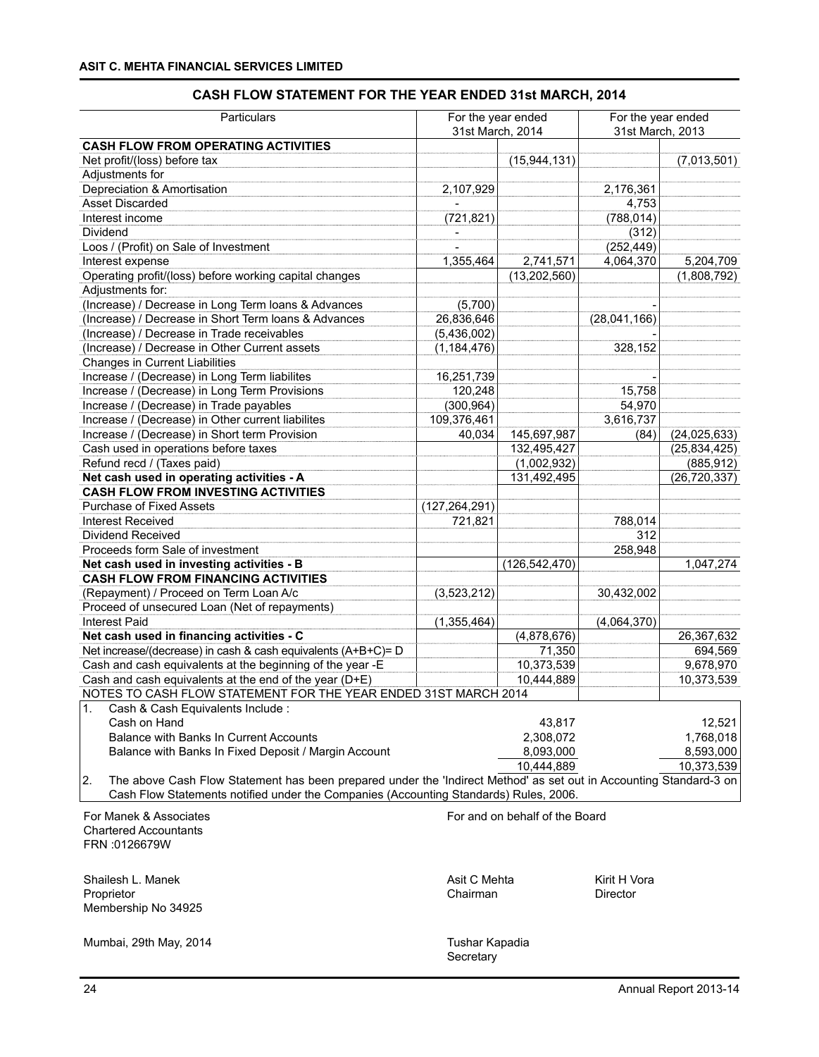## CASH FLOW STATEMENT FOR THE YEAR ENDED 31st MARCH, 2014

| Particulars | For the year ended 31st March, 2014 | | For the year ended 31st March, 2013 | |
|---|---|---|---|---|
| **CASH FLOW FROM OPERATING ACTIVITIES** | | | | |
| Net profit/(loss) before tax | | (15,944,131) | | (7,013,501) |
| Adjustments for | | | | |
| Depreciation & Amortisation | 2,107,929 | | 2,176,361 | |
| Asset Discarded | - | | 4,753 | |
| Interest income | (721,821) | | (788,014) | |
| Dividend | - | | (312) | |
| Loos / (Profit) on Sale of Investment | - | | (252,449) | |
| Interest expense | 1,355,464 | 2,741,571 | 4,064,370 | 5,204,709 |
| Operating profit/(loss) before working capital changes | | (13,202,560) | | (1,808,792) |
| Adjustments for: | | | | |
| (Increase) / Decrease in Long Term loans & Advances | (5,700) | | - | |
| (Increase) / Decrease in Short Term loans & Advances | 26,836,646 | | (28,041,166) | |
| (Increase) / Decrease in Trade receivables | (5,436,002) | | - | |
| (Increase) / Decrease in Other Current assets | (1,184,476) | | 328,152 | |
| Changes in Current Liabilities | | | | |
| Increase / (Decrease) in Long Term liabilites | 16,251,739 | | - | |
| Increase / (Decrease) in Long Term Provisions | 120,248 | | 15,758 | |
| Increase / (Decrease) in Trade payables | (300,964) | | 54,970 | |
| Increase / (Decrease) in Other current liabilites | 109,376,461 | | 3,616,737 | |
| Increase / (Decrease) in Short term Provision | 40,034 | 145,697,987 | (84) | (24,025,633) |
| Cash used in operations before taxes | | 132,495,427 | | (25,834,425) |
| Refund recd / (Taxes paid) | | (1,002,932) | | (885,912) |
| **Net cash used in operating activities - A** | | 131,492,495 | | (26,720,337) |
| **CASH FLOW FROM INVESTING ACTIVITIES** | | | | |
| Purchase of Fixed Assets | (127,264,291) | | | |
| Interest Received | 721,821 | | 788,014 | |
| Dividend Received | | | 312 | |
| Proceeds form Sale of investment | | | 258,948 | |
| **Net cash used in investing activities - B** | | (126,542,470) | | 1,047,274 |
| **CASH FLOW FROM FINANCING ACTIVITIES** | | | | |
| (Repayment) / Proceed on Term Loan A/c | (3,523,212) | | 30,432,002 | |
| Proceed of unsecured Loan (Net of repayments) | | | | |
| Interest Paid | (1,355,464) | | (4,064,370) | |
| **Net cash used in financing activities - C** | | (4,878,676) | | 26,367,632 |
| Net increase/(decrease) in cash & cash equivalents (A+B+C)= D | | 71,350 | | 694,569 |
| Cash and cash equivalents at the beginning of the year -E | | 10,373,539 | | 9,678,970 |
| Cash and cash equivalents at the end of the year (D+E) | | 10,444,889 | | 10,373,539 |

NOTES TO CASH FLOW STATEMENT FOR THE YEAR ENDED 31ST MARCH 2014

1. Cash & Cash Equivalents Include :

| | 2014 | 2013 |
|---|---|---|
| Cash on Hand | 43,817 | 12,521 |
| Balance with Banks In Current Accounts | 2,308,072 | 1,768,018 |
| Balance with Banks In Fixed Deposit / Margin Account | 8,093,000 | 8,593,000 |
| | 10,444,889 | 10,373,539 |

2. The above Cash Flow Statement has been prepared under the 'Indirect Method' as set out in Accounting Standard-3 on Cash Flow Statements notified under the Companies (Accounting Standards) Rules, 2006.

For Manek & Associates
Chartered Accountants
FRN :0126679W

Shailesh L. Manek
Proprietor
Membership No 34925

Mumbai, 29th May, 2014

For and on behalf of the Board

Asit C Mehta
Chairman

Kirit H Vora
Director

Tushar Kapadia
Secretary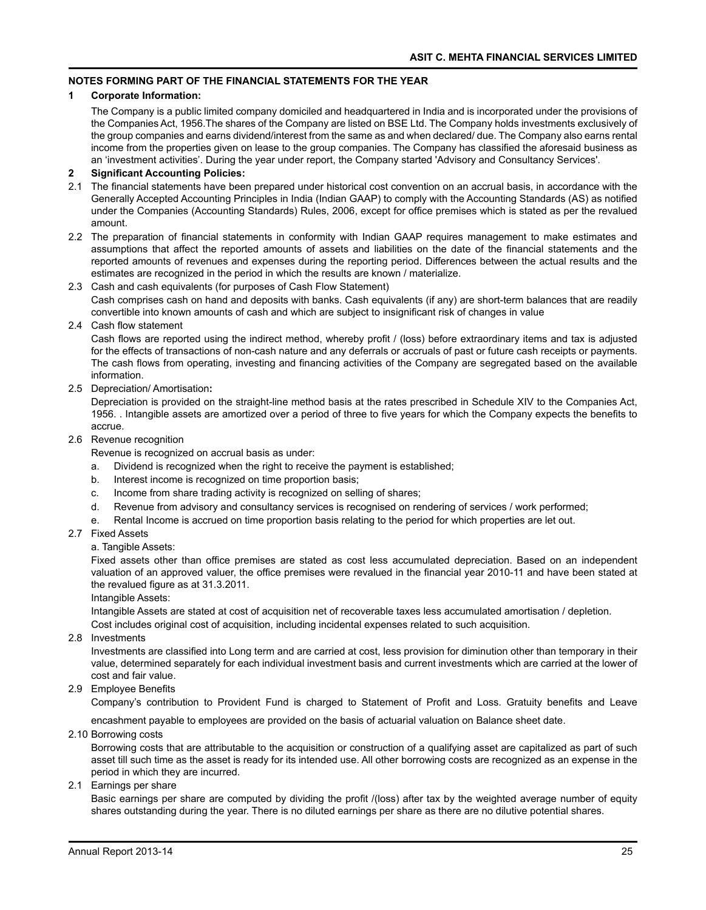## NOTES FORMING PART OF THE FINANCIAL STATEMENTS FOR THE YEAR

### 1 Corporate Information:

The Company is a public limited company domiciled and headquartered in India and is incorporated under the provisions of the Companies Act, 1956.The shares of the Company are listed on BSE Ltd. The Company holds investments exclusively of the group companies and earns dividend/interest from the same as and when declared/ due. The Company also earns rental income from the properties given on lease to the group companies. The Company has classified the aforesaid business as an 'investment activities'. During the year under report, the Company started 'Advisory and Consultancy Services'.

### 2 Significant Accounting Policies:

2.1 The financial statements have been prepared under historical cost convention on an accrual basis, in accordance with the Generally Accepted Accounting Principles in India (Indian GAAP) to comply with the Accounting Standards (AS) as notified under the Companies (Accounting Standards) Rules, 2006, except for office premises which is stated as per the revalued amount.

2.2 The preparation of financial statements in conformity with Indian GAAP requires management to make estimates and assumptions that affect the reported amounts of assets and liabilities on the date of the financial statements and the reported amounts of revenues and expenses during the reporting period. Differences between the actual results and the estimates are recognized in the period in which the results are known / materialize.

2.3 Cash and cash equivalents (for purposes of Cash Flow Statement)

Cash comprises cash on hand and deposits with banks. Cash equivalents (if any) are short-term balances that are readily convertible into known amounts of cash and which are subject to insignificant risk of changes in value

2.4 Cash flow statement

Cash flows are reported using the indirect method, whereby profit / (loss) before extraordinary items and tax is adjusted for the effects of transactions of non-cash nature and any deferrals or accruals of past or future cash receipts or payments. The cash flows from operating, investing and financing activities of the Company are segregated based on the available information.

2.5 Depreciation/ Amortisation**:**

Depreciation is provided on the straight-line method basis at the rates prescribed in Schedule XIV to the Companies Act, 1956. . Intangible assets are amortized over a period of three to five years for which the Company expects the benefits to accrue.

2.6 Revenue recognition

Revenue is recognized on accrual basis as under:

a. Dividend is recognized when the right to receive the payment is established;
b. Interest income is recognized on time proportion basis;
c. Income from share trading activity is recognized on selling of shares;
d. Revenue from advisory and consultancy services is recognised on rendering of services / work performed;
e. Rental Income is accrued on time proportion basis relating to the period for which properties are let out.

2.7 Fixed Assets

a. Tangible Assets:

Fixed assets other than office premises are stated as cost less accumulated depreciation. Based on an independent valuation of an approved valuer, the office premises were revalued in the financial year 2010-11 and have been stated at the revalued figure as at 31.3.2011.

Intangible Assets:

Intangible Assets are stated at cost of acquisition net of recoverable taxes less accumulated amortisation / depletion.

Cost includes original cost of acquisition, including incidental expenses related to such acquisition.

2.8 Investments

Investments are classified into Long term and are carried at cost, less provision for diminution other than temporary in their value, determined separately for each individual investment basis and current investments which are carried at the lower of cost and fair value.

2.9 Employee Benefits

Company's contribution to Provident Fund is charged to Statement of Profit and Loss. Gratuity benefits and Leave encashment payable to employees are provided on the basis of actuarial valuation on Balance sheet date.

2.10 Borrowing costs

Borrowing costs that are attributable to the acquisition or construction of a qualifying asset are capitalized as part of such asset till such time as the asset is ready for its intended use. All other borrowing costs are recognized as an expense in the period in which they are incurred.

2.1 Earnings per share

Basic earnings per share are computed by dividing the profit /(loss) after tax by the weighted average number of equity shares outstanding during the year. There is no diluted earnings per share as there are no dilutive potential shares.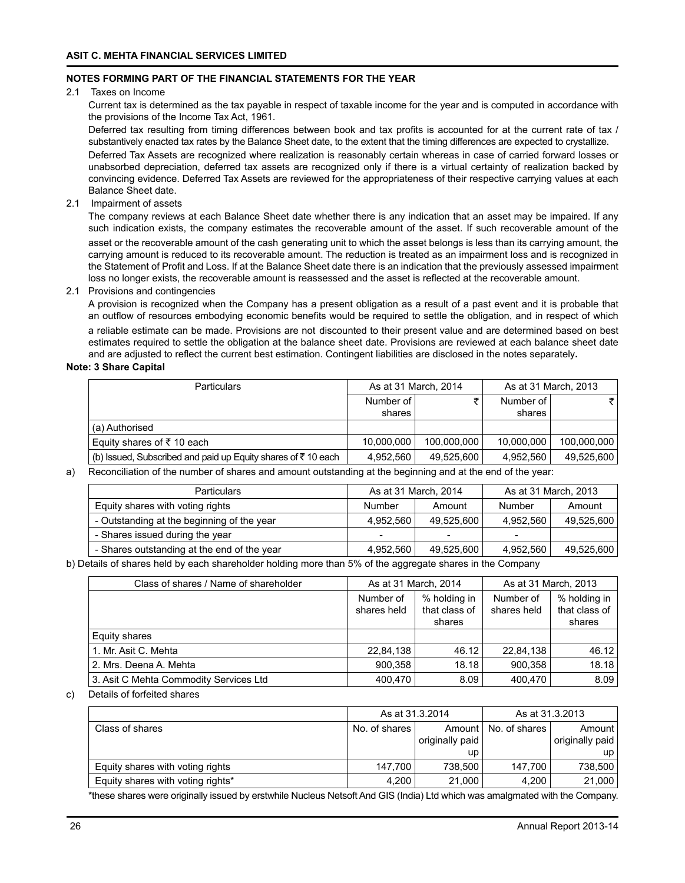## NOTES FORMING PART OF THE FINANCIAL STATEMENTS FOR THE YEAR

2.1 Taxes on Income

Current tax is determined as the tax payable in respect of taxable income for the year and is computed in accordance with the provisions of the Income Tax Act, 1961.

Deferred tax resulting from timing differences between book and tax profits is accounted for at the current rate of tax / substantively enacted tax rates by the Balance Sheet date, to the extent that the timing differences are expected to crystallize.

Deferred Tax Assets are recognized where realization is reasonably certain whereas in case of carried forward losses or unabsorbed depreciation, deferred tax assets are recognized only if there is a virtual certainty of realization backed by convincing evidence. Deferred Tax Assets are reviewed for the appropriateness of their respective carrying values at each Balance Sheet date.

2.1 Impairment of assets

The company reviews at each Balance Sheet date whether there is any indication that an asset may be impaired. If any such indication exists, the company estimates the recoverable amount of the asset. If such recoverable amount of the asset or the recoverable amount of the cash generating unit to which the asset belongs is less than its carrying amount, the carrying amount is reduced to its recoverable amount. The reduction is treated as an impairment loss and is recognized in the Statement of Profit and Loss. If at the Balance Sheet date there is an indication that the previously assessed impairment loss no longer exists, the recoverable amount is reassessed and the asset is reflected at the recoverable amount.

2.1 Provisions and contingencies

A provision is recognized when the Company has a present obligation as a result of a past event and it is probable that an outflow of resources embodying economic benefits would be required to settle the obligation, and in respect of which a reliable estimate can be made. Provisions are not discounted to their present value and are determined based on best estimates required to settle the obligation at the balance sheet date. Provisions are reviewed at each balance sheet date and are adjusted to reflect the current best estimation. Contingent liabilities are disclosed in the notes separately.

**Note: 3 Share Capital**

| Particulars | As at 31 March, 2014 | | As at 31 March, 2013 | |
|---|---|---|---|---|
| | Number of shares | ₹ | Number of shares | ₹ |
| (a) Authorised | | | | |
| Equity shares of ₹ 10 each | 10,000,000 | 100,000,000 | 10,000,000 | 100,000,000 |
| (b) Issued, Subscribed and paid up Equity shares of ₹ 10 each | 4,952,560 | 49,525,600 | 4,952,560 | 49,525,600 |

a) Reconciliation of the number of shares and amount outstanding at the beginning and at the end of the year:

| Particulars | As at 31 March, 2014 | | As at 31 March, 2013 | |
|---|---|---|---|---|
| Equity shares with voting rights | Number | Amount | Number | Amount |
| - Outstanding at the beginning of the year | 4,952,560 | 49,525,600 | 4,952,560 | 49,525,600 |
| - Shares issued during the year | - | - | - | |
| - Shares outstanding at the end of the year | 4,952,560 | 49,525,600 | 4,952,560 | 49,525,600 |

b) Details of shares held by each shareholder holding more than 5% of the aggregate shares in the Company

| Class of shares / Name of shareholder | As at 31 March, 2014 | | As at 31 March, 2013 | |
|---|---|---|---|---|
| | Number of shares held | % holding in that class of shares | Number of shares held | % holding in that class of shares |
| Equity shares | | | | |
| 1. Mr. Asit C. Mehta | 22,84,138 | 46.12 | 22,84,138 | 46.12 |
| 2. Mrs. Deena A. Mehta | 900,358 | 18.18 | 900,358 | 18.18 |
| 3. Asit C Mehta Commodity Services Ltd | 400,470 | 8.09 | 400,470 | 8.09 |

c) Details of forfeited shares

| | As at 31.3.2014 | | As at 31.3.2013 | |
|---|---|---|---|---|
| Class of shares | No. of shares | Amount originally paid up | No. of shares | Amount originally paid up |
| Equity shares with voting rights | 147,700 | 738,500 | 147,700 | 738,500 |
| Equity shares with voting rights* | 4,200 | 21,000 | 4,200 | 21,000 |

*these shares were originally issued by erstwhile Nucleus Netsoft And GIS (India) Ltd which was amalgmated with the Company.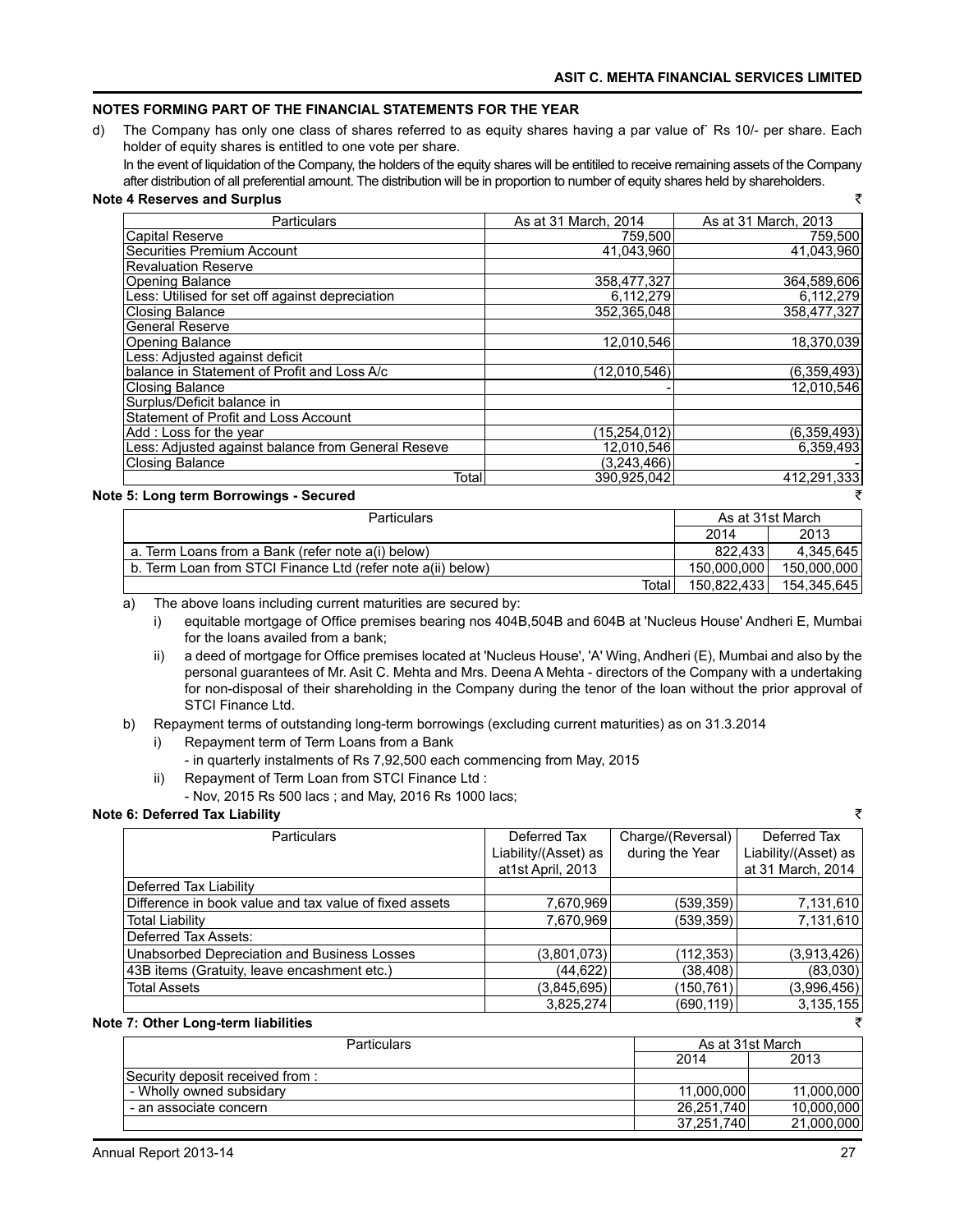## NOTES FORMING PART OF THE FINANCIAL STATEMENTS FOR THE YEAR

d) The Company has only one class of shares referred to as equity shares having a par value of` Rs 10/- per share. Each holder of equity shares is entitled to one vote per share.

In the event of liquidation of the Company, the holders of the equity shares will be entitiled to receive remaining assets of the Company after distribution of all preferential amount. The distribution will be in proportion to number of equity shares held by shareholders.

### Note 4 Reserves and Surplus

₹

| Particulars | As at 31 March, 2014 | As at 31 March, 2013 |
|---|---|---|
| Capital Reserve | 759,500 | 759,500 |
| Securities Premium Account | 41,043,960 | 41,043,960 |
| Revaluation Reserve | | |
| Opening Balance | 358,477,327 | 364,589,606 |
| Less: Utilised for set off against depreciation | 6,112,279 | 6,112,279 |
| Closing Balance | 352,365,048 | 358,477,327 |
| General Reserve | | |
| Opening Balance | 12,010,546 | 18,370,039 |
| Less: Adjusted against deficit | | |
| balance in Statement of Profit and Loss A/c | (12,010,546) | (6,359,493) |
| Closing Balance | - | 12,010,546 |
| Surplus/Deficit balance in | | |
| Statement of Profit and Loss Account | | |
| Add : Loss for the year | (15,254,012) | (6,359,493) |
| Less: Adjusted against balance from General Reseve | 12,010,546 | 6,359,493 |
| Closing Balance | (3,243,466) | - |
| Total | 390,925,042 | 412,291,333 |

### Note 5: Long term Borrowings - Secured

₹

| Particulars | As at 31st March | |
|---|---|---|
| | 2014 | 2013 |
| a. Term Loans from a Bank (refer note a(i) below) | 822,433 | 4,345,645 |
| b. Term Loan from STCI Finance Ltd (refer note a(ii) below) | 150,000,000 | 150,000,000 |
| Total | 150,822,433 | 154,345,645 |

a) The above loans including current maturities are secured by:

i) equitable mortgage of Office premises bearing nos 404B,504B and 604B at 'Nucleus House' Andheri E, Mumbai for the loans availed from a bank;

ii) a deed of mortgage for Office premises located at 'Nucleus House', 'A' Wing, Andheri (E), Mumbai and also by the personal guarantees of Mr. Asit C. Mehta and Mrs. Deena A Mehta - directors of the Company with a undertaking for non-disposal of their shareholding in the Company during the tenor of the loan without the prior approval of STCI Finance Ltd.

b) Repayment terms of outstanding long-term borrowings (excluding current maturities) as on 31.3.2014

i) Repayment term of Term Loans from a Bank

- in quarterly instalments of Rs 7,92,500 each commencing from May, 2015

ii) Repayment of Term Loan from STCI Finance Ltd :

- Nov, 2015 Rs 500 lacs ; and May, 2016 Rs 1000 lacs;

### Note 6: Deferred Tax Liability

₹

| Particulars | Deferred Tax Liability/(Asset) as at1st April, 2013 | Charge/(Reversal) during the Year | Deferred Tax Liability/(Asset) as at 31 March, 2014 |
|---|---|---|---|
| Deferred Tax Liability | | | |
| Difference in book value and tax value of fixed assets | 7,670,969 | (539,359) | 7,131,610 |
| Total Liability | 7,670,969 | (539,359) | 7,131,610 |
| Deferred Tax Assets: | | | |
| Unabsorbed Depreciation and Business Losses | (3,801,073) | (112,353) | (3,913,426) |
| 43B items (Gratuity, leave encashment etc.) | (44,622) | (38,408) | (83,030) |
| Total Assets | (3,845,695) | (150,761) | (3,996,456) |
| | 3,825,274 | (690,119) | 3,135,155 |

### Note 7: Other Long-term liabilities

₹

| Particulars | As at 31st March | |
|---|---|---|
| | 2014 | 2013 |
| Security deposit received from : | | |
| - Wholly owned subsidary | 11,000,000 | 11,000,000 |
| - an associate concern | 26,251,740 | 10,000,000 |
| | 37,251,740 | 21,000,000 |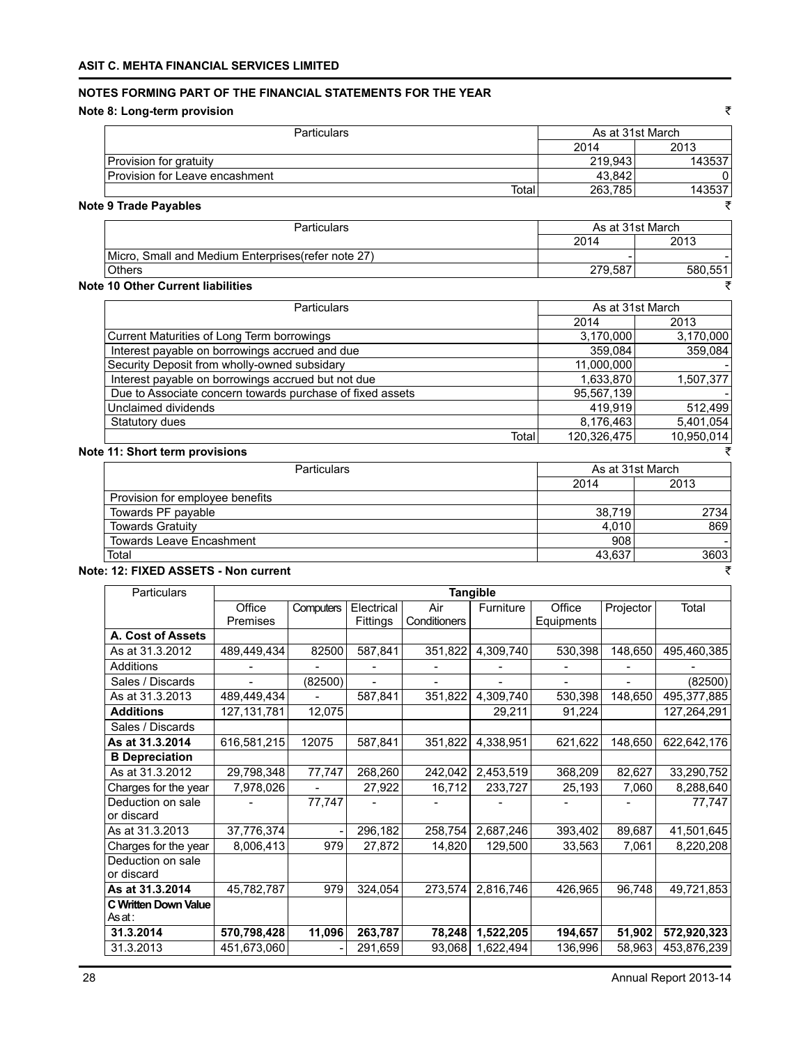## NOTES FORMING PART OF THE FINANCIAL STATEMENTS FOR THE YEAR

### Note 8: Long-term provision

₹

| Particulars | As at 31st March | |
|---|---|---|
| | 2014 | 2013 |
| Provision for gratuity | 219,943 | 143537 |
| Provision for Leave encashment | 43,842 | 0 |
| Total | 263,785 | 143537 |

### Note 9 Trade Payables

₹

| Particulars | As at 31st March | |
|---|---|---|
| | 2014 | 2013 |
| Micro, Small and Medium Enterprises(refer note 27) | - | - |
| Others | 279,587 | 580,551 |

### Note 10 Other Current liabilities

₹

| Particulars | As at 31st March | |
|---|---|---|
| | 2014 | 2013 |
| Current Maturities of Long Term borrowings | 3,170,000 | 3,170,000 |
| Interest payable on borrowings accrued and due | 359,084 | 359,084 |
| Security Deposit from wholly-owned subsidary | 11,000,000 | - |
| Interest payable on borrowings accrued but not due | 1,633,870 | 1,507,377 |
| Due to Associate concern towards purchase of fixed assets | 95,567,139 | - |
| Unclaimed dividends | 419,919 | 512,499 |
| Statutory dues | 8,176,463 | 5,401,054 |
| Total | 120,326,475 | 10,950,014 |

### Note 11: Short term provisions

₹

| Particulars | As at 31st March | |
|---|---|---|
| | 2014 | 2013 |
| Provision for employee benefits | | |
| Towards PF payable | 38,719 | 2734 |
| Towards Gratuity | 4,010 | 869 |
| Towards Leave Encashment | 908 | - |
| Total | 43,637 | 3603 |

### Note: 12: FIXED ASSETS - Non current

₹

| Particulars | Tangible | | | | | | | |
|---|---|---|---|---|---|---|---|---|
| | Office Premises | Computers | Electrical Fittings | Air Conditioners | Furniture | Office Equipments | Projector | Total |
| **A. Cost of Assets** | | | | | | | | |
| As at 31.3.2012 | 489,449,434 | 82500 | 587,841 | 351,822 | 4,309,740 | 530,398 | 148,650 | 495,460,385 |
| Additions | - | - | - | - | - | - | - | - |
| Sales / Discards | - | (82500) | - | - | - | - | - | (82500) |
| As at 31.3.2013 | 489,449,434 | - | 587,841 | 351,822 | 4,309,740 | 530,398 | 148,650 | 495,377,885 |
| **Additions** | 127,131,781 | 12,075 | | | 29,211 | 91,224 | | 127,264,291 |
| Sales / Discards | | | | | | | | |
| **As at 31.3.2014** | 616,581,215 | 12075 | 587,841 | 351,822 | 4,338,951 | 621,622 | 148,650 | 622,642,176 |
| **B Depreciation** | | | | | | | | |
| As at 31.3.2012 | 29,798,348 | 77,747 | 268,260 | 242,042 | 2,453,519 | 368,209 | 82,627 | 33,290,752 |
| Charges for the year | 7,978,026 | - | 27,922 | 16,712 | 233,727 | 25,193 | 7,060 | 8,288,640 |
| Deduction on sale or discard | - | 77,747 | - | - | - | - | - | 77,747 |
| As at 31.3.2013 | 37,776,374 | - | 296,182 | 258,754 | 2,687,246 | 393,402 | 89,687 | 41,501,645 |
| Charges for the year | 8,006,413 | 979 | 27,872 | 14,820 | 129,500 | 33,563 | 7,061 | 8,220,208 |
| Deduction on sale or discard | | | | | | | | |
| **As at 31.3.2014** | 45,782,787 | 979 | 324,054 | 273,574 | 2,816,746 | 426,965 | 96,748 | 49,721,853 |
| **C Written Down Value** As at: | | | | | | | | |
| **31.3.2014** | **570,798,428** | **11,096** | **263,787** | **78,248** | **1,522,205** | **194,657** | **51,902** | **572,920,323** |
| 31.3.2013 | 451,673,060 | - | 291,659 | 93,068 | 1,622,494 | 136,996 | 58,963 | 453,876,239 |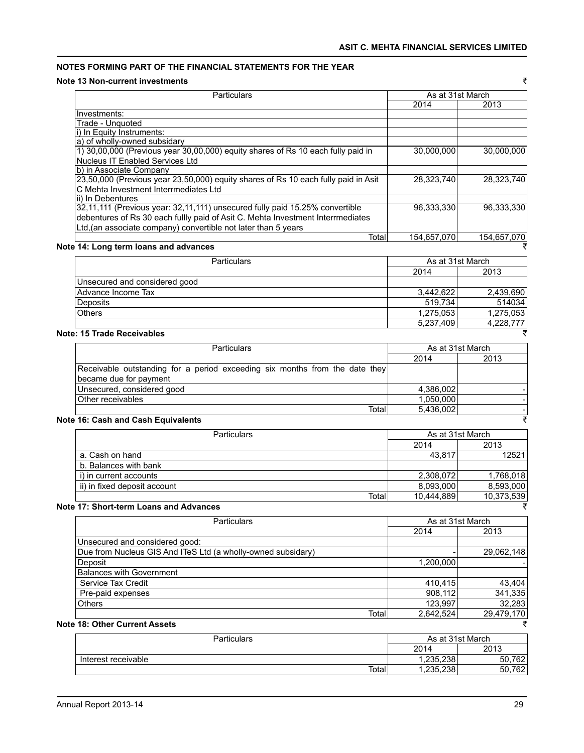## NOTES FORMING PART OF THE FINANCIAL STATEMENTS FOR THE YEAR

### Note 13 Non-current investments

₹

| Particulars | As at 31st March | |
|---|---|---|
| | 2014 | 2013 |
| Investments: | | |
| Trade - Unquoted | | |
| i) In Equity Instruments: | | |
| a) of wholly-owned subsidary | | |
| 1) 30,00,000 (Previous year 30,00,000) equity shares of Rs 10 each fully paid in Nucleus IT Enabled Services Ltd | 30,000,000 | 30,000,000 |
| b) in Associate Company | | |
| 23,50,000 (Previous year 23,50,000) equity shares of Rs 10 each fully paid in Asit C Mehta Investment Interrmediates Ltd | 28,323,740 | 28,323,740 |
| ii) In Debentures | | |
| 32,11,111 (Previous year: 32,11,111) unsecured fully paid 15.25% convertible debentures of Rs 30 each fullly paid of Asit C. Mehta Investment Interrmediates Ltd,(an associate company) convertible not later than 5 years | 96,333,330 | 96,333,330 |
| Total | 154,657,070 | 154,657,070 |

### Note 14: Long term loans and advances

₹

| Particulars | As at 31st March | |
|---|---|---|
| | 2014 | 2013 |
| Unsecured and considered good | | |
| Advance Income Tax | 3,442,622 | 2,439,690 |
| Deposits | 519,734 | 514034 |
| Others | 1,275,053 | 1,275,053 |
| | 5,237,409 | 4,228,777 |

### Note: 15 Trade Receivables

₹

| Particulars | As at 31st March | |
|---|---|---|
| | 2014 | 2013 |
| Receivable outstanding for a period exceeding six months from the date they became due for payment | | |
| Unsecured, considered good | 4,386,002 | - |
| Other receivables | 1,050,000 | - |
| Total | 5,436,002 | - |

### Note 16: Cash and Cash Equivalents

₹

| Particulars | As at 31st March | |
|---|---|---|
| | 2014 | 2013 |
| a. Cash on hand | 43,817 | 12521 |
| b. Balances with bank | | |
| i) in current accounts | 2,308,072 | 1,768,018 |
| ii) in fixed deposit account | 8,093,000 | 8,593,000 |
| Total | 10,444,889 | 10,373,539 |

### Note 17: Short-term Loans and Advances

₹

| Particulars | As at 31st March | |
|---|---|---|
| | 2014 | 2013 |
| Unsecured and considered good: | | |
| Due from Nucleus GIS And ITeS Ltd (a wholly-owned subsidary) | - | 29,062,148 |
| Deposit | 1,200,000 | - |
| Balances with Government | | |
| Service Tax Credit | 410,415 | 43,404 |
| Pre-paid expenses | 908,112 | 341,335 |
| Others | 123,997 | 32,283 |
| Total | 2,642,524 | 29,479,170 |

### Note 18: Other Current Assets

₹

| Particulars | As at 31st March | |
|---|---|---|
| | 2014 | 2013 |
| Interest receivable | 1,235,238 | 50,762 |
| Total | 1,235,238 | 50,762 |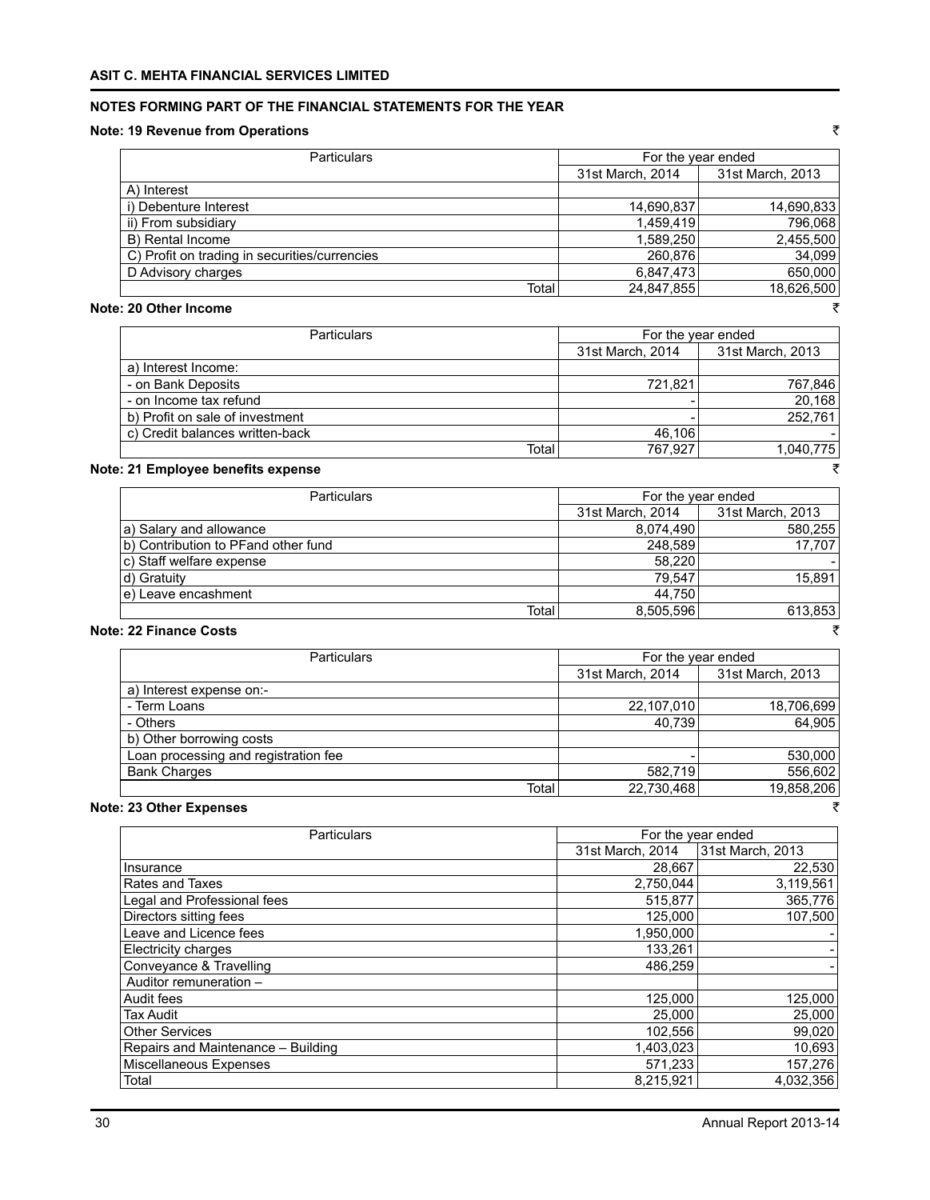**ASIT C. MEHTA FINANCIAL SERVICES LIMITED**

**NOTES FORMING PART OF THE FINANCIAL STATEMENTS FOR THE YEAR**

**Note: 19 Revenue from Operations** ₹

| Particulars | For the year ended | |
|---|---|---|
| | 31st March, 2014 | 31st March, 2013 |
| A) Interest | | |
| i) Debenture Interest | 14,690,837 | 14,690,833 |
| ii) From subsidiary | 1,459,419 | 796,068 |
| B) Rental Income | 1,589,250 | 2,455,500 |
| C) Profit on trading in securities/currencies | 260,876 | 34,099 |
| D Advisory charges | 6,847,473 | 650,000 |
| Total | 24,847,855 | 18,626,500 |

**Note: 20 Other Income** ₹

| Particulars | For the year ended | |
|---|---|---|
| | 31st March, 2014 | 31st March, 2013 |
| a) Interest Income: | | |
| - on Bank Deposits | 721,821 | 767,846 |
| - on Income tax refund | - | 20,168 |
| b) Profit on sale of investment | - | 252,761 |
| c) Credit balances written-back | 46,106 | - |
| Total | 767,927 | 1,040,775 |

**Note: 21 Employee benefits expense** ₹

| Particulars | For the year ended | |
|---|---|---|
| | 31st March, 2014 | 31st March, 2013 |
| a) Salary and allowance | 8,074,490 | 580,255 |
| b) Contribution to PFand other fund | 248,589 | 17,707 |
| c) Staff welfare expense | 58,220 | - |
| d) Gratuity | 79,547 | 15,891 |
| e) Leave encashment | 44,750 | |
| Total | 8,505,596 | 613,853 |

**Note: 22 Finance Costs** ₹

| Particulars | For the year ended | |
|---|---|---|
| | 31st March, 2014 | 31st March, 2013 |
| a) Interest expense on:- | | |
| - Term Loans | 22,107,010 | 18,706,699 |
| - Others | 40,739 | 64,905 |
| b) Other borrowing costs | | |
| Loan processing and registration fee | - | 530,000 |
| Bank Charges | 582,719 | 556,602 |
| Total | 22,730,468 | 19,858,206 |

**Note: 23 Other Expenses** ₹

| Particulars | For the year ended | |
|---|---|---|
| | 31st March, 2014 | 31st March, 2013 |
| Insurance | 28,667 | 22,530 |
| Rates and Taxes | 2,750,044 | 3,119,561 |
| Legal and Professional fees | 515,877 | 365,776 |
| Directors sitting fees | 125,000 | 107,500 |
| Leave and Licence fees | 1,950,000 | - |
| Electricity charges | 133,261 | - |
| Conveyance & Travelling | 486,259 | - |
| Auditor remuneration – | | |
| Audit fees | 125,000 | 125,000 |
| Tax Audit | 25,000 | 25,000 |
| Other Services | 102,556 | 99,020 |
| Repairs and Maintenance – Building | 1,403,023 | 10,693 |
| Miscellaneous Expenses | 571,233 | 157,276 |
| Total | 8,215,921 | 4,032,356 |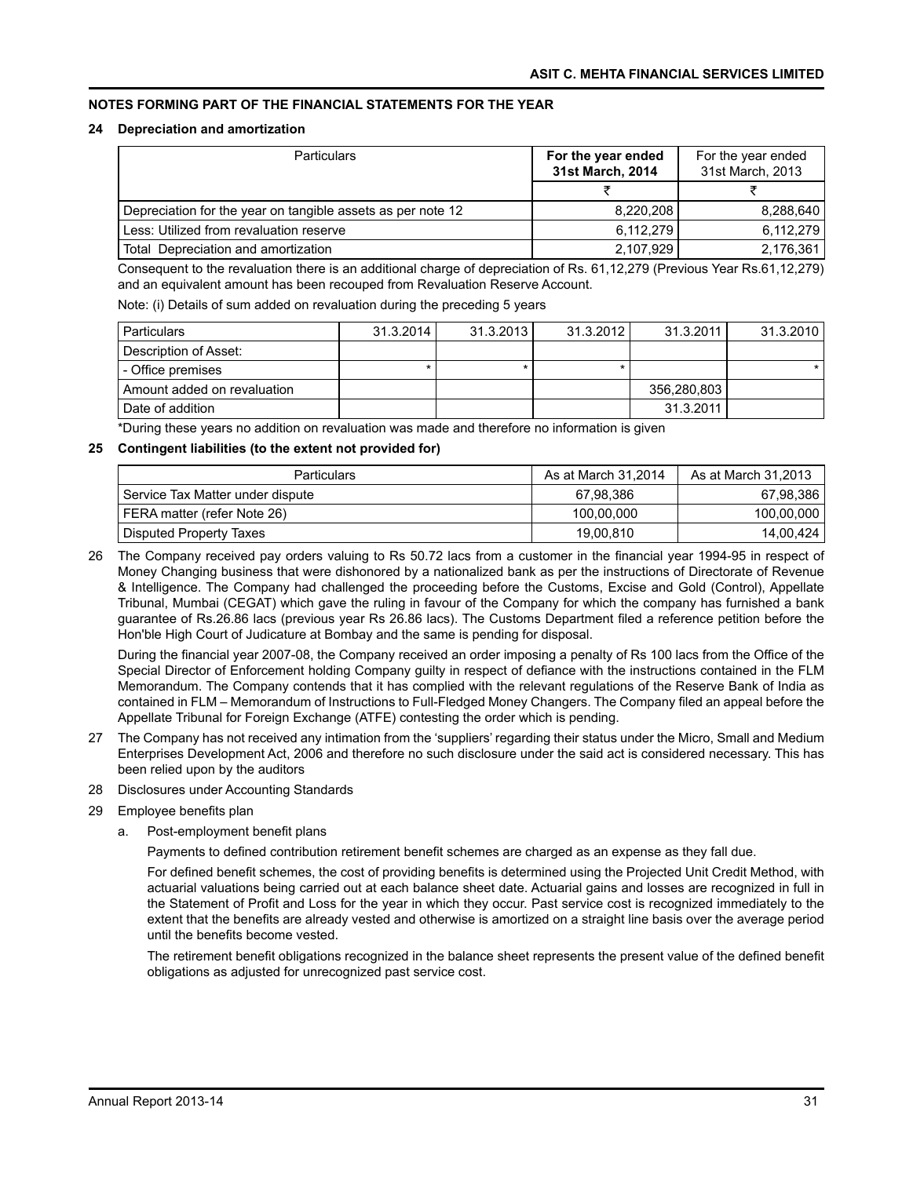## NOTES FORMING PART OF THE FINANCIAL STATEMENTS FOR THE YEAR

### 24 Depreciation and amortization

| Particulars | **For the year ended 31st March, 2014** | For the year ended 31st March, 2013 |
|---|---|---|
| | ₹ | ₹ |
| Depreciation for the year on tangible assets as per note 12 | 8,220,208 | 8,288,640 |
| Less: Utilized from revaluation reserve | 6,112,279 | 6,112,279 |
| Total Depreciation and amortization | 2,107,929 | 2,176,361 |

Consequent to the revaluation there is an additional charge of depreciation of Rs. 61,12,279 (Previous Year Rs.61,12,279) and an equivalent amount has been recouped from Revaluation Reserve Account.

Note: (i) Details of sum added on revaluation during the preceding 5 years

| Particulars | 31.3.2014 | 31.3.2013 | 31.3.2012 | 31.3.2011 | 31.3.2010 |
|---|---|---|---|---|---|
| Description of Asset: | | | | | |
| - Office premises | * | * | * | | * |
| Amount added on revaluation | | | | 356,280,803 | |
| Date of addition | | | | 31.3.2011 | |

*During these years no addition on revaluation was made and therefore no information is given

### 25 Contingent liabilities (to the extent not provided for)

| Particulars | As at March 31,2014 | As at March 31,2013 |
|---|---|---|
| Service Tax Matter under dispute | 67,98,386 | 67,98,386 |
| FERA matter (refer Note 26) | 100,00,000 | 100,00,000 |
| Disputed Property Taxes | 19,00,810 | 14,00,424 |

26 The Company received pay orders valuing to Rs 50.72 lacs from a customer in the financial year 1994-95 in respect of Money Changing business that were dishonored by a nationalized bank as per the instructions of Directorate of Revenue & Intelligence. The Company had challenged the proceeding before the Customs, Excise and Gold (Control), Appellate Tribunal, Mumbai (CEGAT) which gave the ruling in favour of the Company for which the company has furnished a bank guarantee of Rs.26.86 lacs (previous year Rs 26.86 lacs). The Customs Department filed a reference petition before the Hon'ble High Court of Judicature at Bombay and the same is pending for disposal.

During the financial year 2007-08, the Company received an order imposing a penalty of Rs 100 lacs from the Office of the Special Director of Enforcement holding Company guilty in respect of defiance with the instructions contained in the FLM Memorandum. The Company contends that it has complied with the relevant regulations of the Reserve Bank of India as contained in FLM – Memorandum of Instructions to Full-Fledged Money Changers. The Company filed an appeal before the Appellate Tribunal for Foreign Exchange (ATFE) contesting the order which is pending.

27 The Company has not received any intimation from the 'suppliers' regarding their status under the Micro, Small and Medium Enterprises Development Act, 2006 and therefore no such disclosure under the said act is considered necessary. This has been relied upon by the auditors

28 Disclosures under Accounting Standards

29 Employee benefits plan

a. Post-employment benefit plans

Payments to defined contribution retirement benefit schemes are charged as an expense as they fall due.

For defined benefit schemes, the cost of providing benefits is determined using the Projected Unit Credit Method, with actuarial valuations being carried out at each balance sheet date. Actuarial gains and losses are recognized in full in the Statement of Profit and Loss for the year in which they occur. Past service cost is recognized immediately to the extent that the benefits are already vested and otherwise is amortized on a straight line basis over the average period until the benefits become vested.

The retirement benefit obligations recognized in the balance sheet represents the present value of the defined benefit obligations as adjusted for unrecognized past service cost.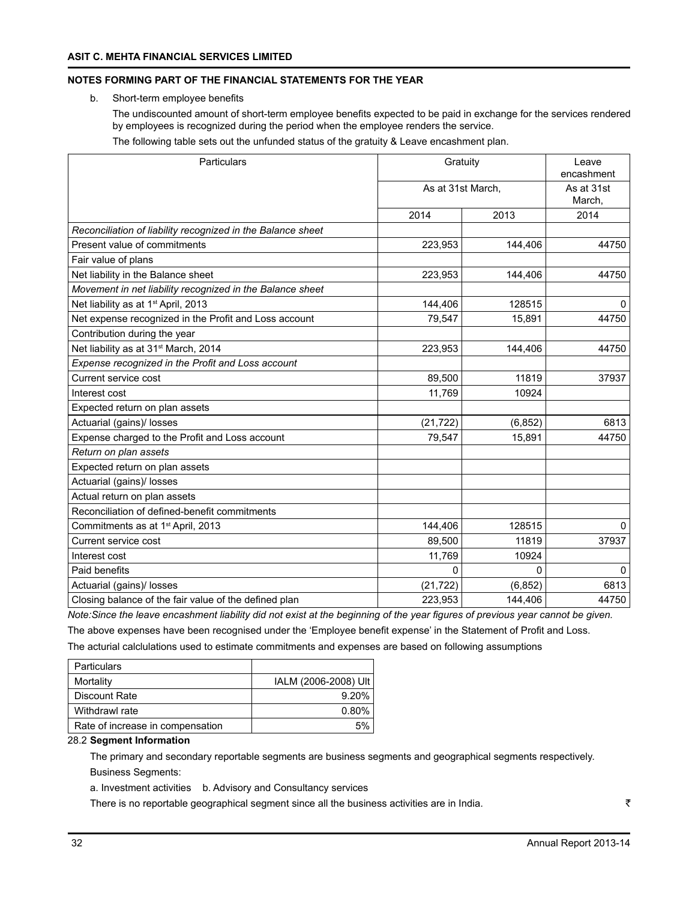**ASIT C. MEHTA FINANCIAL SERVICES LIMITED**

**NOTES FORMING PART OF THE FINANCIAL STATEMENTS FOR THE YEAR**

b. Short-term employee benefits

The undiscounted amount of short-term employee benefits expected to be paid in exchange for the services rendered by employees is recognized during the period when the employee renders the service.

The following table sets out the unfunded status of the gratuity & Leave encashment plan.

| Particulars | Gratuity | | Leave encashment |
|---|---|---|---|
| | As at 31st March, | | As at 31st March, |
| | 2014 | 2013 | 2014 |
| *Reconciliation of liability recognized in the Balance sheet* | | | |
| Present value of commitments | 223,953 | 144,406 | 44750 |
| Fair value of plans | | | |
| Net liability in the Balance sheet | 223,953 | 144,406 | 44750 |
| *Movement in net liability recognized in the Balance sheet* | | | |
| Net liability as at 1st April, 2013 | 144,406 | 128515 | 0 |
| Net expense recognized in the Profit and Loss account | 79,547 | 15,891 | 44750 |
| Contribution during the year | | | |
| Net liability as at 31st March, 2014 | 223,953 | 144,406 | 44750 |
| *Expense recognized in the Profit and Loss account* | | | |
| Current service cost | 89,500 | 11819 | 37937 |
| Interest cost | 11,769 | 10924 | |
| Expected return on plan assets | | | |
| Actuarial (gains)/ losses | (21,722) | (6,852) | 6813 |
| Expense charged to the Profit and Loss account | 79,547 | 15,891 | 44750 |
| *Return on plan assets* | | | |
| Expected return on plan assets | | | |
| Actuarial (gains)/ losses | | | |
| Actual return on plan assets | | | |
| Reconciliation of defined-benefit commitments | | | |
| Commitments as at 1st April, 2013 | 144,406 | 128515 | 0 |
| Current service cost | 89,500 | 11819 | 37937 |
| Interest cost | 11,769 | 10924 | |
| Paid benefits | 0 | 0 | 0 |
| Actuarial (gains)/ losses | (21,722) | (6,852) | 6813 |
| Closing balance of the fair value of the defined plan | 223,953 | 144,406 | 44750 |

*Note:Since the leave encashment liability did not exist at the beginning of the year figures of previous year cannot be given.*

The above expenses have been recognised under the 'Employee benefit expense' in the Statement of Profit and Loss.

The acturial calclulations used to estimate commitments and expenses are based on following assumptions

| Particulars | |
|---|---|
| Mortality | IALM (2006-2008) Ult |
| Discount Rate | 9.20% |
| Withdrawl rate | 0.80% |
| Rate of increase in compensation | 5% |

28.2 **Segment Information**

The primary and secondary reportable segments are business segments and geographical segments respectively.

Business Segments:

a. Investment activities b. Advisory and Consultancy services

There is no reportable geographical segment since all the business activities are in India. ₹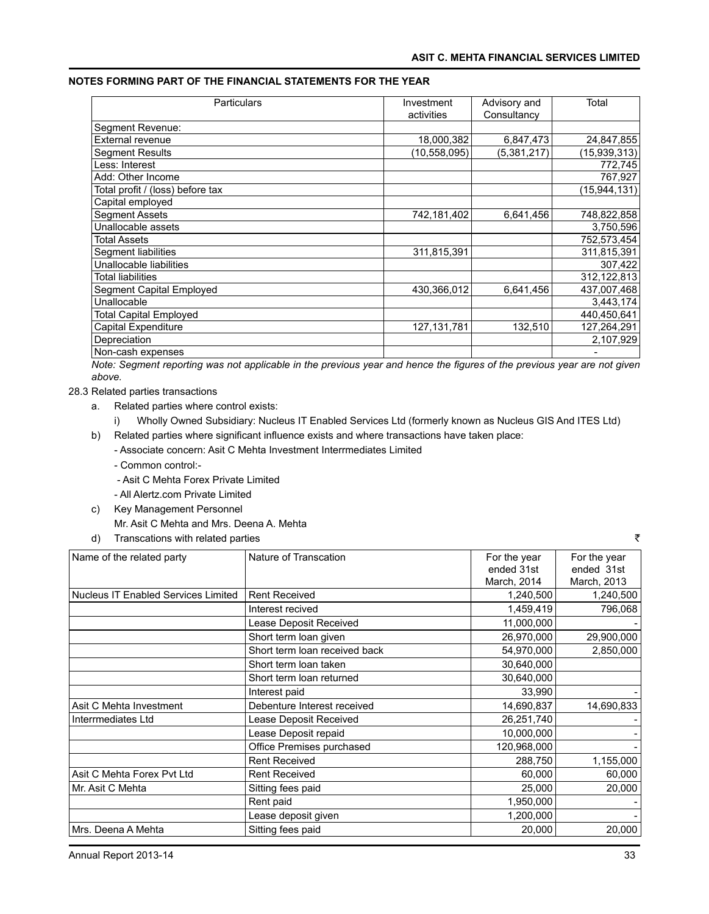## NOTES FORMING PART OF THE FINANCIAL STATEMENTS FOR THE YEAR

| Particulars | Investment activities | Advisory and Consultancy | Total |
|---|---|---|---|
| Segment Revenue: | | | |
| External revenue | 18,000,382 | 6,847,473 | 24,847,855 |
| Segment Results | (10,558,095) | (5,381,217) | (15,939,313) |
| Less: Interest | | | 772,745 |
| Add: Other Income | | | 767,927 |
| Total profit / (loss) before tax | | | (15,944,131) |
| Capital employed | | | |
| Segment Assets | 742,181,402 | 6,641,456 | 748,822,858 |
| Unallocable assets | | | 3,750,596 |
| Total Assets | | | 752,573,454 |
| Segment liabilities | 311,815,391 | | 311,815,391 |
| Unallocable liabilities | | | 307,422 |
| Total liabilities | | | 312,122,813 |
| Segment Capital Employed | 430,366,012 | 6,641,456 | 437,007,468 |
| Unallocable | | | 3,443,174 |
| Total Capital Employed | | | 440,450,641 |
| Capital Expenditure | 127,131,781 | 132,510 | 127,264,291 |
| Depreciation | | | 2,107,929 |
| Non-cash expenses | | | - |

*Note: Segment reporting was not applicable in the previous year and hence the figures of the previous year are not given above.*

28.3 Related parties transactions

a. Related parties where control exists:

   i) Wholly Owned Subsidiary: Nucleus IT Enabled Services Ltd (formerly known as Nucleus GIS And ITES Ltd)

b) Related parties where significant influence exists and where transactions have taken place:

   - Associate concern: Asit C Mehta Investment Interrmediates Limited
   - Common control:-
   - Asit C Mehta Forex Private Limited
   - All Alertz.com Private Limited

c) Key Management Personnel

   Mr. Asit C Mehta and Mrs. Deena A. Mehta

d) Transcations with related parties ₹

| Name of the related party | Nature of Transcation | For the year ended 31st March, 2014 | For the year ended 31st March, 2013 |
|---|---|---|---|
| Nucleus IT Enabled Services Limited | Rent Received | 1,240,500 | 1,240,500 |
| | Interest recived | 1,459,419 | 796,068 |
| | Lease Deposit Received | 11,000,000 | - |
| | Short term loan given | 26,970,000 | 29,900,000 |
| | Short term loan received back | 54,970,000 | 2,850,000 |
| | Short term loan taken | 30,640,000 | |
| | Short term loan returned | 30,640,000 | |
| | Interest paid | 33,990 | - |
| Asit C Mehta Investment Interrmediates Ltd | Debenture Interest received | 14,690,837 | 14,690,833 |
| | Lease Deposit Received | 26,251,740 | - |
| | Lease Deposit repaid | 10,000,000 | - |
| | Office Premises purchased | 120,968,000 | - |
| | Rent Received | 288,750 | 1,155,000 |
| Asit C Mehta Forex Pvt Ltd | Rent Received | 60,000 | 60,000 |
| Mr. Asit C Mehta | Sitting fees paid | 25,000 | 20,000 |
| | Rent paid | 1,950,000 | - |
| | Lease deposit given | 1,200,000 | - |
| Mrs. Deena A Mehta | Sitting fees paid | 20,000 | 20,000 |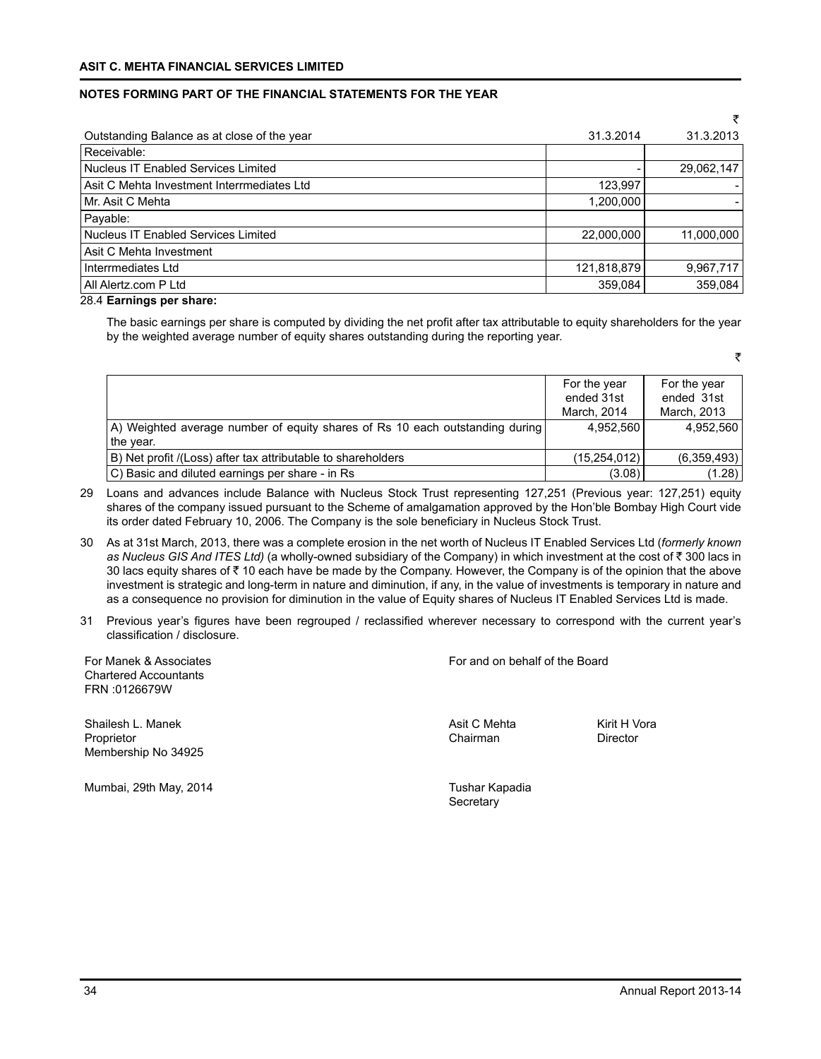**NOTES FORMING PART OF THE FINANCIAL STATEMENTS FOR THE YEAR**

₹

| Outstanding Balance as at close of the year | 31.3.2014 | 31.3.2013 |
|---|---|---|
| Receivable: | | |
| Nucleus IT Enabled Services Limited | - | 29,062,147 |
| Asit C Mehta Investment Interrmediates Ltd | 123,997 | - |
| Mr. Asit C Mehta | 1,200,000 | - |
| Payable: | | |
| Nucleus IT Enabled Services Limited | 22,000,000 | 11,000,000 |
| Asit C Mehta Investment | | |
| Interrmediates Ltd | 121,818,879 | 9,967,717 |
| All Alertz.com P Ltd | 359,084 | 359,084 |

28.4 **Earnings per share:**

The basic earnings per share is computed by dividing the net profit after tax attributable to equity shareholders for the year by the weighted average number of equity shares outstanding during the reporting year.

₹

| | For the year ended 31st March, 2014 | For the year ended 31st March, 2013 |
|---|---|---|
| A) Weighted average number of equity shares of Rs 10 each outstanding during the year. | 4,952,560 | 4,952,560 |
| B) Net profit /(Loss) after tax attributable to shareholders | (15,254,012) | (6,359,493) |
| C) Basic and diluted earnings per share - in Rs | (3.08) | (1.28) |

29 Loans and advances include Balance with Nucleus Stock Trust representing 127,251 (Previous year: 127,251) equity shares of the company issued pursuant to the Scheme of amalgamation approved by the Hon'ble Bombay High Court vide its order dated February 10, 2006. The Company is the sole beneficiary in Nucleus Stock Trust.

30 As at 31st March, 2013, there was a complete erosion in the net worth of Nucleus IT Enabled Services Ltd (*formerly known as Nucleus GIS And ITES Ltd)* (a wholly-owned subsidiary of the Company) in which investment at the cost of ₹ 300 lacs in 30 lacs equity shares of ₹ 10 each have be made by the Company. However, the Company is of the opinion that the above investment is strategic and long-term in nature and diminution, if any, in the value of investments is temporary in nature and as a consequence no provision for diminution in the value of Equity shares of Nucleus IT Enabled Services Ltd is made.

31 Previous year's figures have been regrouped / reclassified wherever necessary to correspond with the current year's classification / disclosure.

For Manek & Associates
Chartered Accountants
FRN :0126679W

Shailesh L. Manek
Proprietor
Membership No 34925

Mumbai, 29th May, 2014

For and on behalf of the Board

Asit C Mehta
Chairman

Kirit H Vora
Director

Tushar Kapadia
Secretary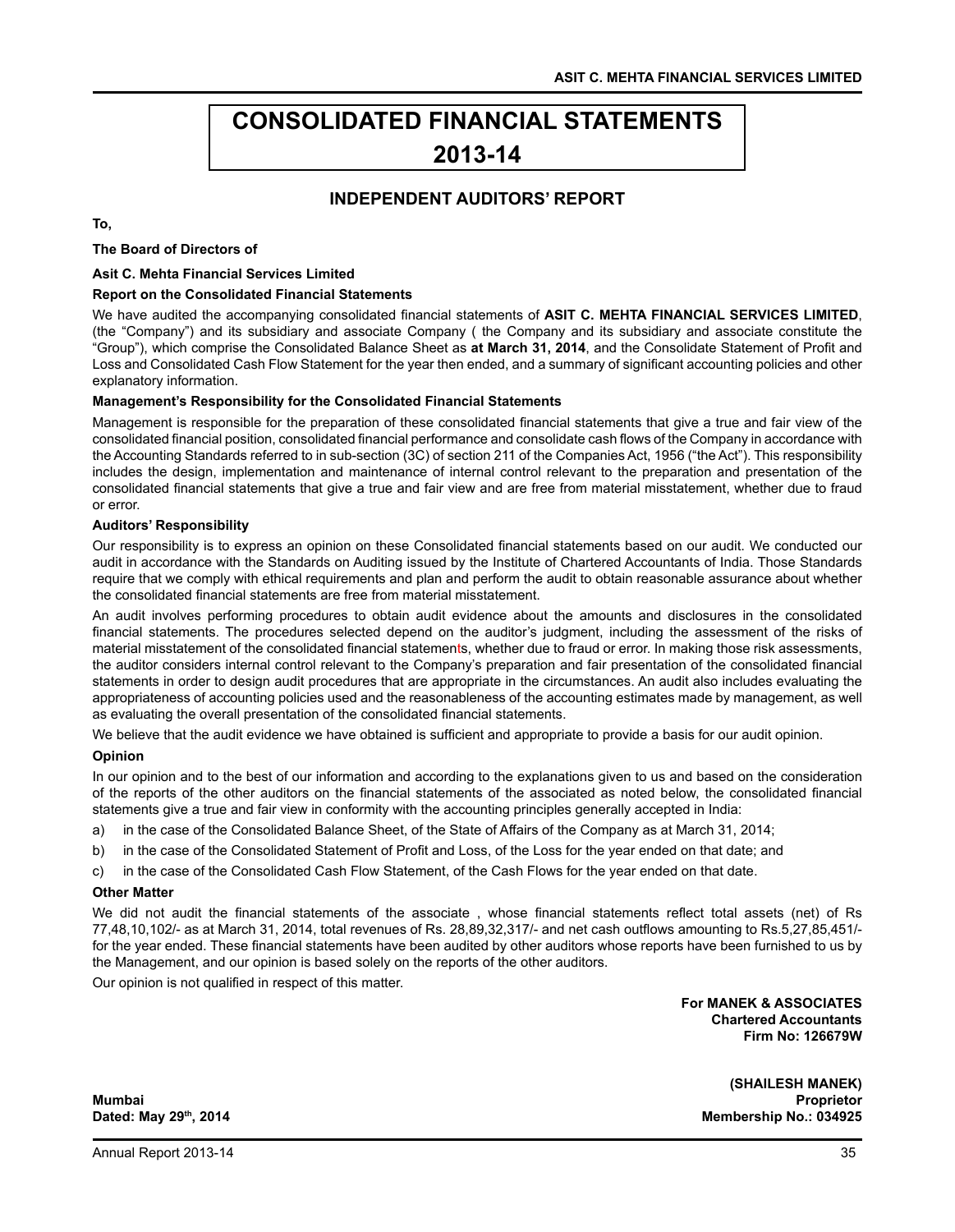# CONSOLIDATED FINANCIAL STATEMENTS 2013-14

## INDEPENDENT AUDITORS' REPORT

**To,**

**The Board of Directors of**

**Asit C. Mehta Financial Services Limited**

**Report on the Consolidated Financial Statements**

We have audited the accompanying consolidated financial statements of **ASIT C. MEHTA FINANCIAL SERVICES LIMITED**, (the "Company") and its subsidiary and associate Company ( the Company and its subsidiary and associate constitute the "Group"), which comprise the Consolidated Balance Sheet as **at March 31, 2014**, and the Consolidate Statement of Profit and Loss and Consolidated Cash Flow Statement for the year then ended, and a summary of significant accounting policies and other explanatory information.

**Management's Responsibility for the Consolidated Financial Statements**

Management is responsible for the preparation of these consolidated financial statements that give a true and fair view of the consolidated financial position, consolidated financial performance and consolidate cash flows of the Company in accordance with the Accounting Standards referred to in sub-section (3C) of section 211 of the Companies Act, 1956 ("the Act"). This responsibility includes the design, implementation and maintenance of internal control relevant to the preparation and presentation of the consolidated financial statements that give a true and fair view and are free from material misstatement, whether due to fraud or error.

**Auditors' Responsibility**

Our responsibility is to express an opinion on these Consolidated financial statements based on our audit. We conducted our audit in accordance with the Standards on Auditing issued by the Institute of Chartered Accountants of India. Those Standards require that we comply with ethical requirements and plan and perform the audit to obtain reasonable assurance about whether the consolidated financial statements are free from material misstatement.

An audit involves performing procedures to obtain audit evidence about the amounts and disclosures in the consolidated financial statements. The procedures selected depend on the auditor's judgment, including the assessment of the risks of material misstatement of the consolidated financial statements, whether due to fraud or error. In making those risk assessments, the auditor considers internal control relevant to the Company's preparation and fair presentation of the consolidated financial statements in order to design audit procedures that are appropriate in the circumstances. An audit also includes evaluating the appropriateness of accounting policies used and the reasonableness of the accounting estimates made by management, as well as evaluating the overall presentation of the consolidated financial statements.

We believe that the audit evidence we have obtained is sufficient and appropriate to provide a basis for our audit opinion.

**Opinion**

In our opinion and to the best of our information and according to the explanations given to us and based on the consideration of the reports of the other auditors on the financial statements of the associated as noted below, the consolidated financial statements give a true and fair view in conformity with the accounting principles generally accepted in India:

a) in the case of the Consolidated Balance Sheet, of the State of Affairs of the Company as at March 31, 2014;

b) in the case of the Consolidated Statement of Profit and Loss, of the Loss for the year ended on that date; and

c) in the case of the Consolidated Cash Flow Statement, of the Cash Flows for the year ended on that date.

**Other Matter**

We did not audit the financial statements of the associate , whose financial statements reflect total assets (net) of Rs 77,48,10,102/- as at March 31, 2014, total revenues of Rs. 28,89,32,317/- and net cash outflows amounting to Rs.5,27,85,451/- for the year ended. These financial statements have been audited by other auditors whose reports have been furnished to us by the Management, and our opinion is based solely on the reports of the other auditors.

Our opinion is not qualified in respect of this matter.

**For MANEK & ASSOCIATES**
**Chartered Accountants**
**Firm No: 126679W**

**(SHAILESH MANEK)**
**Proprietor**
**Membership No.: 034925**

**Mumbai**
**Dated: May 29th, 2014**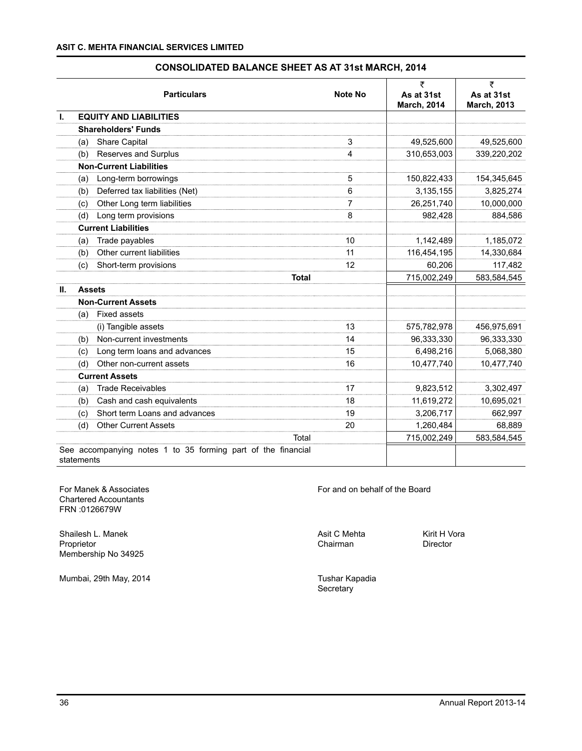## CONSOLIDATED BALANCE SHEET AS AT 31st MARCH, 2014

| | Particulars | Note No | ₹ As at 31st March, 2014 | ₹ As at 31st March, 2013 |
|---|---|---|---|---|
| **I.** | **EQUITY AND LIABILITIES** | | | |
| | **Shareholders' Funds** | | | |
| | (a) Share Capital | 3 | 49,525,600 | 49,525,600 |
| | (b) Reserves and Surplus | 4 | 310,653,003 | 339,220,202 |
| | **Non-Current Liabilities** | | | |
| | (a) Long-term borrowings | 5 | 150,822,433 | 154,345,645 |
| | (b) Deferred tax liabilities (Net) | 6 | 3,135,155 | 3,825,274 |
| | (c) Other Long term liabilities | 7 | 26,251,740 | 10,000,000 |
| | (d) Long term provisions | 8 | 982,428 | 884,586 |
| | **Current Liabilities** | | | |
| | (a) Trade payables | 10 | 1,142,489 | 1,185,072 |
| | (b) Other current liabilities | 11 | 116,454,195 | 14,330,684 |
| | (c) Short-term provisions | 12 | 60,206 | 117,482 |
| | **Total** | | 715,002,249 | 583,584,545 |
| **II.** | **Assets** | | | |
| | **Non-Current Assets** | | | |
| | (a) Fixed assets | | | |
| | (i) Tangible assets | 13 | 575,782,978 | 456,975,691 |
| | (b) Non-current investments | 14 | 96,333,330 | 96,333,330 |
| | (c) Long term loans and advances | 15 | 6,498,216 | 5,068,380 |
| | (d) Other non-current assets | 16 | 10,477,740 | 10,477,740 |
| | **Current Assets** | | | |
| | (a) Trade Receivables | 17 | 9,823,512 | 3,302,497 |
| | (b) Cash and cash equivalents | 18 | 11,619,272 | 10,695,021 |
| | (c) Short term Loans and advances | 19 | 3,206,717 | 662,997 |
| | (d) Other Current Assets | 20 | 1,260,484 | 68,889 |
| | Total | | 715,002,249 | 583,584,545 |

See accompanying notes 1 to 35 forming part of the financial statements

For Manek & Associates
Chartered Accountants
FRN :0126679W

Shailesh L. Manek
Proprietor
Membership No 34925

Mumbai, 29th May, 2014

For and on behalf of the Board

Asit C Mehta
Chairman

Kirit H Vora
Director

Tushar Kapadia
Secretary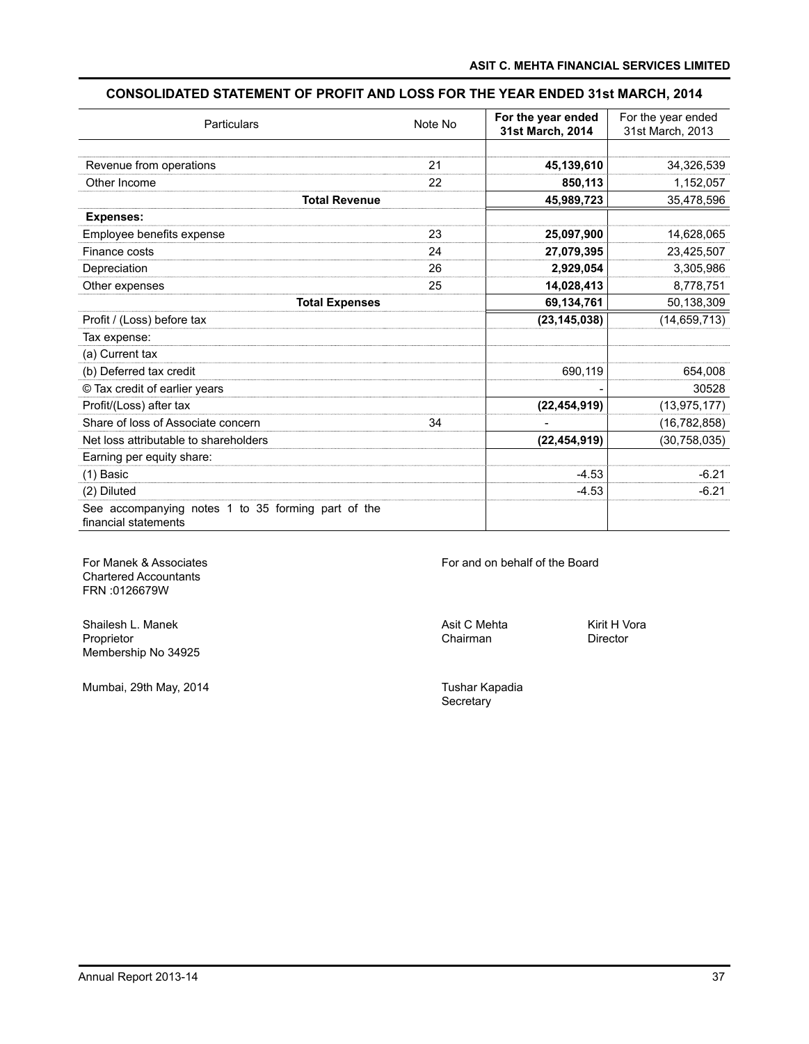## CONSOLIDATED STATEMENT OF PROFIT AND LOSS FOR THE YEAR ENDED 31st MARCH, 2014

| Particulars | Note No | **For the year ended 31st March, 2014** | For the year ended 31st March, 2013 |
|---|---|---|---|
| Revenue from operations | 21 | **45,139,610** | 34,326,539 |
| Other Income | 22 | **850,113** | 1,152,057 |
| **Total Revenue** | | **45,989,723** | 35,478,596 |
| **Expenses:** | | | |
| Employee benefits expense | 23 | **25,097,900** | 14,628,065 |
| Finance costs | 24 | **27,079,395** | 23,425,507 |
| Depreciation | 26 | **2,929,054** | 3,305,986 |
| Other expenses | 25 | **14,028,413** | 8,778,751 |
| **Total Expenses** | | **69,134,761** | 50,138,309 |
| Profit / (Loss) before tax | | **(23,145,038)** | (14,659,713) |
| Tax expense: | | | |
| (a) Current tax | | | |
| (b) Deferred tax credit | | 690,119 | 654,008 |
| © Tax credit of earlier years | | - | 30528 |
| Profit/(Loss) after tax | | **(22,454,919)** | (13,975,177) |
| Share of loss of Associate concern | 34 | - | (16,782,858) |
| Net loss attributable to shareholders | | **(22,454,919)** | (30,758,035) |
| Earning per equity share: | | | |
| (1) Basic | | -4.53 | -6.21 |
| (2) Diluted | | -4.53 | -6.21 |
| See accompanying notes 1 to 35 forming part of the financial statements | | | |

For Manek & Associates
Chartered Accountants
FRN :0126679W

Shailesh L. Manek
Proprietor
Membership No 34925

Mumbai, 29th May, 2014

For and on behalf of the Board

Asit C Mehta
Chairman

Kirit H Vora
Director

Tushar Kapadia
Secretary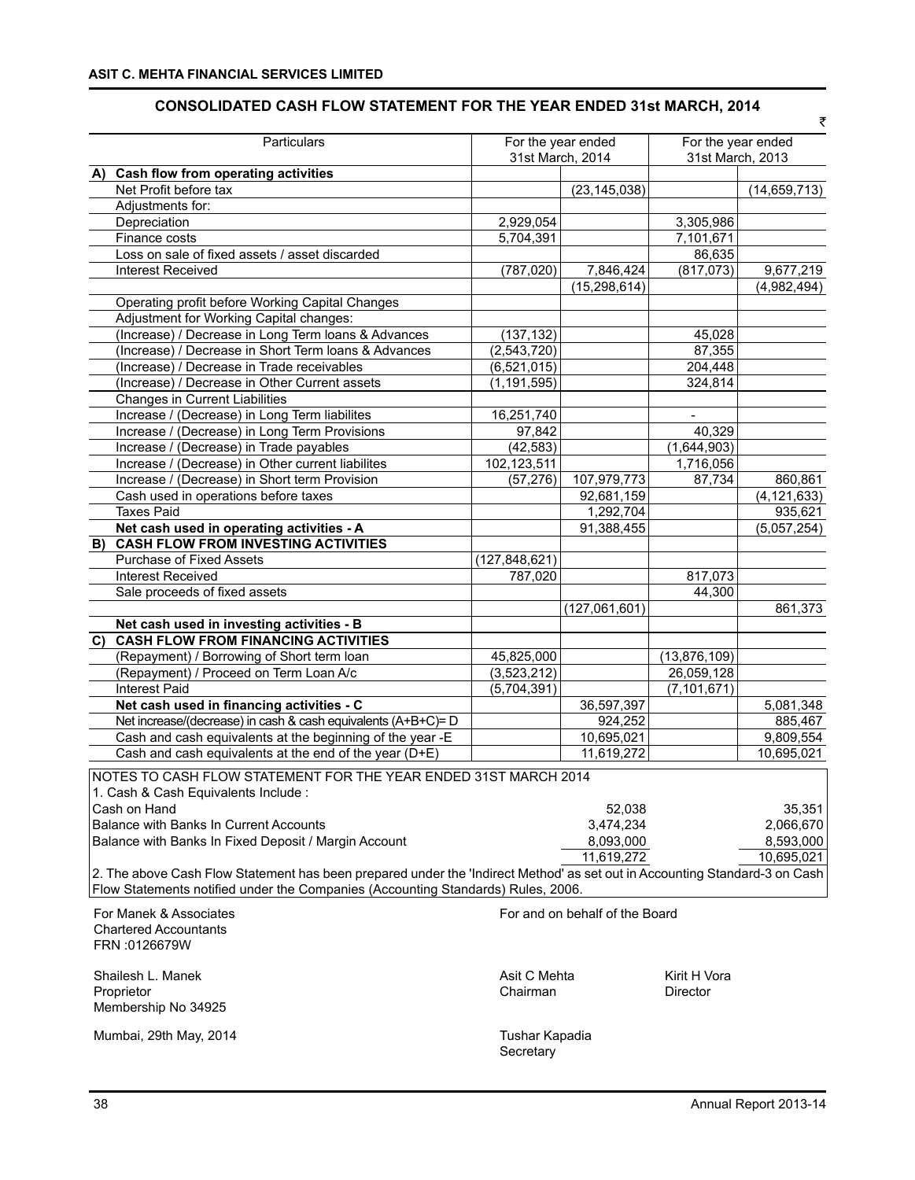**ASIT C. MEHTA FINANCIAL SERVICES LIMITED**

## CONSOLIDATED CASH FLOW STATEMENT FOR THE YEAR ENDED 31st MARCH, 2014

₹

| Particulars | For the year ended 31st March, 2014 | | For the year ended 31st March, 2013 | |
|---|---|---|---|---|
| **A) Cash flow from operating activities** | | | | |
| Net Profit before tax | | (23,145,038) | | (14,659,713) |
| Adjustments for: | | | | |
| Depreciation | 2,929,054 | | 3,305,986 | |
| Finance costs | 5,704,391 | | 7,101,671 | |
| Loss on sale of fixed assets / asset discarded | | | 86,635 | |
| Interest Received | (787,020) | 7,846,424 | (817,073) | 9,677,219 |
| | | (15,298,614) | | (4,982,494) |
| Operating profit before Working Capital Changes | | | | |
| Adjustment for Working Capital changes: | | | | |
| (Increase) / Decrease in Long Term loans & Advances | (137,132) | | 45,028 | |
| (Increase) / Decrease in Short Term loans & Advances | (2,543,720) | | 87,355 | |
| (Increase) / Decrease in Trade receivables | (6,521,015) | | 204,448 | |
| (Increase) / Decrease in Other Current assets | (1,191,595) | | 324,814 | |
| Changes in Current Liabilities | | | | |
| Increase / (Decrease) in Long Term liabilites | 16,251,740 | | - | |
| Increase / (Decrease) in Long Term Provisions | 97,842 | | 40,329 | |
| Increase / (Decrease) in Trade payables | (42,583) | | (1,644,903) | |
| Increase / (Decrease) in Other current liabilites | 102,123,511 | | 1,716,056 | |
| Increase / (Decrease) in Short term Provision | (57,276) | 107,979,773 | 87,734 | 860,861 |
| Cash used in operations before taxes | | 92,681,159 | | (4,121,633) |
| Taxes Paid | | 1,292,704 | | 935,621 |
| **Net cash used in operating activities - A** | | 91,388,455 | | (5,057,254) |
| **B) CASH FLOW FROM INVESTING ACTIVITIES** | | | | |
| Purchase of Fixed Assets | (127,848,621) | | | |
| Interest Received | 787,020 | | 817,073 | |
| Sale proceeds of fixed assets | | | 44,300 | |
| | | (127,061,601) | | 861,373 |
| **Net cash used in investing activities - B** | | | | |
| **C) CASH FLOW FROM FINANCING ACTIVITIES** | | | | |
| (Repayment) / Borrowing of Short term loan | 45,825,000 | | (13,876,109) | |
| (Repayment) / Proceed on Term Loan A/c | (3,523,212) | | 26,059,128 | |
| Interest Paid | (5,704,391) | | (7,101,671) | |
| **Net cash used in financing activities - C** | | 36,597,397 | | 5,081,348 |
| Net increase/(decrease) in cash & cash equivalents (A+B+C)= D | | 924,252 | | 885,467 |
| Cash and cash equivalents at the beginning of the year -E | | 10,695,021 | | 9,809,554 |
| Cash and cash equivalents at the end of the year (D+E) | | 11,619,272 | | 10,695,021 |

NOTES TO CASH FLOW STATEMENT FOR THE YEAR ENDED 31ST MARCH 2014

1. Cash & Cash Equivalents Include :

| | 2014 | 2013 |
|---|---|---|
| Cash on Hand | 52,038 | 35,351 |
| Balance with Banks In Current Accounts | 3,474,234 | 2,066,670 |
| Balance with Banks In Fixed Deposit / Margin Account | 8,093,000 | 8,593,000 |
| | 11,619,272 | 10,695,021 |

2. The above Cash Flow Statement has been prepared under the 'Indirect Method' as set out in Accounting Standard-3 on Cash Flow Statements notified under the Companies (Accounting Standards) Rules, 2006.

For Manek & Associates
Chartered Accountants
FRN :0126679W

Shailesh L. Manek
Proprietor
Membership No 34925

Mumbai, 29th May, 2014

For and on behalf of the Board

Asit C Mehta
Chairman

Kirit H Vora
Director

Tushar Kapadia
Secretary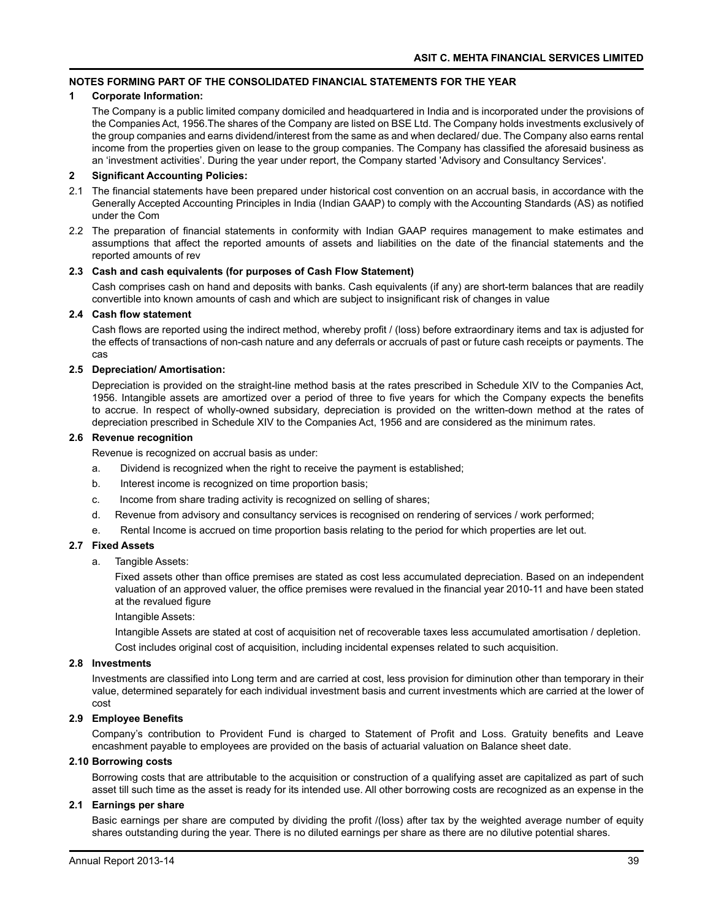## NOTES FORMING PART OF THE CONSOLIDATED FINANCIAL STATEMENTS FOR THE YEAR

### 1 Corporate Information:

The Company is a public limited company domiciled and headquartered in India and is incorporated under the provisions of the Companies Act, 1956.The shares of the Company are listed on BSE Ltd. The Company holds investments exclusively of the group companies and earns dividend/interest from the same as and when declared/ due. The Company also earns rental income from the properties given on lease to the group companies. The Company has classified the aforesaid business as an 'investment activities'. During the year under report, the Company started 'Advisory and Consultancy Services'.

### 2 Significant Accounting Policies:

2.1 The financial statements have been prepared under historical cost convention on an accrual basis, in accordance with the Generally Accepted Accounting Principles in India (Indian GAAP) to comply with the Accounting Standards (AS) as notified under the Com

2.2 The preparation of financial statements in conformity with Indian GAAP requires management to make estimates and assumptions that affect the reported amounts of assets and liabilities on the date of the financial statements and the reported amounts of rev

#### 2.3 Cash and cash equivalents (for purposes of Cash Flow Statement)

Cash comprises cash on hand and deposits with banks. Cash equivalents (if any) are short-term balances that are readily convertible into known amounts of cash and which are subject to insignificant risk of changes in value

#### 2.4 Cash flow statement

Cash flows are reported using the indirect method, whereby profit / (loss) before extraordinary items and tax is adjusted for the effects of transactions of non-cash nature and any deferrals or accruals of past or future cash receipts or payments. The cas

#### 2.5 Depreciation/ Amortisation:

Depreciation is provided on the straight-line method basis at the rates prescribed in Schedule XIV to the Companies Act, 1956. Intangible assets are amortized over a period of three to five years for which the Company expects the benefits to accrue. In respect of wholly-owned subsidary, depreciation is provided on the written-down method at the rates of depreciation prescribed in Schedule XIV to the Companies Act, 1956 and are considered as the minimum rates.

#### 2.6 Revenue recognition

Revenue is recognized on accrual basis as under:

a. Dividend is recognized when the right to receive the payment is established;

b. Interest income is recognized on time proportion basis;

c. Income from share trading activity is recognized on selling of shares;

d. Revenue from advisory and consultancy services is recognised on rendering of services / work performed;

e. Rental Income is accrued on time proportion basis relating to the period for which properties are let out.

#### 2.7 Fixed Assets

a. Tangible Assets:

Fixed assets other than office premises are stated as cost less accumulated depreciation. Based on an independent valuation of an approved valuer, the office premises were revalued in the financial year 2010-11 and have been stated at the revalued figure

Intangible Assets:

Intangible Assets are stated at cost of acquisition net of recoverable taxes less accumulated amortisation / depletion.

Cost includes original cost of acquisition, including incidental expenses related to such acquisition.

#### 2.8 Investments

Investments are classified into Long term and are carried at cost, less provision for diminution other than temporary in their value, determined separately for each individual investment basis and current investments which are carried at the lower of cost

#### 2.9 Employee Benefits

Company's contribution to Provident Fund is charged to Statement of Profit and Loss. Gratuity benefits and Leave encashment payable to employees are provided on the basis of actuarial valuation on Balance sheet date.

#### 2.10 Borrowing costs

Borrowing costs that are attributable to the acquisition or construction of a qualifying asset are capitalized as part of such asset till such time as the asset is ready for its intended use. All other borrowing costs are recognized as an expense in the

#### 2.1 Earnings per share

Basic earnings per share are computed by dividing the profit /(loss) after tax by the weighted average number of equity shares outstanding during the year. There is no diluted earnings per share as there are no dilutive potential shares.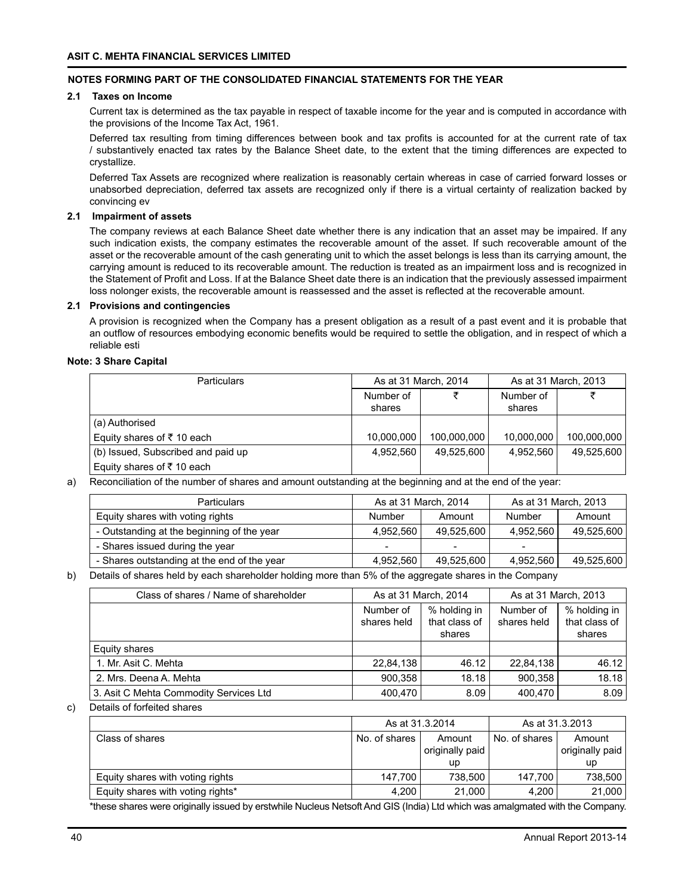**ASIT C. MEHTA FINANCIAL SERVICES LIMITED**

**NOTES FORMING PART OF THE CONSOLIDATED FINANCIAL STATEMENTS FOR THE YEAR**

**2.1 Taxes on Income**

Current tax is determined as the tax payable in respect of taxable income for the year and is computed in accordance with the provisions of the Income Tax Act, 1961.

Deferred tax resulting from timing differences between book and tax profits is accounted for at the current rate of tax / substantively enacted tax rates by the Balance Sheet date, to the extent that the timing differences are expected to crystallize.

Deferred Tax Assets are recognized where realization is reasonably certain whereas in case of carried forward losses or unabsorbed depreciation, deferred tax assets are recognized only if there is a virtual certainty of realization backed by convincing ev

**2.1 Impairment of assets**

The company reviews at each Balance Sheet date whether there is any indication that an asset may be impaired. If any such indication exists, the company estimates the recoverable amount of the asset. If such recoverable amount of the asset or the recoverable amount of the cash generating unit to which the asset belongs is less than its carrying amount, the carrying amount is reduced to its recoverable amount. The reduction is treated as an impairment loss and is recognized in the Statement of Profit and Loss. If at the Balance Sheet date there is an indication that the previously assessed impairment loss nolonger exists, the recoverable amount is reassessed and the asset is reflected at the recoverable amount.

**2.1 Provisions and contingencies**

A provision is recognized when the Company has a present obligation as a result of a past event and it is probable that an outflow of resources embodying economic benefits would be required to settle the obligation, and in respect of which a reliable esti

**Note: 3 Share Capital**

| Particulars | As at 31 March, 2014 | | As at 31 March, 2013 | |
|---|---|---|---|---|
| | Number of shares | ₹ | Number of shares | ₹ |
| (a) Authorised | | | | |
| Equity shares of ₹ 10 each | 10,000,000 | 100,000,000 | 10,000,000 | 100,000,000 |
| (b) Issued, Subscribed and paid up | 4,952,560 | 49,525,600 | 4,952,560 | 49,525,600 |
| Equity shares of ₹ 10 each | | | | |

a) Reconciliation of the number of shares and amount outstanding at the beginning and at the end of the year:

| Particulars | As at 31 March, 2014 | | As at 31 March, 2013 | |
|---|---|---|---|---|
| Equity shares with voting rights | Number | Amount | Number | Amount |
| - Outstanding at the beginning of the year | 4,952,560 | 49,525,600 | 4,952,560 | 49,525,600 |
| - Shares issued during the year | - | - | - | |
| - Shares outstanding at the end of the year | 4,952,560 | 49,525,600 | 4,952,560 | 49,525,600 |

b) Details of shares held by each shareholder holding more than 5% of the aggregate shares in the Company

| Class of shares / Name of shareholder | As at 31 March, 2014 | | As at 31 March, 2013 | |
|---|---|---|---|---|
| | Number of shares held | % holding in that class of shares | Number of shares held | % holding in that class of shares |
| Equity shares | | | | |
| 1. Mr. Asit C. Mehta | 22,84,138 | 46.12 | 22,84,138 | 46.12 |
| 2. Mrs. Deena A. Mehta | 900,358 | 18.18 | 900,358 | 18.18 |
| 3. Asit C Mehta Commodity Services Ltd | 400,470 | 8.09 | 400,470 | 8.09 |

c) Details of forfeited shares

| | As at 31.3.2014 | | As at 31.3.2013 | |
|---|---|---|---|---|
| Class of shares | No. of shares | Amount originally paid up | No. of shares | Amount originally paid up |
| Equity shares with voting rights | 147,700 | 738,500 | 147,700 | 738,500 |
| Equity shares with voting rights* | 4,200 | 21,000 | 4,200 | 21,000 |

*these shares were originally issued by erstwhile Nucleus Netsoft And GIS (India) Ltd which was amalgmated with the Company.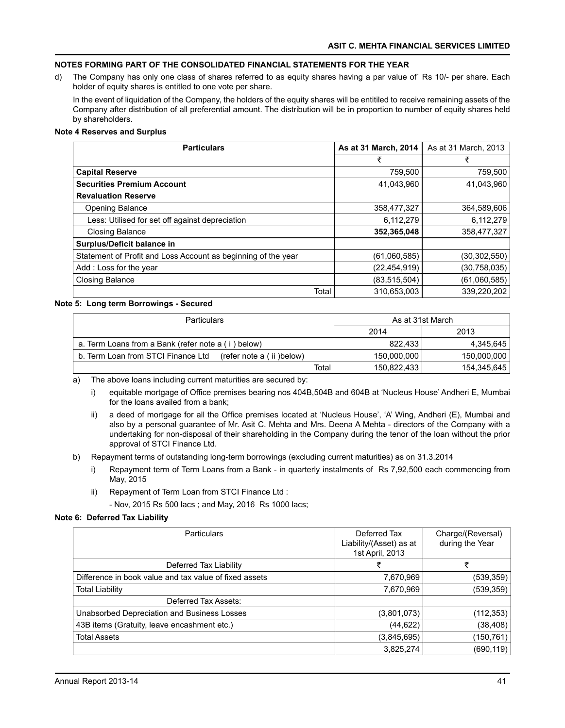## NOTES FORMING PART OF THE CONSOLIDATED FINANCIAL STATEMENTS FOR THE YEAR

d) The Company has only one class of shares referred to as equity shares having a par value of` Rs 10/- per share. Each holder of equity shares is entitled to one vote per share.

In the event of liquidation of the Company, the holders of the equity shares will be entitiled to receive remaining assets of the Company after distribution of all preferential amount. The distribution will be in proportion to number of equity shares held by shareholders.

### Note 4 Reserves and Surplus

| Particulars | As at 31 March, 2014 | As at 31 March, 2013 |
|---|---|---|
| | ₹ | ₹ |
| **Capital Reserve** | 759,500 | 759,500 |
| **Securities Premium Account** | 41,043,960 | 41,043,960 |
| **Revaluation Reserve** | | |
| Opening Balance | 358,477,327 | 364,589,606 |
| Less: Utilised for set off against depreciation | 6,112,279 | 6,112,279 |
| Closing Balance | **352,365,048** | 358,477,327 |
| **Surplus/Deficit balance in** | | |
| Statement of Profit and Loss Account as beginning of the year | (61,060,585) | (30,302,550) |
| Add : Loss for the year | (22,454,919) | (30,758,035) |
| Closing Balance | (83,515,504) | (61,060,585) |
| Total | 310,653,003 | 339,220,202 |

### Note 5: Long term Borrowings - Secured

| Particulars | As at 31st March | |
|---|---|---|
| | 2014 | 2013 |
| a. Term Loans from a Bank (refer note a ( i ) below) | 822,433 | 4,345,645 |
| b. Term Loan from STCI Finance Ltd (refer note a ( ii )below) | 150,000,000 | 150,000,000 |
| Total | 150,822,433 | 154,345,645 |

a) The above loans including current maturities are secured by:

i) equitable mortgage of Office premises bearing nos 404B,504B and 604B at 'Nucleus House' Andheri E, Mumbai for the loans availed from a bank;

ii) a deed of mortgage for all the Office premises located at 'Nucleus House', 'A' Wing, Andheri (E), Mumbai and also by a personal guarantee of Mr. Asit C. Mehta and Mrs. Deena A Mehta - directors of the Company with a undertaking for non-disposal of their shareholding in the Company during the tenor of the loan without the prior approval of STCI Finance Ltd.

b) Repayment terms of outstanding long-term borrowings (excluding current maturities) as on 31.3.2014

i) Repayment term of Term Loans from a Bank - in quarterly instalments of Rs 7,92,500 each commencing from May, 2015

ii) Repayment of Term Loan from STCI Finance Ltd :

- Nov, 2015 Rs 500 lacs ; and May, 2016 Rs 1000 lacs;

### Note 6: Deferred Tax Liability

| Particulars | Deferred Tax Liability/(Asset) as at 1st April, 2013 | Charge/(Reversal) during the Year |
|---|---|---|
| Deferred Tax Liability | ₹ | ₹ |
| Difference in book value and tax value of fixed assets | 7,670,969 | (539,359) |
| Total Liability | 7,670,969 | (539,359) |
| Deferred Tax Assets: | | |
| Unabsorbed Depreciation and Business Losses | (3,801,073) | (112,353) |
| 43B items (Gratuity, leave encashment etc.) | (44,622) | (38,408) |
| Total Assets | (3,845,695) | (150,761) |
| | 3,825,274 | (690,119) |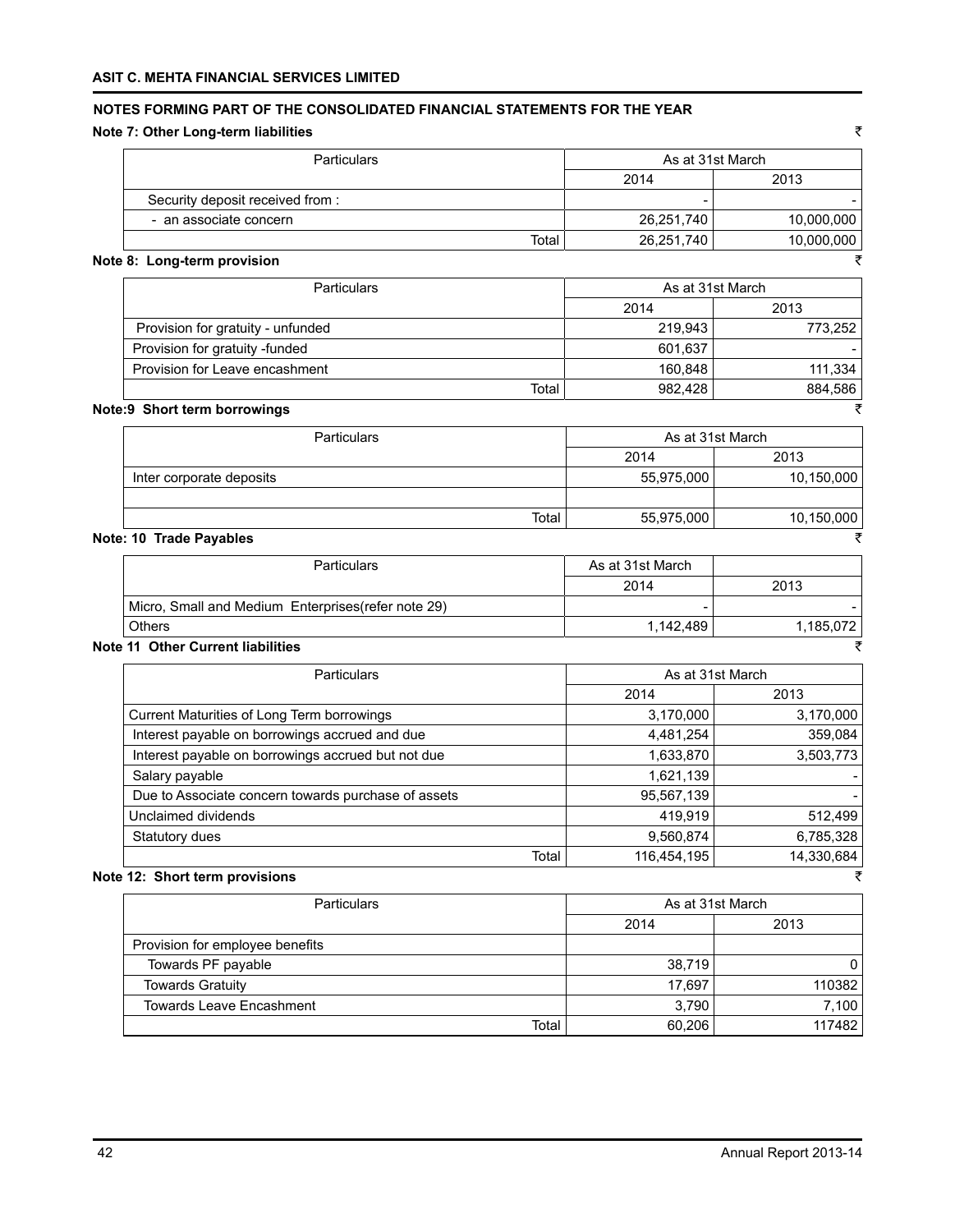## NOTES FORMING PART OF THE CONSOLIDATED FINANCIAL STATEMENTS FOR THE YEAR

### Note 7: Other Long-term liabilities

₹

| Particulars | As at 31st March | |
|---|---|---|
| | 2014 | 2013 |
| Security deposit received from : | - | - |
| - an associate concern | 26,251,740 | 10,000,000 |
| Total | 26,251,740 | 10,000,000 |

### Note 8: Long-term provision

₹

| Particulars | As at 31st March | |
|---|---|---|
| | 2014 | 2013 |
| Provision for gratuity - unfunded | 219,943 | 773,252 |
| Provision for gratuity -funded | 601,637 | - |
| Provision for Leave encashment | 160,848 | 111,334 |
| Total | 982,428 | 884,586 |

### Note:9 Short term borrowings

₹

| Particulars | As at 31st March | |
|---|---|---|
| | 2014 | 2013 |
| Inter corporate deposits | 55,975,000 | 10,150,000 |
| | | |
| Total | 55,975,000 | 10,150,000 |

### Note: 10 Trade Payables

₹

| Particulars | As at 31st March | |
|---|---|---|
| | 2014 | 2013 |
| Micro, Small and Medium Enterprises(refer note 29) | - | - |
| Others | 1,142,489 | 1,185,072 |

### Note 11 Other Current liabilities

₹

| Particulars | As at 31st March | |
|---|---|---|
| | 2014 | 2013 |
| Current Maturities of Long Term borrowings | 3,170,000 | 3,170,000 |
| Interest payable on borrowings accrued and due | 4,481,254 | 359,084 |
| Interest payable on borrowings accrued but not due | 1,633,870 | 3,503,773 |
| Salary payable | 1,621,139 | - |
| Due to Associate concern towards purchase of assets | 95,567,139 | - |
| Unclaimed dividends | 419,919 | 512,499 |
| Statutory dues | 9,560,874 | 6,785,328 |
| Total | 116,454,195 | 14,330,684 |

### Note 12: Short term provisions

₹

| Particulars | As at 31st March | |
|---|---|---|
| | 2014 | 2013 |
| Provision for employee benefits | | |
| Towards PF payable | 38,719 | 0 |
| Towards Gratuity | 17,697 | 110382 |
| Towards Leave Encashment | 3,790 | 7,100 |
| Total | 60,206 | 117482 |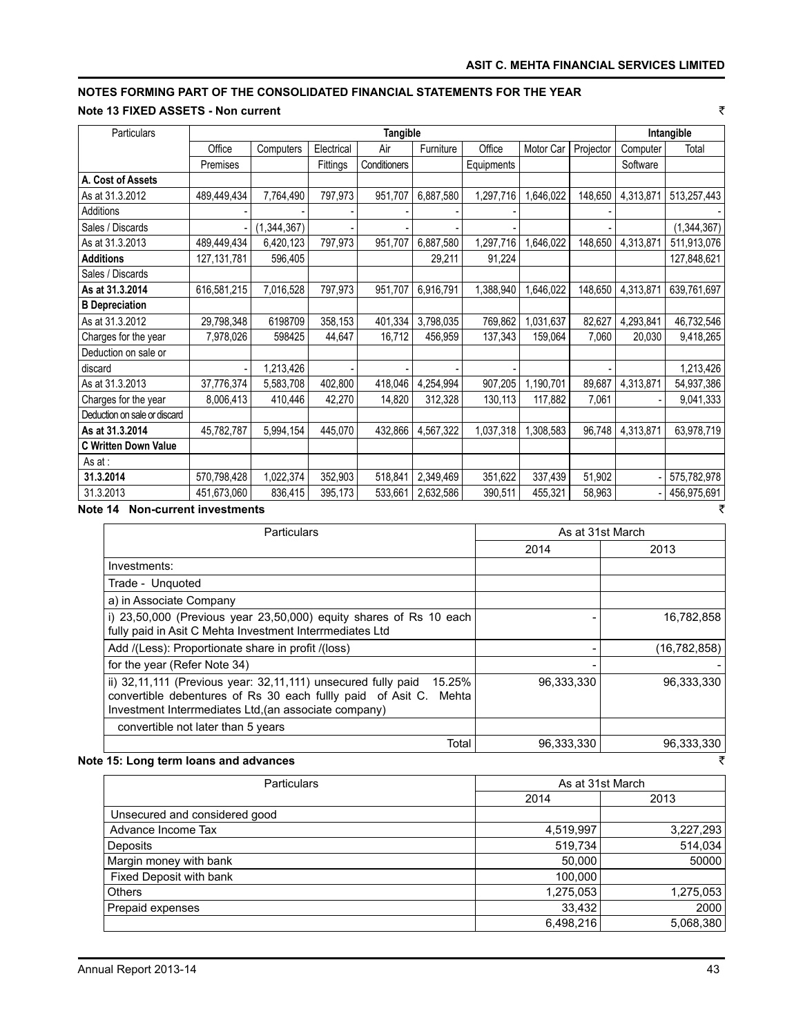## NOTES FORMING PART OF THE CONSOLIDATED FINANCIAL STATEMENTS FOR THE YEAR

### Note 13 FIXED ASSETS - Non current

₹

| Particulars | Tangible | | | | | | | | Intangible | |
|---|---|---|---|---|---|---|---|---|---|---|
| | Office Premises | Computers | Electrical Fittings | Air Conditioners | Furniture | Office Equipments | Motor Car | Projector | Computer Software | Total |
| **A. Cost of Assets** | | | | | | | | | | |
| As at 31.3.2012 | 489,449,434 | 7,764,490 | 797,973 | 951,707 | 6,887,580 | 1,297,716 | 1,646,022 | 148,650 | 4,313,871 | 513,257,443 |
| Additions | - | - | - | - | - | - | | - | | - |
| Sales / Discards | - | (1,344,367) | - | - | - | - | | - | | (1,344,367) |
| As at 31.3.2013 | 489,449,434 | 6,420,123 | 797,973 | 951,707 | 6,887,580 | 1,297,716 | 1,646,022 | 148,650 | 4,313,871 | 511,913,076 |
| **Additions** | 127,131,781 | 596,405 | | | 29,211 | 91,224 | | | | 127,848,621 |
| Sales / Discards | | | | | | | | | | |
| **As at 31.3.2014** | 616,581,215 | 7,016,528 | 797,973 | 951,707 | 6,916,791 | 1,388,940 | 1,646,022 | 148,650 | 4,313,871 | 639,761,697 |
| **B Depreciation** | | | | | | | | | | |
| As at 31.3.2012 | 29,798,348 | 6198709 | 358,153 | 401,334 | 3,798,035 | 769,862 | 1,031,637 | 82,627 | 4,293,841 | 46,732,546 |
| Charges for the year | 7,978,026 | 598425 | 44,647 | 16,712 | 456,959 | 137,343 | 159,064 | 7,060 | 20,030 | 9,418,265 |
| Deduction on sale or discard | - | 1,213,426 | - | - | - | - | | - | | 1,213,426 |
| As at 31.3.2013 | 37,776,374 | 5,583,708 | 402,800 | 418,046 | 4,254,994 | 907,205 | 1,190,701 | 89,687 | 4,313,871 | 54,937,386 |
| Charges for the year | 8,006,413 | 410,446 | 42,270 | 14,820 | 312,328 | 130,113 | 117,882 | 7,061 | - | 9,041,333 |
| Deduction on sale or discard | | | | | | | | | | |
| **As at 31.3.2014** | 45,782,787 | 5,994,154 | 445,070 | 432,866 | 4,567,322 | 1,037,318 | 1,308,583 | 96,748 | 4,313,871 | 63,978,719 |
| **C Written Down Value** | | | | | | | | | | |
| As at : | | | | | | | | | | |
| **31.3.2014** | 570,798,428 | 1,022,374 | 352,903 | 518,841 | 2,349,469 | 351,622 | 337,439 | 51,902 | - | 575,782,978 |
| 31.3.2013 | 451,673,060 | 836,415 | 395,173 | 533,661 | 2,632,586 | 390,511 | 455,321 | 58,963 | - | 456,975,691 |

### Note 14 Non-current investments

₹

| Particulars | As at 31st March | |
|---|---|---|
| | 2014 | 2013 |
| Investments: | | |
| Trade - Unquoted | | |
| a) in Associate Company | | |
| i) 23,50,000 (Previous year 23,50,000) equity shares of Rs 10 each fully paid in Asit C Mehta Investment Interrmediates Ltd | - | 16,782,858 |
| Add /(Less): Proportionate share in profit /(loss) | - | (16,782,858) |
| for the year (Refer Note 34) | - | - |
| ii) 32,11,111 (Previous year: 32,11,111) unsecured fully paid 15.25% convertible debentures of Rs 30 each fullly paid of Asit C. Mehta Investment Interrmediates Ltd,(an associate company) | 96,333,330 | 96,333,330 |
| convertible not later than 5 years | | |
| Total | 96,333,330 | 96,333,330 |

### Note 15: Long term loans and advances

₹

| Particulars | As at 31st March | |
|---|---|---|
| | 2014 | 2013 |
| Unsecured and considered good | | |
| Advance Income Tax | 4,519,997 | 3,227,293 |
| Deposits | 519,734 | 514,034 |
| Margin money with bank | 50,000 | 50000 |
| Fixed Deposit with bank | 100,000 | |
| Others | 1,275,053 | 1,275,053 |
| Prepaid expenses | 33,432 | 2000 |
| | 6,498,216 | 5,068,380 |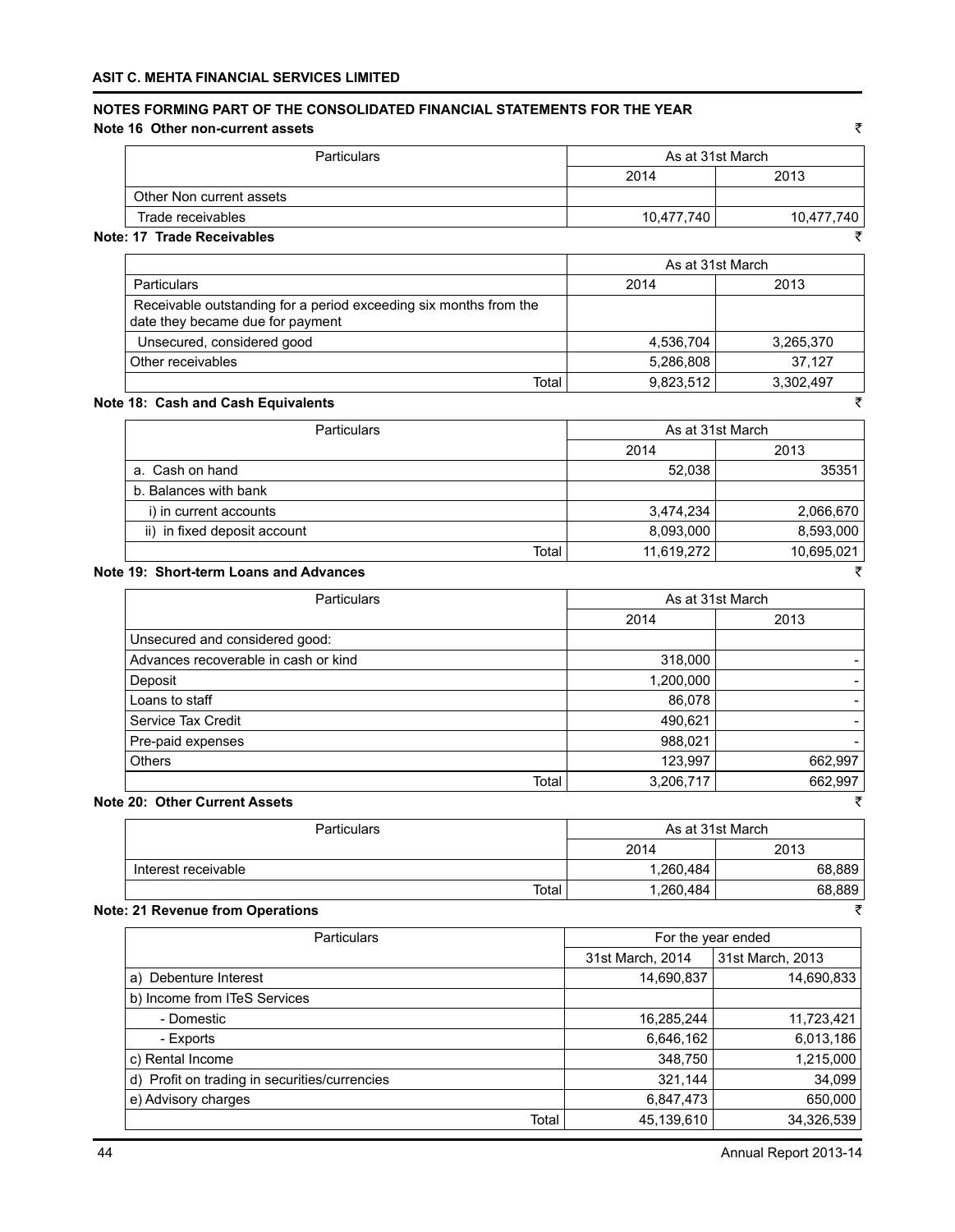## NOTES FORMING PART OF THE CONSOLIDATED FINANCIAL STATEMENTS FOR THE YEAR

### Note 16 Other non-current assets

₹

| Particulars | As at 31st March | |
|---|---|---|
| | 2014 | 2013 |
| Other Non current assets | | |
| Trade receivables | 10,477,740 | 10,477,740 |

### Note: 17 Trade Receivables

₹

| | As at 31st March | |
|---|---|---|
| Particulars | 2014 | 2013 |
| Receivable outstanding for a period exceeding six months from the date they became due for payment | | |
| Unsecured, considered good | 4,536,704 | 3,265,370 |
| Other receivables | 5,286,808 | 37,127 |
| Total | 9,823,512 | 3,302,497 |

### Note 18: Cash and Cash Equivalents

₹

| Particulars | As at 31st March | |
|---|---|---|
| | 2014 | 2013 |
| a. Cash on hand | 52,038 | 35351 |
| b. Balances with bank | | |
| i) in current accounts | 3,474,234 | 2,066,670 |
| ii) in fixed deposit account | 8,093,000 | 8,593,000 |
| Total | 11,619,272 | 10,695,021 |

### Note 19: Short-term Loans and Advances

₹

| Particulars | As at 31st March | |
|---|---|---|
| | 2014 | 2013 |
| Unsecured and considered good: | | |
| Advances recoverable in cash or kind | 318,000 | - |
| Deposit | 1,200,000 | - |
| Loans to staff | 86,078 | - |
| Service Tax Credit | 490,621 | - |
| Pre-paid expenses | 988,021 | - |
| Others | 123,997 | 662,997 |
| Total | 3,206,717 | 662,997 |

### Note 20: Other Current Assets

₹

| Particulars | As at 31st March | |
|---|---|---|
| | 2014 | 2013 |
| Interest receivable | 1,260,484 | 68,889 |
| Total | 1,260,484 | 68,889 |

### Note: 21 Revenue from Operations

₹

| Particulars | For the year ended | |
|---|---|---|
| | 31st March, 2014 | 31st March, 2013 |
| a) Debenture Interest | 14,690,837 | 14,690,833 |
| b) Income from ITeS Services | | |
| - Domestic | 16,285,244 | 11,723,421 |
| - Exports | 6,646,162 | 6,013,186 |
| c) Rental Income | 348,750 | 1,215,000 |
| d) Profit on trading in securities/currencies | 321,144 | 34,099 |
| e) Advisory charges | 6,847,473 | 650,000 |
| Total | 45,139,610 | 34,326,539 |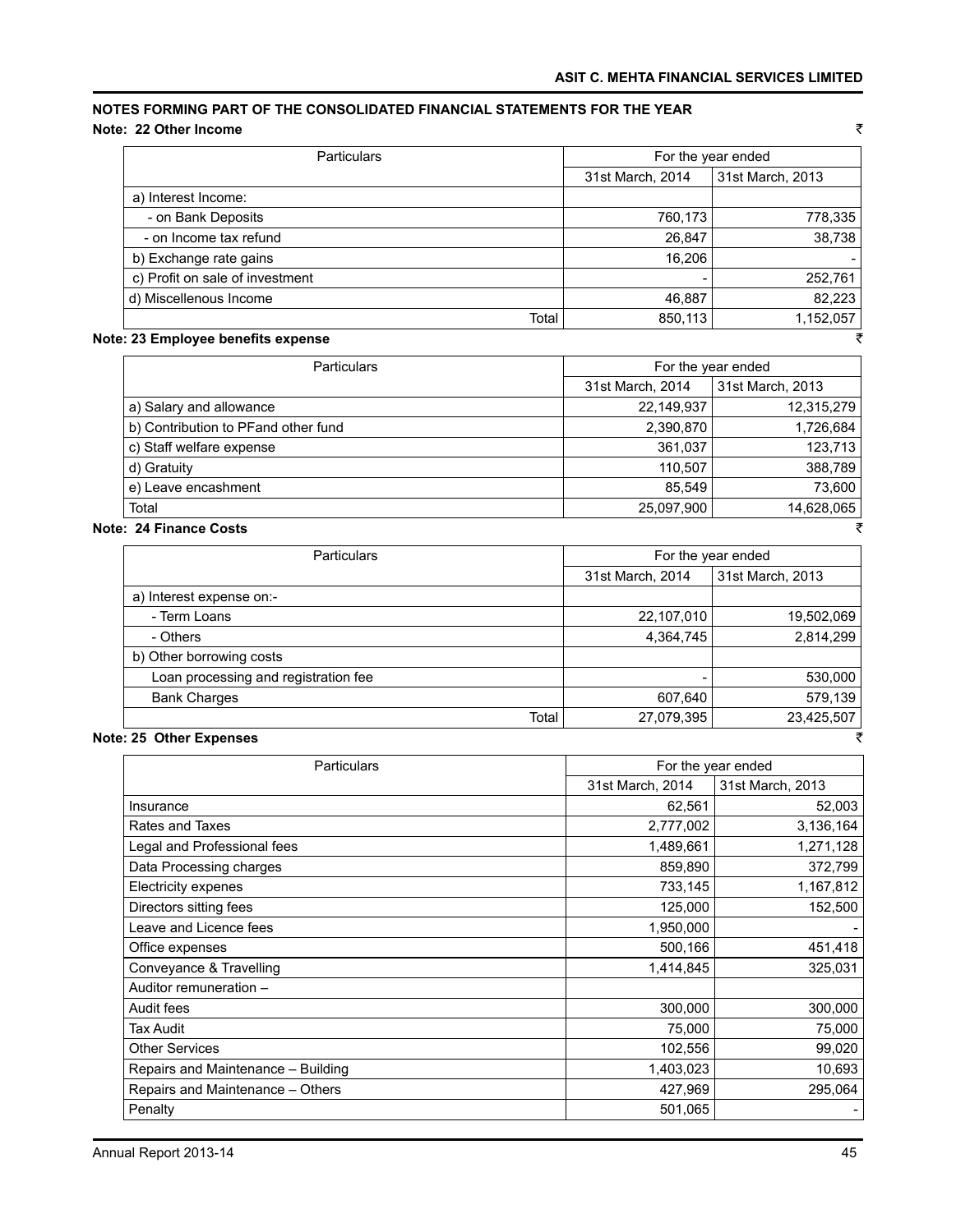## NOTES FORMING PART OF THE CONSOLIDATED FINANCIAL STATEMENTS FOR THE YEAR

### Note: 22 Other Income

₹

| Particulars | For the year ended | |
|---|---|---|
| | 31st March, 2014 | 31st March, 2013 |
| a) Interest Income: | | |
| - on Bank Deposits | 760,173 | 778,335 |
| - on Income tax refund | 26,847 | 38,738 |
| b) Exchange rate gains | 16,206 | - |
| c) Profit on sale of investment | - | 252,761 |
| d) Miscellenous Income | 46,887 | 82,223 |
| Total | 850,113 | 1,152,057 |

### Note: 23 Employee benefits expense

₹

| Particulars | For the year ended | |
|---|---|---|
| | 31st March, 2014 | 31st March, 2013 |
| a) Salary and allowance | 22,149,937 | 12,315,279 |
| b) Contribution to PFand other fund | 2,390,870 | 1,726,684 |
| c) Staff welfare expense | 361,037 | 123,713 |
| d) Gratuity | 110,507 | 388,789 |
| e) Leave encashment | 85,549 | 73,600 |
| Total | 25,097,900 | 14,628,065 |

### Note: 24 Finance Costs

₹

| Particulars | For the year ended | |
|---|---|---|
| | 31st March, 2014 | 31st March, 2013 |
| a) Interest expense on:- | | |
| - Term Loans | 22,107,010 | 19,502,069 |
| - Others | 4,364,745 | 2,814,299 |
| b) Other borrowing costs | | |
| Loan processing and registration fee | - | 530,000 |
| Bank Charges | 607,640 | 579,139 |
| Total | 27,079,395 | 23,425,507 |

### Note: 25 Other Expenses

₹

| Particulars | For the year ended | |
|---|---|---|
| | 31st March, 2014 | 31st March, 2013 |
| Insurance | 62,561 | 52,003 |
| Rates and Taxes | 2,777,002 | 3,136,164 |
| Legal and Professional fees | 1,489,661 | 1,271,128 |
| Data Processing charges | 859,890 | 372,799 |
| Electricity expenes | 733,145 | 1,167,812 |
| Directors sitting fees | 125,000 | 152,500 |
| Leave and Licence fees | 1,950,000 | - |
| Office expenses | 500,166 | 451,418 |
| Conveyance & Travelling | 1,414,845 | 325,031 |
| Auditor remuneration – | | |
| Audit fees | 300,000 | 300,000 |
| Tax Audit | 75,000 | 75,000 |
| Other Services | 102,556 | 99,020 |
| Repairs and Maintenance – Building | 1,403,023 | 10,693 |
| Repairs and Maintenance – Others | 427,969 | 295,064 |
| Penalty | 501,065 | - |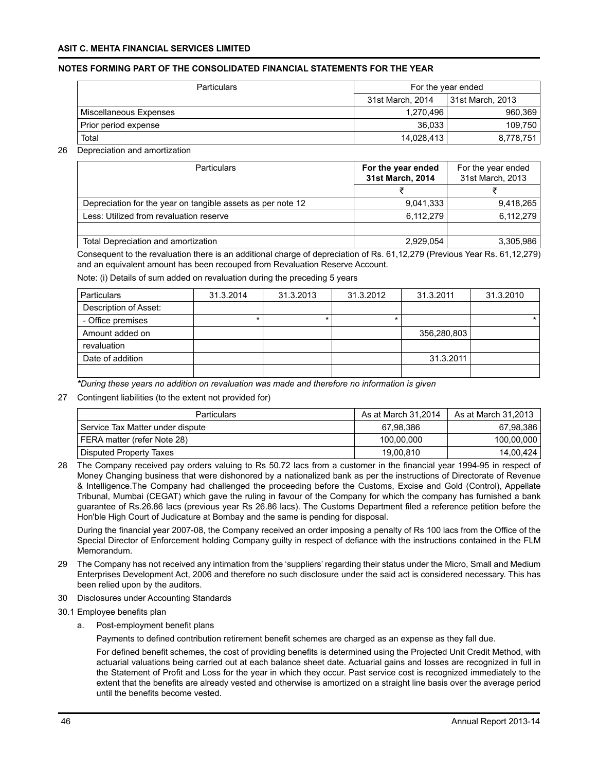## NOTES FORMING PART OF THE CONSOLIDATED FINANCIAL STATEMENTS FOR THE YEAR

| Particulars | For the year ended | |
|---|---|---|
| | 31st March, 2014 | 31st March, 2013 |
| Miscellaneous Expenses | 1,270,496 | 960,369 |
| Prior period expense | 36,033 | 109,750 |
| Total | 14,028,413 | 8,778,751 |

26 Depreciation and amortization

| Particulars | **For the year ended 31st March, 2014** | For the year ended 31st March, 2013 |
|---|---|---|
| | ₹ | ₹ |
| Depreciation for the year on tangible assets as per note 12 | 9,041,333 | 9,418,265 |
| Less: Utilized from revaluation reserve | 6,112,279 | 6,112,279 |
| | | |
| Total Depreciation and amortization | 2,929,054 | 3,305,986 |

Consequent to the revaluation there is an additional charge of depreciation of Rs. 61,12,279 (Previous Year Rs. 61,12,279) and an equivalent amount has been recouped from Revaluation Reserve Account.

Note: (i) Details of sum added on revaluation during the preceding 5 years

| Particulars | 31.3.2014 | 31.3.2013 | 31.3.2012 | 31.3.2011 | 31.3.2010 |
|---|---|---|---|---|---|
| Description of Asset: | | | | | |
| - Office premises | * | * | * | | * |
| Amount added on | | | | 356,280,803 | |
| revaluation | | | | | |
| Date of addition | | | | 31.3.2011 | |
| | | | | | |

*\*During these years no addition on revaluation was made and therefore no information is given*

27 Contingent liabilities (to the extent not provided for)

| Particulars | As at March 31,2014 | As at March 31,2013 |
|---|---|---|
| Service Tax Matter under dispute | 67,98,386 | 67,98,386 |
| FERA matter (refer Note 28) | 100,00,000 | 100,00,000 |
| Disputed Property Taxes | 19,00,810 | 14,00,424 |

28 The Company received pay orders valuing to Rs 50.72 lacs from a customer in the financial year 1994-95 in respect of Money Changing business that were dishonored by a nationalized bank as per the instructions of Directorate of Revenue & Intelligence.The Company had challenged the proceeding before the Customs, Excise and Gold (Control), Appellate Tribunal, Mumbai (CEGAT) which gave the ruling in favour of the Company for which the company has furnished a bank guarantee of Rs.26.86 lacs (previous year Rs 26.86 lacs). The Customs Department filed a reference petition before the Hon'ble High Court of Judicature at Bombay and the same is pending for disposal.

During the financial year 2007-08, the Company received an order imposing a penalty of Rs 100 lacs from the Office of the Special Director of Enforcement holding Company guilty in respect of defiance with the instructions contained in the FLM Memorandum.

29 The Company has not received any intimation from the 'suppliers' regarding their status under the Micro, Small and Medium Enterprises Development Act, 2006 and therefore no such disclosure under the said act is considered necessary. This has been relied upon by the auditors.

30 Disclosures under Accounting Standards

30.1 Employee benefits plan

a. Post-employment benefit plans

Payments to defined contribution retirement benefit schemes are charged as an expense as they fall due.

For defined benefit schemes, the cost of providing benefits is determined using the Projected Unit Credit Method, with actuarial valuations being carried out at each balance sheet date. Actuarial gains and losses are recognized in full in the Statement of Profit and Loss for the year in which they occur. Past service cost is recognized immediately to the extent that the benefits are already vested and otherwise is amortized on a straight line basis over the average period until the benefits become vested.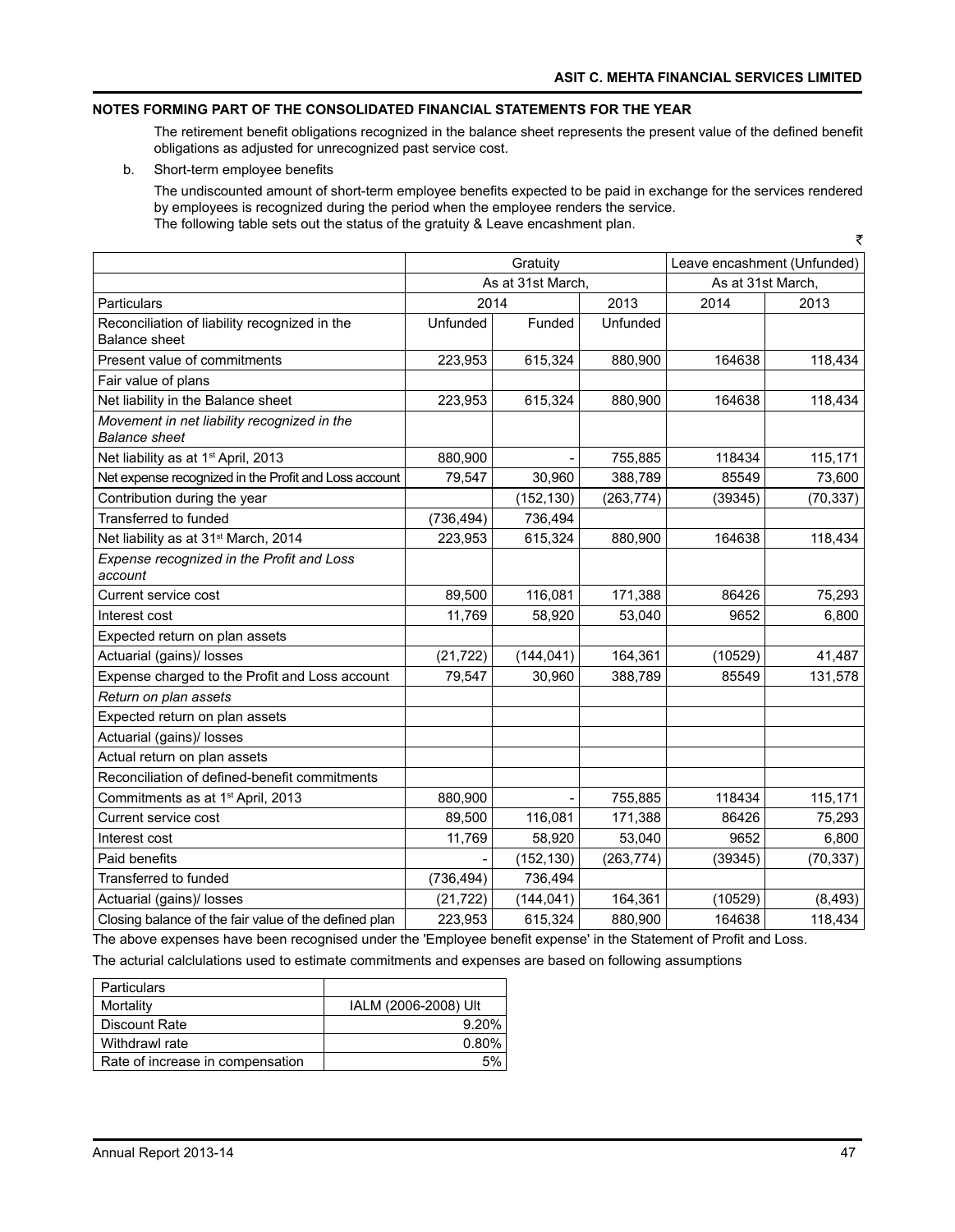**NOTES FORMING PART OF THE CONSOLIDATED FINANCIAL STATEMENTS FOR THE YEAR**

The retirement benefit obligations recognized in the balance sheet represents the present value of the defined benefit obligations as adjusted for unrecognized past service cost.

b. Short-term employee benefits

The undiscounted amount of short-term employee benefits expected to be paid in exchange for the services rendered by employees is recognized during the period when the employee renders the service.
The following table sets out the status of the gratuity & Leave encashment plan.

₹

| | Gratuity | | | Leave encashment (Unfunded) | |
|---|---|---|---|---|---|
| | As at 31st March, | | | As at 31st March, | |
| Particulars | 2014 | | 2013 | 2014 | 2013 |
| Reconciliation of liability recognized in the Balance sheet | Unfunded | Funded | Unfunded | | |
| Present value of commitments | 223,953 | 615,324 | 880,900 | 164638 | 118,434 |
| Fair value of plans | | | | | |
| Net liability in the Balance sheet | 223,953 | 615,324 | 880,900 | 164638 | 118,434 |
| *Movement in net liability recognized in the Balance sheet* | | | | | |
| Net liability as at 1st April, 2013 | 880,900 | - | 755,885 | 118434 | 115,171 |
| Net expense recognized in the Profit and Loss account | 79,547 | 30,960 | 388,789 | 85549 | 73,600 |
| Contribution during the year | | (152,130) | (263,774) | (39345) | (70,337) |
| Transferred to funded | (736,494) | 736,494 | | | |
| Net liability as at 31st March, 2014 | 223,953 | 615,324 | 880,900 | 164638 | 118,434 |
| *Expense recognized in the Profit and Loss account* | | | | | |
| Current service cost | 89,500 | 116,081 | 171,388 | 86426 | 75,293 |
| Interest cost | 11,769 | 58,920 | 53,040 | 9652 | 6,800 |
| Expected return on plan assets | | | | | |
| Actuarial (gains)/ losses | (21,722) | (144,041) | 164,361 | (10529) | 41,487 |
| Expense charged to the Profit and Loss account | 79,547 | 30,960 | 388,789 | 85549 | 131,578 |
| *Return on plan assets* | | | | | |
| Expected return on plan assets | | | | | |
| Actuarial (gains)/ losses | | | | | |
| Actual return on plan assets | | | | | |
| Reconciliation of defined-benefit commitments | | | | | |
| Commitments as at 1st April, 2013 | 880,900 | - | 755,885 | 118434 | 115,171 |
| Current service cost | 89,500 | 116,081 | 171,388 | 86426 | 75,293 |
| Interest cost | 11,769 | 58,920 | 53,040 | 9652 | 6,800 |
| Paid benefits | - | (152,130) | (263,774) | (39345) | (70,337) |
| Transferred to funded | (736,494) | 736,494 | | | |
| Actuarial (gains)/ losses | (21,722) | (144,041) | 164,361 | (10529) | (8,493) |
| Closing balance of the fair value of the defined plan | 223,953 | 615,324 | 880,900 | 164638 | 118,434 |

The above expenses have been recognised under the 'Employee benefit expense' in the Statement of Profit and Loss.

The acturial calclulations used to estimate commitments and expenses are based on following assumptions

| Particulars | |
|---|---|
| Mortality | IALM (2006-2008) Ult |
| Discount Rate | 9.20% |
| Withdrawl rate | 0.80% |
| Rate of increase in compensation | 5% |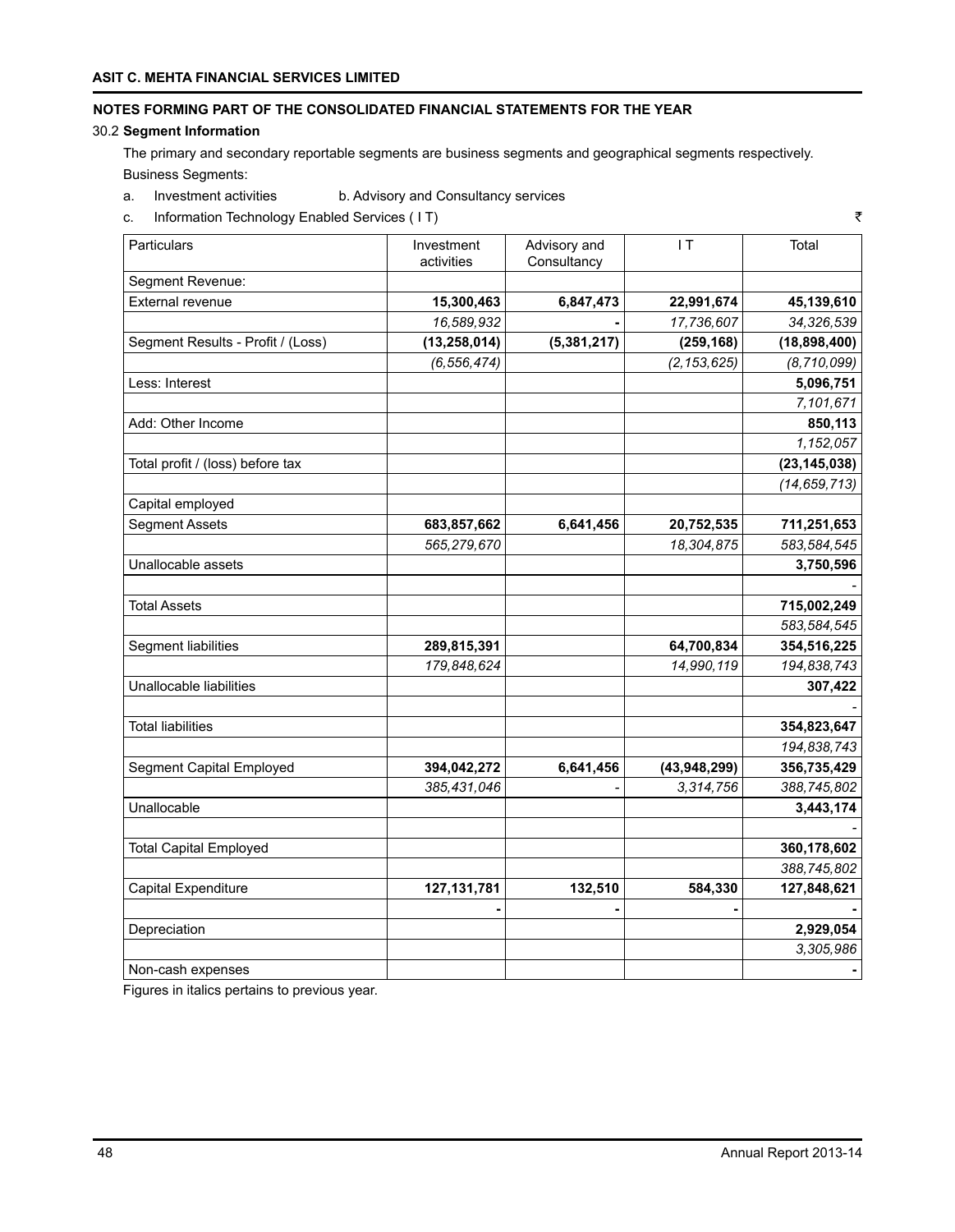### NOTES FORMING PART OF THE CONSOLIDATED FINANCIAL STATEMENTS FOR THE YEAR

30.2 **Segment Information**

The primary and secondary reportable segments are business segments and geographical segments respectively.

Business Segments:

a. Investment activities b. Advisory and Consultancy services

c. Information Technology Enabled Services ( I T)

₹

| Particulars | Investment activities | Advisory and Consultancy | I T | Total |
|---|---|---|---|---|
| Segment Revenue: | | | | |
| External revenue | **15,300,463** | **6,847,473** | **22,991,674** | **45,139,610** |
| | *16,589,932* | **-** | *17,736,607* | *34,326,539* |
| Segment Results - Profit / (Loss) | **(13,258,014)** | **(5,381,217)** | **(259,168)** | **(18,898,400)** |
| | *(6,556,474)* | | *(2,153,625)* | *(8,710,099)* |
| Less: Interest | | | | **5,096,751** |
| | | | | *7,101,671* |
| Add: Other Income | | | | **850,113** |
| | | | | *1,152,057* |
| Total profit / (loss) before tax | | | | **(23,145,038)** |
| | | | | *(14,659,713)* |
| Capital employed | | | | |
| Segment Assets | **683,857,662** | **6,641,456** | **20,752,535** | **711,251,653** |
| | *565,279,670* | | *18,304,875* | *583,584,545* |
| Unallocable assets | | | | **3,750,596** |
| | | | | - |
| Total Assets | | | | **715,002,249** |
| | | | | *583,584,545* |
| Segment liabilities | **289,815,391** | | **64,700,834** | **354,516,225** |
| | *179,848,624* | | *14,990,119* | *194,838,743* |
| Unallocable liabilities | | | | **307,422** |
| | | | | - |
| Total liabilities | | | | **354,823,647** |
| | | | | *194,838,743* |
| Segment Capital Employed | **394,042,272** | **6,641,456** | **(43,948,299)** | **356,735,429** |
| | *385,431,046* | - | *3,314,756* | *388,745,802* |
| Unallocable | | | | **3,443,174** |
| | | | | - |
| Total Capital Employed | | | | **360,178,602** |
| | | | | *388,745,802* |
| Capital Expenditure | **127,131,781** | **132,510** | **584,330** | **127,848,621** |
| | **-** | **-** | **-** | **-** |
| Depreciation | | | | **2,929,054** |
| | | | | *3,305,986* |
| Non-cash expenses | | | | **-** |

Figures in italics pertains to previous year.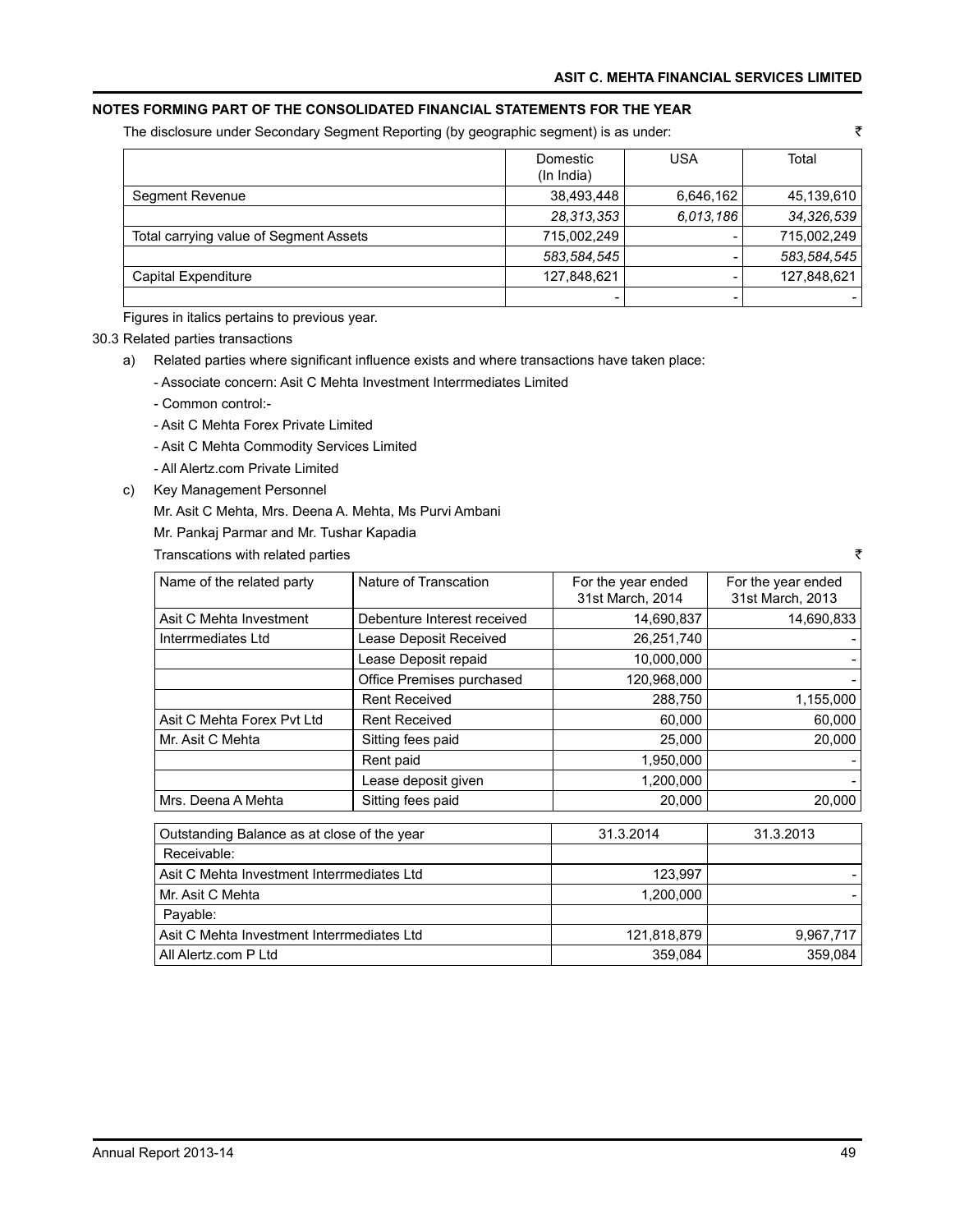## NOTES FORMING PART OF THE CONSOLIDATED FINANCIAL STATEMENTS FOR THE YEAR

The disclosure under Secondary Segment Reporting (by geographic segment) is as under: ₹

| | Domestic (In India) | USA | Total |
|---|---|---|---|
| Segment Revenue | 38,493,448 | 6,646,162 | 45,139,610 |
| | *28,313,353* | *6,013,186* | *34,326,539* |
| Total carrying value of Segment Assets | 715,002,249 | - | 715,002,249 |
| | *583,584,545* | - | *583,584,545* |
| Capital Expenditure | 127,848,621 | - | 127,848,621 |
| | - | - | - |

Figures in italics pertains to previous year.

30.3 Related parties transactions

a) Related parties where significant influence exists and where transactions have taken place:

- Associate concern: Asit C Mehta Investment Interrmediates Limited
- Common control:-
- Asit C Mehta Forex Private Limited
- Asit C Mehta Commodity Services Limited
- All Alertz.com Private Limited

c) Key Management Personnel

Mr. Asit C Mehta, Mrs. Deena A. Mehta, Ms Purvi Ambani

Mr. Pankaj Parmar and Mr. Tushar Kapadia

Transcations with related parties ₹

| Name of the related party | Nature of Transcation | For the year ended 31st March, 2014 | For the year ended 31st March, 2013 |
|---|---|---|---|
| Asit C Mehta Investment | Debenture Interest received | 14,690,837 | 14,690,833 |
| Interrmediates Ltd | Lease Deposit Received | 26,251,740 | - |
| | Lease Deposit repaid | 10,000,000 | - |
| | Office Premises purchased | 120,968,000 | - |
| | Rent Received | 288,750 | 1,155,000 |
| Asit C Mehta Forex Pvt Ltd | Rent Received | 60,000 | 60,000 |
| Mr. Asit C Mehta | Sitting fees paid | 25,000 | 20,000 |
| | Rent paid | 1,950,000 | - |
| | Lease deposit given | 1,200,000 | - |
| Mrs. Deena A Mehta | Sitting fees paid | 20,000 | 20,000 |

| Outstanding Balance as at close of the year | 31.3.2014 | 31.3.2013 |
|---|---|---|
| Receivable: | | |
| Asit C Mehta Investment Interrmediates Ltd | 123,997 | - |
| Mr. Asit C Mehta | 1,200,000 | - |
| Payable: | | |
| Asit C Mehta Investment Interrmediates Ltd | 121,818,879 | 9,967,717 |
| All Alertz.com P Ltd | 359,084 | 359,084 |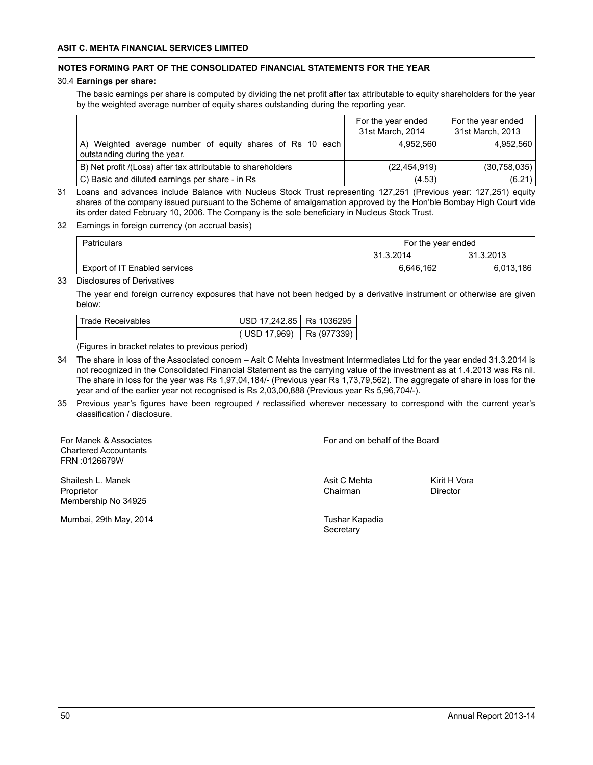## NOTES FORMING PART OF THE CONSOLIDATED FINANCIAL STATEMENTS FOR THE YEAR

30.4 **Earnings per share:**

The basic earnings per share is computed by dividing the net profit after tax attributable to equity shareholders for the year by the weighted average number of equity shares outstanding during the reporting year.

| | For the year ended 31st March, 2014 | For the year ended 31st March, 2013 |
|---|---|---|
| A) Weighted average number of equity shares of Rs 10 each outstanding during the year. | 4,952,560 | 4,952,560 |
| B) Net profit /(Loss) after tax attributable to shareholders | (22,454,919) | (30,758,035) |
| C) Basic and diluted earnings per share - in Rs | (4.53) | (6.21) |

31 Loans and advances include Balance with Nucleus Stock Trust representing 127,251 (Previous year: 127,251) equity shares of the company issued pursuant to the Scheme of amalgamation approved by the Hon'ble Bombay High Court vide its order dated February 10, 2006. The Company is the sole beneficiary in Nucleus Stock Trust.

32 Earnings in foreign currency (on accrual basis)

| Patriculars | For the year ended | |
|---|---|---|
| | 31.3.2014 | 31.3.2013 |
| Export of IT Enabled services | 6,646,162 | 6,013,186 |

33 Disclosures of Derivatives

The year end foreign currency exposures that have not been hedged by a derivative instrument or otherwise are given below:

| Trade Receivables | | USD 17,242.85 | Rs 1036295 |
|---|---|---|---|
| | | ( USD 17,969) | Rs (977339) |

(Figures in bracket relates to previous period)

34 The share in loss of the Associated concern – Asit C Mehta Investment Interrmediates Ltd for the year ended 31.3.2014 is not recognized in the Consolidated Financial Statement as the carrying value of the investment as at 1.4.2013 was Rs nil. The share in loss for the year was Rs 1,97,04,184/- (Previous year Rs 1,73,79,562). The aggregate of share in loss for the year and of the earlier year not recognised is Rs 2,03,00,888 (Previous year Rs 5,96,704/-).

35 Previous year's figures have been regrouped / reclassified wherever necessary to correspond with the current year's classification / disclosure.

For Manek & Associates
Chartered Accountants
FRN :0126679W

Shailesh L. Manek
Proprietor
Membership No 34925

Mumbai, 29th May, 2014

For and on behalf of the Board

Asit C Mehta
Chairman

Kirit H Vora
Director

Tushar Kapadia
Secretary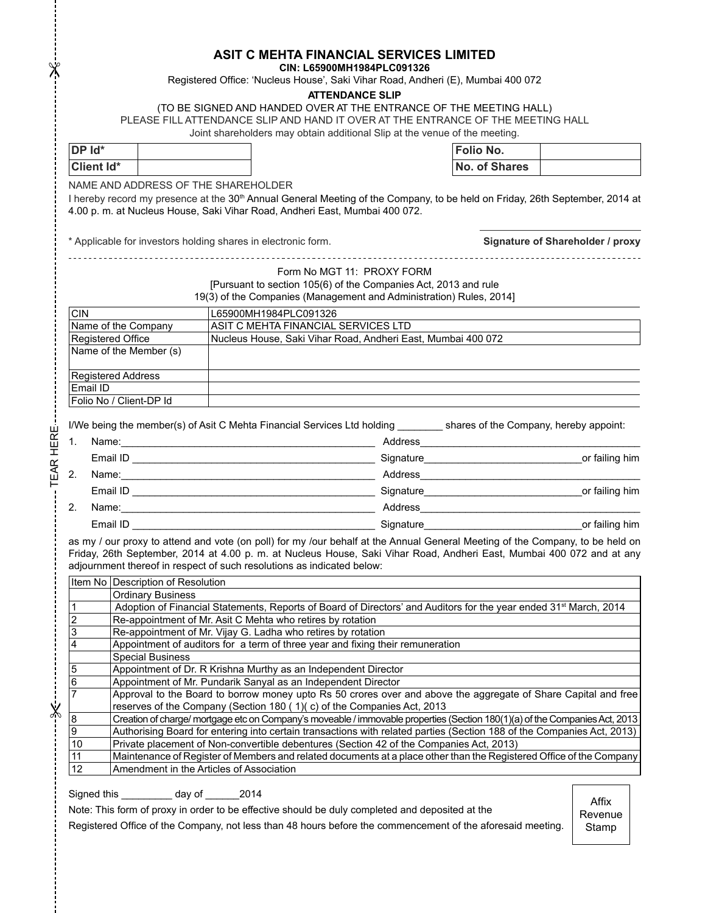# ASIT C MEHTA FINANCIAL SERVICES LIMITED

**CIN: L65900MH1984PLC091326**

Registered Office: 'Nucleus House', Saki Vihar Road, Andheri (E), Mumbai 400 072

**ATTENDANCE SLIP**

(TO BE SIGNED AND HANDED OVER AT THE ENTRANCE OF THE MEETING HALL)

PLEASE FILL ATTENDANCE SLIP AND HAND IT OVER AT THE ENTRANCE OF THE MEETING HALL

Joint shareholders may obtain additional Slip at the venue of the meeting.

| **DP Id*** | | | **Folio No.** | |
|---|---|---|---|---|
| **Client Id*** | | | **No. of Shares** | |

NAME AND ADDRESS OF THE SHAREHOLDER

I hereby record my presence at the 30th Annual General Meeting of the Company, to be held on Friday, 26th September, 2014 at 4.00 p. m. at Nucleus House, Saki Vihar Road, Andheri East, Mumbai 400 072.

* Applicable for investors holding shares in electronic form.

**Signature of Shareholder / proxy**

---

Form No MGT 11: PROXY FORM

[Pursuant to section 105(6) of the Companies Act, 2013 and rule 19(3) of the Companies (Management and Administration) Rules, 2014]

| CIN | L65900MH1984PLC091326 |
|---|---|
| Name of the Company | ASIT C MEHTA FINANCIAL SERVICES LTD |
| Registered Office | Nucleus House, Saki Vihar Road, Andheri East, Mumbai 400 072 |
| Name of the Member (s) | |
| Registered Address | |
| Email ID | |
| Folio No / Client-DP Id | |

I/We being the member(s) of Asit C Mehta Financial Services Ltd holding ________ shares of the Company, hereby appoint:

1. Name:____________________________________________ Address_______________________________________
   Email ID ___________________________________________ Signature___________________________or failing him
2. Name:____________________________________________ Address_______________________________________
   Email ID ___________________________________________ Signature___________________________or failing him
2. Name:____________________________________________ Address_______________________________________
   Email ID ___________________________________________ Signature___________________________or failing him

as my / our proxy to attend and vote (on poll) for my /our behalf at the Annual General Meeting of the Company, to be held on Friday, 26th September, 2014 at 4.00 p. m. at Nucleus House, Saki Vihar Road, Andheri East, Mumbai 400 072 and at any adjournment thereof in respect of such resolutions as indicated below:

| Item No | Description of Resolution |
|---|---|
| | Ordinary Business |
| 1 | Adoption of Financial Statements, Reports of Board of Directors' and Auditors for the year ended 31st March, 2014 |
| 2 | Re-appointment of Mr. Asit C Mehta who retires by rotation |
| 3 | Re-appointment of Mr. Vijay G. Ladha who retires by rotation |
| 4 | Appointment of auditors for a term of three year and fixing their remuneration |
| | Special Business |
| 5 | Appointment of Dr. R Krishna Murthy as an Independent Director |
| 6 | Appointment of Mr. Pundarik Sanyal as an Independent Director |
| 7 | Approval to the Board to borrow money upto Rs 50 crores over and above the aggregate of Share Capital and free reserves of the Company (Section 180 ( 1)( c) of the Companies Act, 2013 |
| 8 | Creation of charge/ mortgage etc on Company's moveable / immovable properties (Section 180(1)(a) of the Companies Act, 2013 |
| 9 | Authorising Board for entering into certain transactions with related parties (Section 188 of the Companies Act, 2013) |
| 10 | Private placement of Non-convertible debentures (Section 42 of the Companies Act, 2013) |
| 11 | Maintenance of Register of Members and related documents at a place other than the Registered Office of the Company |
| 12 | Amendment in the Articles of Association |

Signed this _________ day of ______2014

Note: This form of proxy in order to be effective should be duly completed and deposited at the Registered Office of the Company, not less than 48 hours before the commencement of the aforesaid meeting.

Affix Revenue Stamp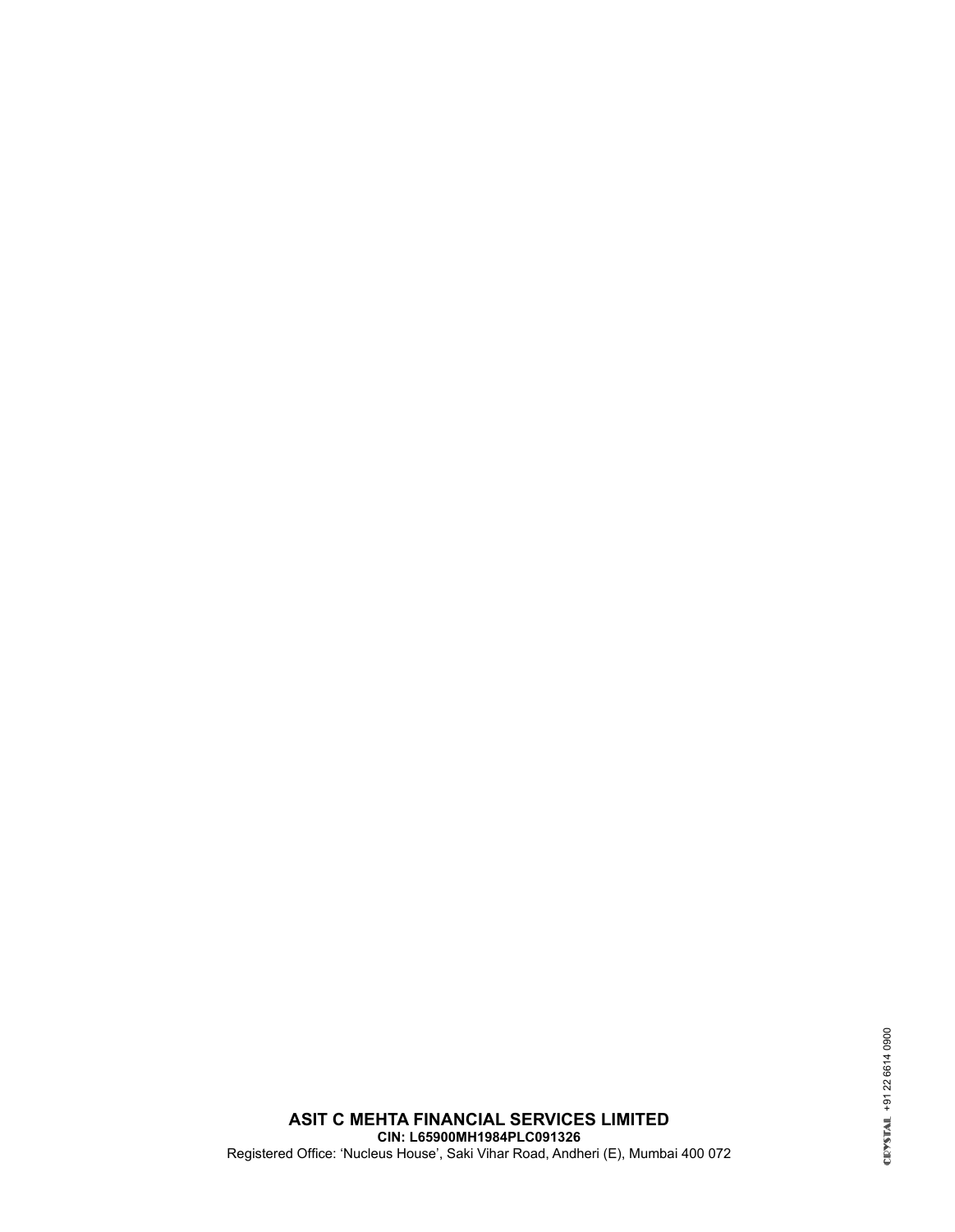**ASIT C MEHTA FINANCIAL SERVICES LIMITED**

**CIN: L65900MH1984PLC091326**

Registered Office: 'Nucleus House', Saki Vihar Road, Andheri (E), Mumbai 400 072

CRYSTAL +91 22 6614 0900